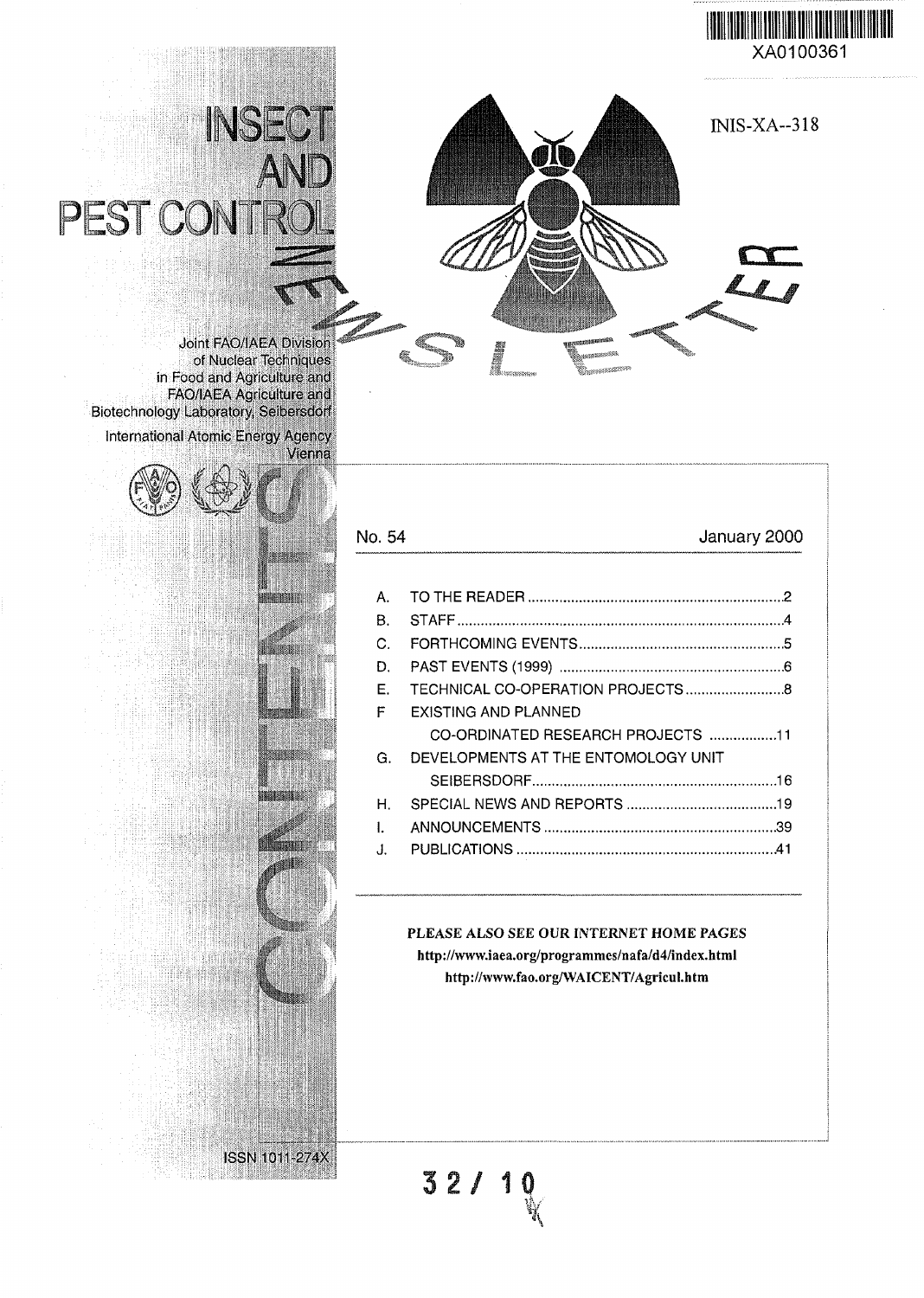XA0100361

INIS-XA--318

# INSECT AND PEST CONTROL NEWSLETTER

Joint FAO/IAEA Division of Nuclear Techniques in Food and Agriculture and FAO/IAEA Agriculture and Biotechnology Laboratory, Seibersdorf

International Atomic Energy Agency Vienna

No. 54 January 2000

## CONTENTS

| | | |
|---|---|---|
| A. | TO THE READER | 2 |
| B. | STAFF | 4 |
| C. | FORTHCOMING EVENTS | 5 |
| D. | PAST EVENTS (1999) | 6 |
| E. | TECHNICAL CO-OPERATION PROJECTS | 8 |
| F | EXISTING AND PLANNED CO-ORDINATED RESEARCH PROJECTS | 11 |
| G. | DEVELOPMENTS AT THE ENTOMOLOGY UNIT SEIBERSDORF | 16 |
| H. | SPECIAL NEWS AND REPORTS | 19 |
| I. | ANNOUNCEMENTS | 39 |
| J. | PUBLICATIONS | 41 |

**PLEASE ALSO SEE OUR INTERNET HOME PAGES**

**http://www.iaea.org/programmes/nafa/d4/index.html**

**http://www.fao.org/WAICENT/Agricul.htm**

ISSN 1011-274X

32/ 10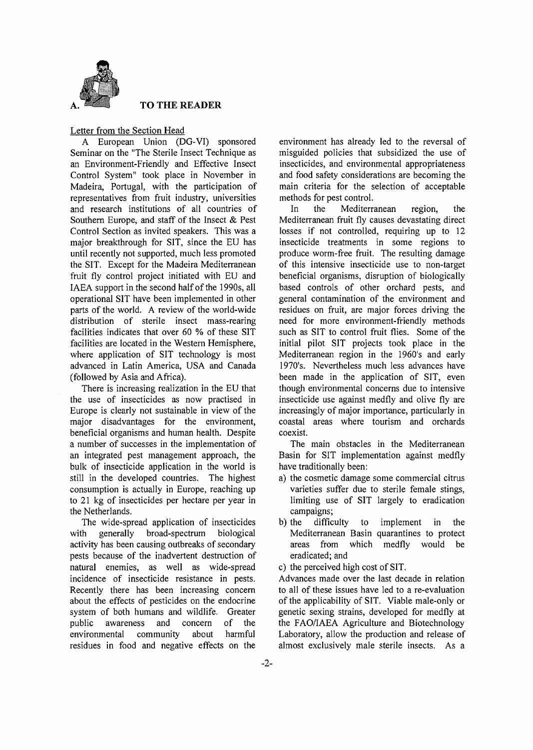## A. TO THE READER

Letter from the Section Head

A European Union (DG-VI) sponsored Seminar on the "The Sterile Insect Technique as an Environment-Friendly and Effective Insect Control System" took place in November in Madeira, Portugal, with the participation of representatives from fruit industry, universities and research institutions of all countries of Southern Europe, and staff of the Insect & Pest Control Section as invited speakers. This was a major breakthrough for SIT, since the EU has until recently not supported, much less promoted the SIT. Except for the Madeira Mediterranean fruit fly control project initiated with EU and IAEA support in the second half of the 1990s, all operational SIT have been implemented in other parts of the world. A review of the world-wide distribution of sterile insect mass-rearing facilities indicates that over 60 % of these SIT facilities are located in the Western Hemisphere, where application of SIT technology is most advanced in Latin America, USA and Canada (followed by Asia and Africa).

There is increasing realization in the EU that the use of insecticides as now practised in Europe is clearly not sustainable in view of the major disadvantages for the environment, beneficial organisms and human health. Despite a number of successes in the implementation of an integrated pest management approach, the bulk of insecticide application in the world is still in the developed countries. The highest consumption is actually in Europe, reaching up to 21 kg of insecticides per hectare per year in the Netherlands.

The wide-spread application of insecticides with generally broad-spectrum biological activity has been causing outbreaks of secondary pests because of the inadvertent destruction of natural enemies, as well as wide-spread incidence of insecticide resistance in pests. Recently there has been increasing concern about the effects of pesticides on the endocrine system of both humans and wildlife. Greater public awareness and concern of the environmental community about harmful residues in food and negative effects on the environment has already led to the reversal of misguided policies that subsidized the use of insecticides, and environmental appropriateness and food safety considerations are becoming the main criteria for the selection of acceptable methods for pest control.

In the Mediterranean region, the Mediterranean fruit fly causes devastating direct losses if not controlled, requiring up to 12 insecticide treatments in some regions to produce worm-free fruit. The resulting damage of this intensive insecticide use to non-target beneficial organisms, disruption of biologically based controls of other orchard pests, and general contamination of the environment and residues on fruit, are major forces driving the need for more environment-friendly methods such as SIT to control fruit flies. Some of the initial pilot SIT projects took place in the Mediterranean region in the 1960's and early 1970's. Nevertheless much less advances have been made in the application of SIT, even though environmental concerns due to intensive insecticide use against medfly and olive fly are increasingly of major importance, particularly in coastal areas where tourism and orchards coexist.

The main obstacles in the Mediterranean Basin for SIT implementation against medfly have traditionally been:

a) the cosmetic damage some commercial citrus varieties suffer due to sterile female stings, limiting use of SIT largely to eradication campaigns;
b) the difficulty to implement in the Mediterranean Basin quarantines to protect areas from which medfly would be eradicated; and
c) the perceived high cost of SIT.

Advances made over the last decade in relation to all of these issues have led to a re-evaluation of the applicability of SIT. Viable male-only or genetic sexing strains, developed for medfly at the FAO/IAEA Agriculture and Biotechnology Laboratory, allow the production and release of almost exclusively male sterile insects. As a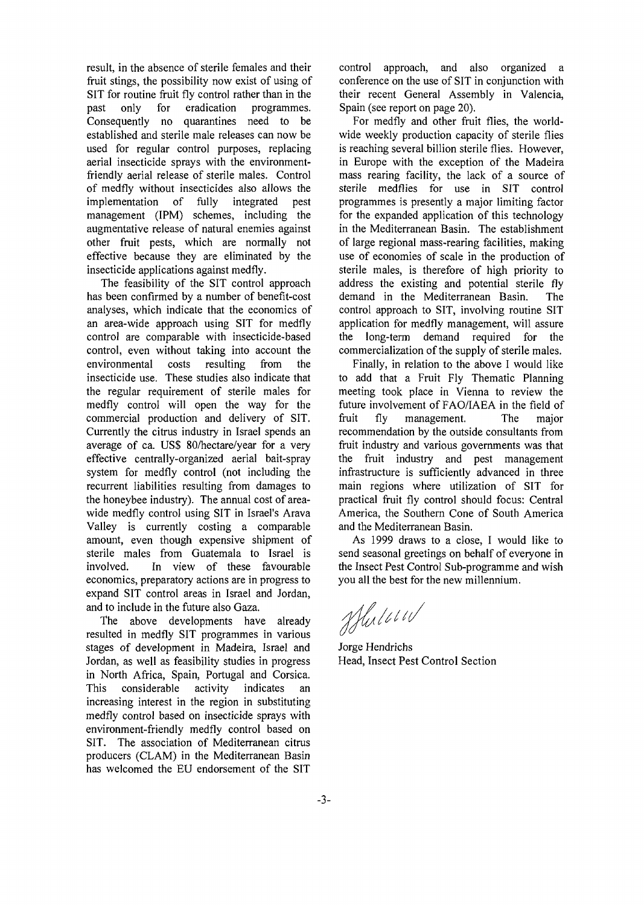result, in the absence of sterile females and their fruit stings, the possibility now exist of using of SIT for routine fruit fly control rather than in the past only for eradication programmes. Consequently no quarantines need to be established and sterile male releases can now be used for regular control purposes, replacing aerial insecticide sprays with the environment-friendly aerial release of sterile males. Control of medfly without insecticides also allows the implementation of fully integrated pest management (IPM) schemes, including the augmentative release of natural enemies against other fruit pests, which are normally not effective because they are eliminated by the insecticide applications against medfly.

The feasibility of the SIT control approach has been confirmed by a number of benefit-cost analyses, which indicate that the economics of an area-wide approach using SIT for medfly control are comparable with insecticide-based control, even without taking into account the environmental costs resulting from the insecticide use. These studies also indicate that the regular requirement of sterile males for medfly control will open the way for the commercial production and delivery of SIT. Currently the citrus industry in Israel spends an average of ca. US$ 80/hectare/year for a very effective centrally-organized aerial bait-spray system for medfly control (not including the recurrent liabilities resulting from damages to the honeybee industry). The annual cost of area-wide medfly control using SIT in Israel's Arava Valley is currently costing a comparable amount, even though expensive shipment of sterile males from Guatemala to Israel is involved. In view of these favourable economics, preparatory actions are in progress to expand SIT control areas in Israel and Jordan, and to include in the future also Gaza.

The above developments have already resulted in medfly SIT programmes in various stages of development in Madeira, Israel and Jordan, as well as feasibility studies in progress in North Africa, Spain, Portugal and Corsica. This considerable activity indicates an increasing interest in the region in substituting medfly control based on insecticide sprays with environment-friendly medfly control based on SIT. The association of Mediterranean citrus producers (CLAM) in the Mediterranean Basin has welcomed the EU endorsement of the SIT control approach, and also organized a conference on the use of SIT in conjunction with their recent General Assembly in Valencia, Spain (see report on page 20).

For medfly and other fruit flies, the world-wide weekly production capacity of sterile flies is reaching several billion sterile flies. However, in Europe with the exception of the Madeira mass rearing facility, the lack of a source of sterile medflies for use in SIT control programmes is presently a major limiting factor for the expanded application of this technology in the Mediterranean Basin. The establishment of large regional mass-rearing facilities, making use of economies of scale in the production of sterile males, is therefore of high priority to address the existing and potential sterile fly demand in the Mediterranean Basin. The control approach to SIT, involving routine SIT application for medfly management, will assure the long-term demand required for the commercialization of the supply of sterile males.

Finally, in relation to the above I would like to add that a Fruit Fly Thematic Planning meeting took place in Vienna to review the future involvement of FAO/IAEA in the field of fruit fly management. The major recommendation by the outside consultants from fruit industry and various governments was that the fruit industry and pest management infrastructure is sufficiently advanced in three main regions where utilization of SIT for practical fruit fly control should focus: Central America, the Southern Cone of South America and the Mediterranean Basin.

As 1999 draws to a close, I would like to send seasonal greetings on behalf of everyone in the Insect Pest Control Sub-programme and wish you all the best for the new millennium.

Jorge Hendrichs
Head, Insect Pest Control Section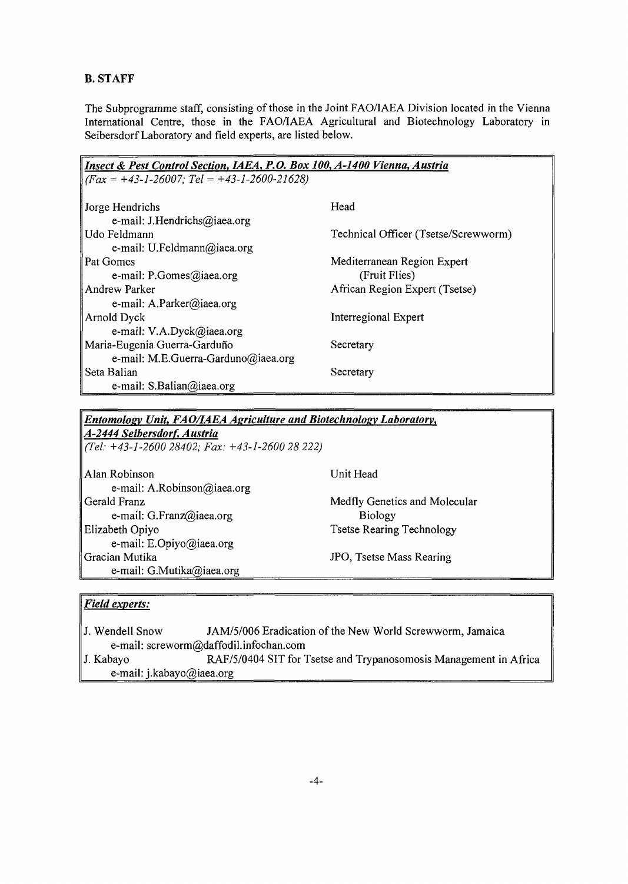## B. STAFF

The Subprogramme staff, consisting of those in the Joint FAO/IAEA Division located in the Vienna International Centre, those in the FAO/IAEA Agricultural and Biotechnology Laboratory in Seibersdorf Laboratory and field experts, are listed below.

***Insect & Pest Control Section, IAEA, P.O. Box 100, A-1400 Vienna, Austria***
*(Fax = +43-1-26007; Tel = +43-1-2600-21628)*

| Name | Position |
|---|---|
| Jorge Hendrichs<br>e-mail: J.Hendrichs@iaea.org | Head |
| Udo Feldmann<br>e-mail: U.Feldmann@iaea.org | Technical Officer (Tsetse/Screwworm) |
| Pat Gomes<br>e-mail: P.Gomes@iaea.org | Mediterranean Region Expert (Fruit Flies) |
| Andrew Parker<br>e-mail: A.Parker@iaea.org | African Region Expert (Tsetse) |
| Arnold Dyck<br>e-mail: V.A.Dyck@iaea.org | Interregional Expert |
| Maria-Eugenia Guerra-Garduño<br>e-mail: M.E.Guerra-Garduno@iaea.org | Secretary |
| Seta Balian<br>e-mail: S.Balian@iaea.org | Secretary |

***Entomology Unit, FAO/IAEA Agriculture and Biotechnology Laboratory, A-2444 Seibersdorf, Austria***
*(Tel: +43-1-2600 28402; Fax: +43-1-2600 28 222)*

| Name | Position |
|---|---|
| Alan Robinson<br>e-mail: A.Robinson@iaea.org | Unit Head |
| Gerald Franz<br>e-mail: G.Franz@iaea.org | Medfly Genetics and Molecular Biology |
| Elizabeth Opiyo<br>e-mail: E.Opiyo@iaea.org | Tsetse Rearing Technology |
| Gracian Mutika<br>e-mail: G.Mutika@iaea.org | JPO, Tsetse Mass Rearing |

***Field experts:***

| Name | Project |
|---|---|
| J. Wendell Snow<br>e-mail: screworm@daffodil.infochan.com | JAM/5/006 Eradication of the New World Screwworm, Jamaica |
| J. Kabayo<br>e-mail: j.kabayo@iaea.org | RAF/5/0404 SIT for Tsetse and Trypanosomosis Management in Africa |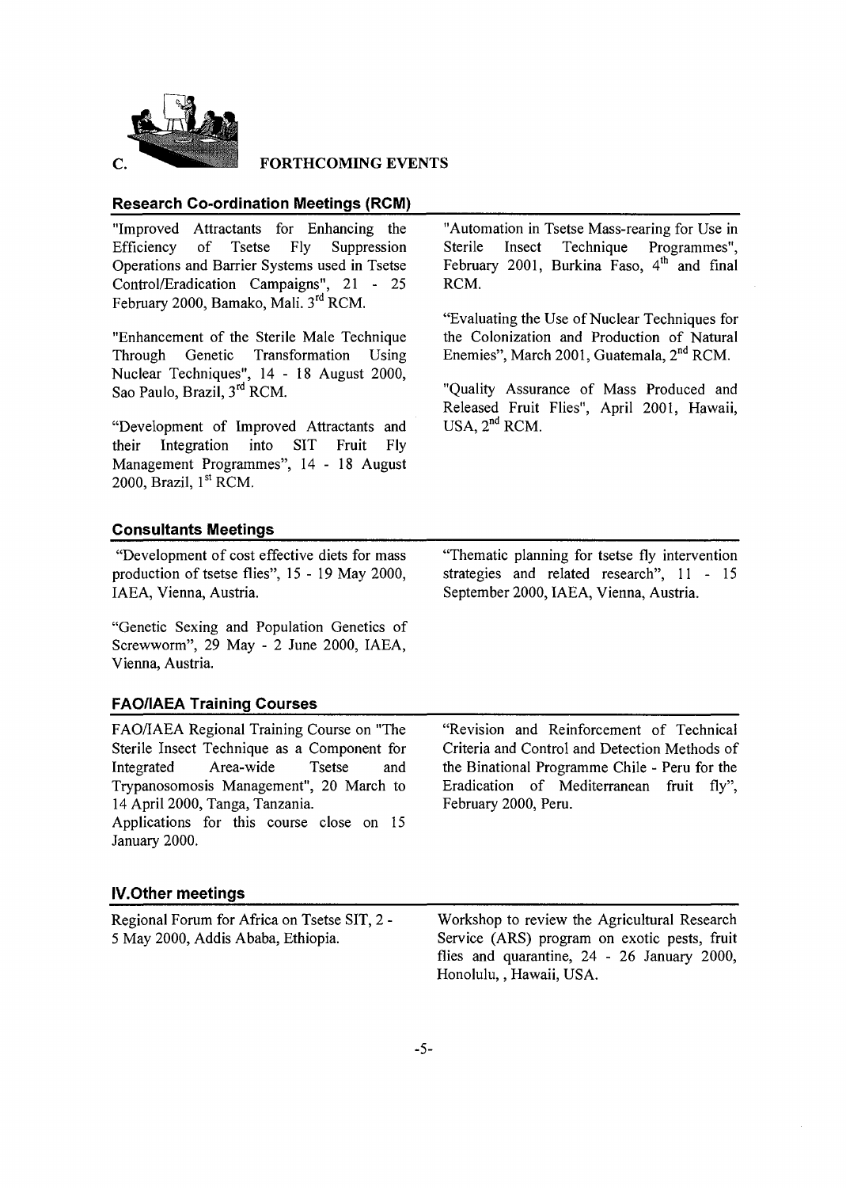## C. FORTHCOMING EVENTS

### Research Co-ordination Meetings (RCM)

"Improved Attractants for Enhancing the Efficiency of Tsetse Fly Suppression Operations and Barrier Systems used in Tsetse Control/Eradication Campaigns", 21 - 25 February 2000, Bamako, Mali. 3rd RCM.

"Enhancement of the Sterile Male Technique Through Genetic Transformation Using Nuclear Techniques", 14 - 18 August 2000, Sao Paulo, Brazil, 3rd RCM.

"Development of Improved Attractants and their Integration into SIT Fruit Fly Management Programmes", 14 - 18 August 2000, Brazil, 1st RCM.

"Automation in Tsetse Mass-rearing for Use in Sterile Insect Technique Programmes", February 2001, Burkina Faso, 4th and final RCM.

"Evaluating the Use of Nuclear Techniques for the Colonization and Production of Natural Enemies", March 2001, Guatemala, 2nd RCM.

"Quality Assurance of Mass Produced and Released Fruit Flies", April 2001, Hawaii, USA, 2nd RCM.

### Consultants Meetings

"Development of cost effective diets for mass production of tsetse flies", 15 - 19 May 2000, IAEA, Vienna, Austria.

"Genetic Sexing and Population Genetics of Screwworm", 29 May - 2 June 2000, IAEA, Vienna, Austria.

"Thematic planning for tsetse fly intervention strategies and related research", 11 - 15 September 2000, IAEA, Vienna, Austria.

### FAO/IAEA Training Courses

FAO/IAEA Regional Training Course on "The Sterile Insect Technique as a Component for Integrated Area-wide Tsetse and Trypanosomosis Management", 20 March to 14 April 2000, Tanga, Tanzania.
Applications for this course close on 15 January 2000.

"Revision and Reinforcement of Technical Criteria and Control and Detection Methods of the Binational Programme Chile - Peru for the Eradication of Mediterranean fruit fly", February 2000, Peru.

### IV.Other meetings

Regional Forum for Africa on Tsetse SIT, 2 - 5 May 2000, Addis Ababa, Ethiopia.

Workshop to review the Agricultural Research Service (ARS) program on exotic pests, fruit flies and quarantine, 24 - 26 January 2000, Honolulu, , Hawaii, USA.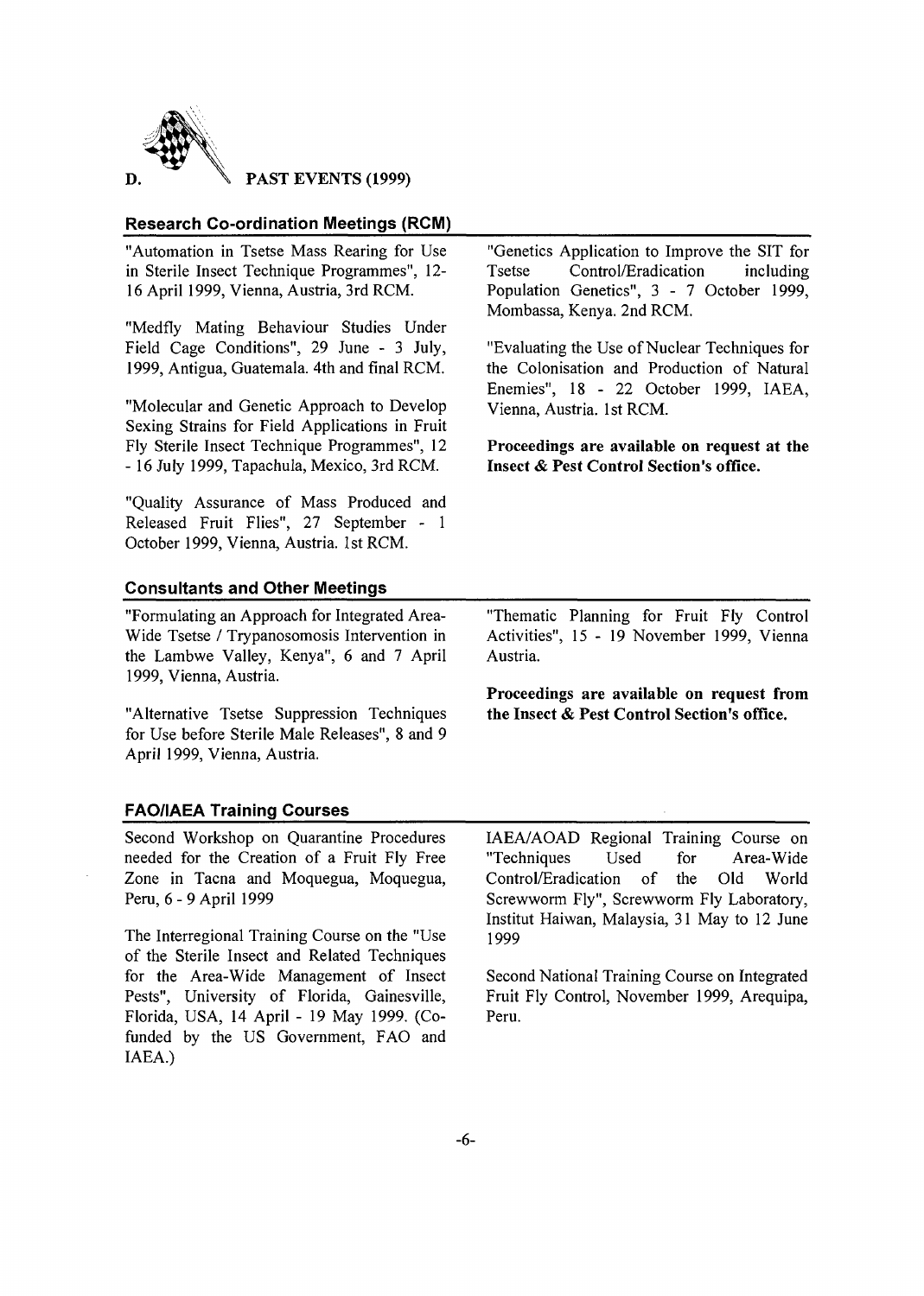# D. PAST EVENTS (1999)

## Research Co-ordination Meetings (RCM)

"Automation in Tsetse Mass Rearing for Use in Sterile Insect Technique Programmes", 12-16 April 1999, Vienna, Austria, 3rd RCM.

"Medfly Mating Behaviour Studies Under Field Cage Conditions", 29 June - 3 July, 1999, Antigua, Guatemala. 4th and final RCM.

"Molecular and Genetic Approach to Develop Sexing Strains for Field Applications in Fruit Fly Sterile Insect Technique Programmes", 12 - 16 July 1999, Tapachula, Mexico, 3rd RCM.

"Quality Assurance of Mass Produced and Released Fruit Flies", 27 September - 1 October 1999, Vienna, Austria. 1st RCM.

"Genetics Application to Improve the SIT for Tsetse Control/Eradication including Population Genetics", 3 - 7 October 1999, Mombassa, Kenya. 2nd RCM.

"Evaluating the Use of Nuclear Techniques for the Colonisation and Production of Natural Enemies", 18 - 22 October 1999, IAEA, Vienna, Austria. 1st RCM.

**Proceedings are available on request at the Insect & Pest Control Section's office.**

## Consultants and Other Meetings

"Formulating an Approach for Integrated Area-Wide Tsetse / Trypanosomosis Intervention in the Lambwe Valley, Kenya", 6 and 7 April 1999, Vienna, Austria.

"Alternative Tsetse Suppression Techniques for Use before Sterile Male Releases", 8 and 9 April 1999, Vienna, Austria.

"Thematic Planning for Fruit Fly Control Activities", 15 - 19 November 1999, Vienna Austria.

**Proceedings are available on request from the Insect & Pest Control Section's office.**

## FAO/IAEA Training Courses

Second Workshop on Quarantine Procedures needed for the Creation of a Fruit Fly Free Zone in Tacna and Moquegua, Moquegua, Peru, 6 - 9 April 1999

The Interregional Training Course on the "Use of the Sterile Insect and Related Techniques for the Area-Wide Management of Insect Pests", University of Florida, Gainesville, Florida, USA, 14 April - 19 May 1999. (Co-funded by the US Government, FAO and IAEA.)

IAEA/AOAD Regional Training Course on "Techniques Used for Area-Wide Control/Eradication of the Old World Screwworm Fly", Screwworm Fly Laboratory, Institut Haiwan, Malaysia, 31 May to 12 June 1999

Second National Training Course on Integrated Fruit Fly Control, November 1999, Arequipa, Peru.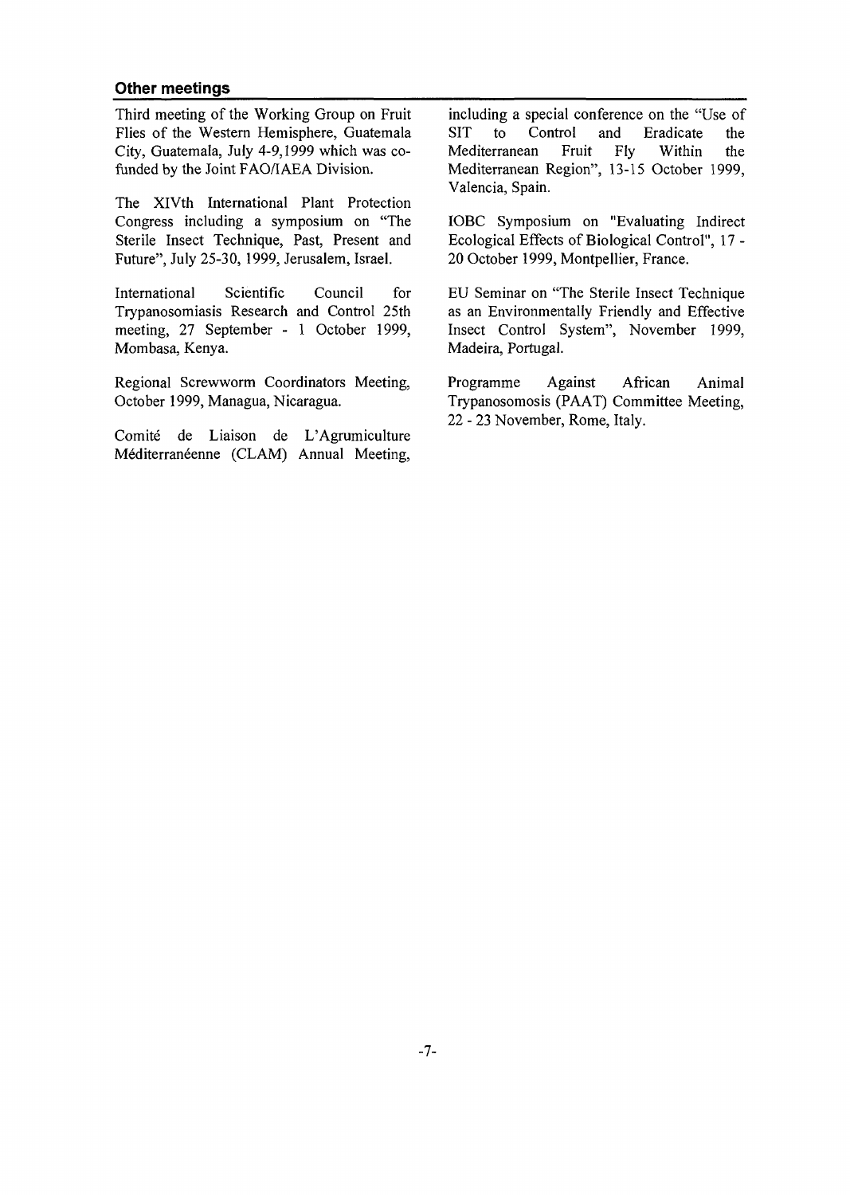### Other meetings

Third meeting of the Working Group on Fruit Flies of the Western Hemisphere, Guatemala City, Guatemala, July 4-9,1999 which was co-funded by the Joint FAO/IAEA Division.

The XIVth International Plant Protection Congress including a symposium on "The Sterile Insect Technique, Past, Present and Future", July 25-30, 1999, Jerusalem, Israel.

International Scientific Council for Trypanosomiasis Research and Control 25th meeting, 27 September - 1 October 1999, Mombasa, Kenya.

Regional Screwworm Coordinators Meeting, October 1999, Managua, Nicaragua.

Comité de Liaison de L'Agrumiculture Méditerranéenne (CLAM) Annual Meeting, including a special conference on the "Use of SIT to Control and Eradicate the Mediterranean Fruit Fly Within the Mediterranean Region", 13-15 October 1999, Valencia, Spain.

IOBC Symposium on "Evaluating Indirect Ecological Effects of Biological Control", 17 - 20 October 1999, Montpellier, France.

EU Seminar on "The Sterile Insect Technique as an Environmentally Friendly and Effective Insect Control System", November 1999, Madeira, Portugal.

Programme Against African Animal Trypanosomosis (PAAT) Committee Meeting, 22 - 23 November, Rome, Italy.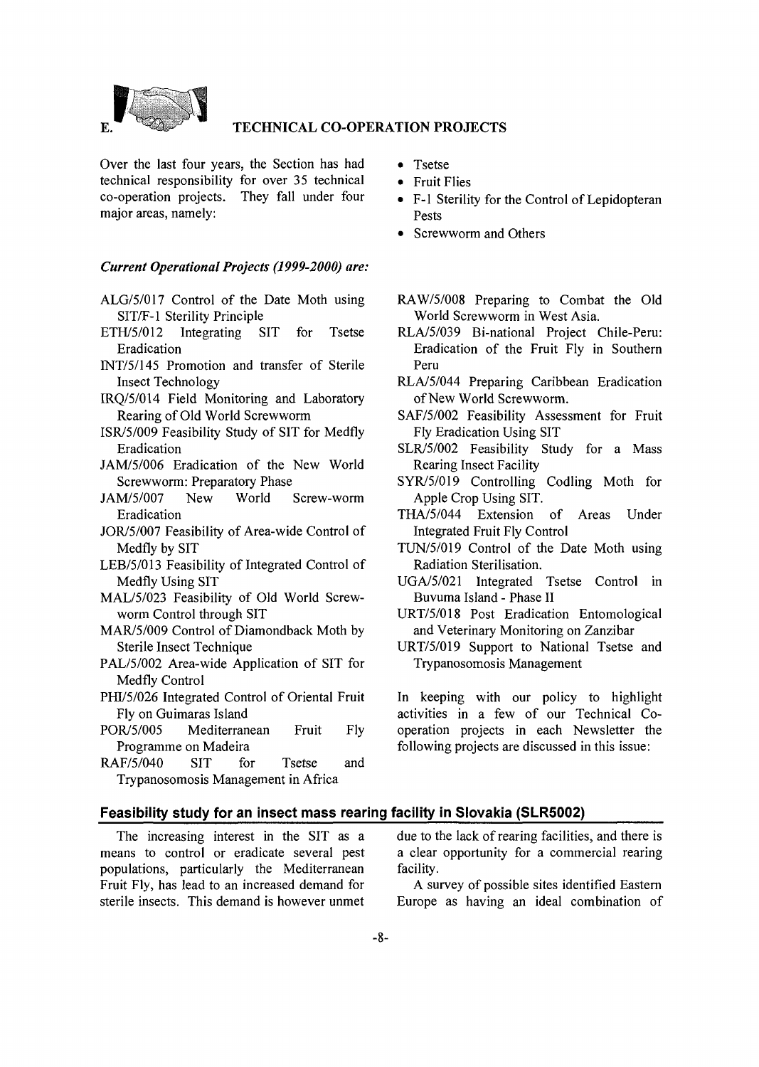## E. TECHNICAL CO-OPERATION PROJECTS

Over the last four years, the Section has had technical responsibility for over 35 technical co-operation projects. They fall under four major areas, namely:

- Tsetse
- Fruit Flies
- F-1 Sterility for the Control of Lepidopteran Pests
- Screwworm and Others

***Current Operational Projects (1999-2000) are:***

ALG/5/017 Control of the Date Moth using SIT/F-1 Sterility Principle

ETH/5/012 Integrating SIT for Tsetse Eradication

INT/5/145 Promotion and transfer of Sterile Insect Technology

IRQ/5/014 Field Monitoring and Laboratory Rearing of Old World Screwworm

ISR/5/009 Feasibility Study of SIT for Medfly Eradication

JAM/5/006 Eradication of the New World Screwworm: Preparatory Phase

JAM/5/007 New World Screw-worm Eradication

JOR/5/007 Feasibility of Area-wide Control of Medfly by SIT

LEB/5/013 Feasibility of Integrated Control of Medfly Using SIT

MAL/5/023 Feasibility of Old World Screw-worm Control through SIT

MAR/5/009 Control of Diamondback Moth by Sterile Insect Technique

PAL/5/002 Area-wide Application of SIT for Medfly Control

PHI/5/026 Integrated Control of Oriental Fruit Fly on Guimaras Island

POR/5/005 Mediterranean Fruit Fly Programme on Madeira

RAF/5/040 SIT for Tsetse and Trypanosomosis Management in Africa

RAW/5/008 Preparing to Combat the Old World Screwworm in West Asia.

RLA/5/039 Bi-national Project Chile-Peru: Eradication of the Fruit Fly in Southern Peru

RLA/5/044 Preparing Caribbean Eradication of New World Screwworm.

SAF/5/002 Feasibility Assessment for Fruit Fly Eradication Using SIT

SLR/5/002 Feasibility Study for a Mass Rearing Insect Facility

SYR/5/019 Controlling Codling Moth for Apple Crop Using SIT.

THA/5/044 Extension of Areas Under Integrated Fruit Fly Control

TUN/5/019 Control of the Date Moth using Radiation Sterilisation.

UGA/5/021 Integrated Tsetse Control in Buvuma Island - Phase II

URT/5/018 Post Eradication Entomological and Veterinary Monitoring on Zanzibar

URT/5/019 Support to National Tsetse and Trypanosomosis Management

In keeping with our policy to highlight activities in a few of our Technical Co-operation projects in each Newsletter the following projects are discussed in this issue:

### Feasibility study for an insect mass rearing facility in Slovakia (SLR5002)

The increasing interest in the SIT as a means to control or eradicate several pest populations, particularly the Mediterranean Fruit Fly, has lead to an increased demand for sterile insects. This demand is however unmet due to the lack of rearing facilities, and there is a clear opportunity for a commercial rearing facility.

A survey of possible sites identified Eastern Europe as having an ideal combination of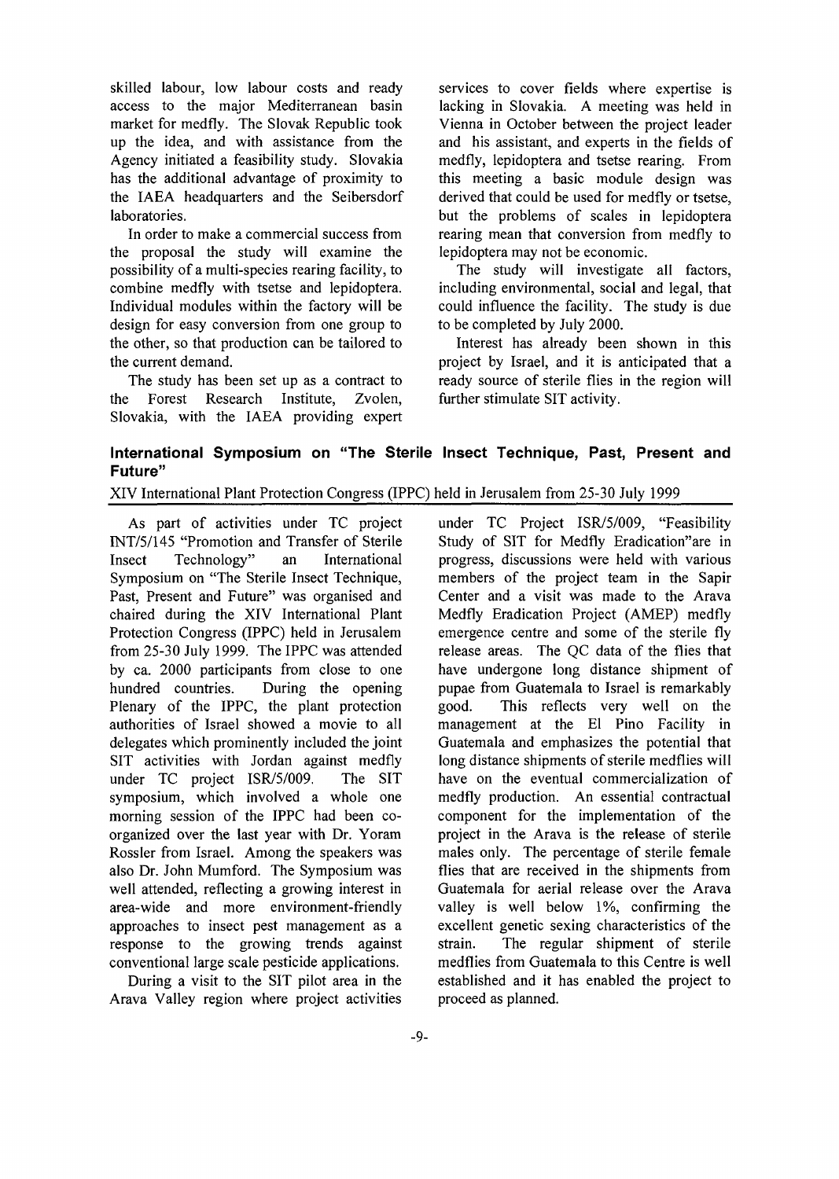skilled labour, low labour costs and ready access to the major Mediterranean basin market for medfly. The Slovak Republic took up the idea, and with assistance from the Agency initiated a feasibility study. Slovakia has the additional advantage of proximity to the IAEA headquarters and the Seibersdorf laboratories.

In order to make a commercial success from the proposal the study will examine the possibility of a multi-species rearing facility, to combine medfly with tsetse and lepidoptera. Individual modules within the factory will be design for easy conversion from one group to the other, so that production can be tailored to the current demand.

The study has been set up as a contract to the Forest Research Institute, Zvolen, Slovakia, with the IAEA providing expert services to cover fields where expertise is lacking in Slovakia. A meeting was held in Vienna in October between the project leader and his assistant, and experts in the fields of medfly, lepidoptera and tsetse rearing. From this meeting a basic module design was derived that could be used for medfly or tsetse, but the problems of scales in lepidoptera rearing mean that conversion from medfly to lepidoptera may not be economic.

The study will investigate all factors, including environmental, social and legal, that could influence the facility. The study is due to be completed by July 2000.

Interest has already been shown in this project by Israel, and it is anticipated that a ready source of sterile flies in the region will further stimulate SIT activity.

## International Symposium on "The Sterile Insect Technique, Past, Present and Future"

XIV International Plant Protection Congress (IPPC) held in Jerusalem from 25-30 July 1999

As part of activities under TC project INT/5/145 "Promotion and Transfer of Sterile Insect Technology" an International Symposium on "The Sterile Insect Technique, Past, Present and Future" was organised and chaired during the XIV International Plant Protection Congress (IPPC) held in Jerusalem from 25-30 July 1999. The IPPC was attended by ca. 2000 participants from close to one hundred countries. During the opening Plenary of the IPPC, the plant protection authorities of Israel showed a movie to all delegates which prominently included the joint SIT activities with Jordan against medfly under TC project ISR/5/009. The SIT symposium, which involved a whole one morning session of the IPPC had been co-organized over the last year with Dr. Yoram Rossler from Israel. Among the speakers was also Dr. John Mumford. The Symposium was well attended, reflecting a growing interest in area-wide and more environment-friendly approaches to insect pest management as a response to the growing trends against conventional large scale pesticide applications.

During a visit to the SIT pilot area in the Arava Valley region where project activities under TC Project ISR/5/009, "Feasibility Study of SIT for Medfly Eradication"are in progress, discussions were held with various members of the project team in the Sapir Center and a visit was made to the Arava Medfly Eradication Project (AMEP) medfly emergence centre and some of the sterile fly release areas. The QC data of the flies that have undergone long distance shipment of pupae from Guatemala to Israel is remarkably good. This reflects very well on the management at the El Pino Facility in Guatemala and emphasizes the potential that long distance shipments of sterile medflies will have on the eventual commercialization of medfly production. An essential contractual component for the implementation of the project in the Arava is the release of sterile males only. The percentage of sterile female flies that are received in the shipments from Guatemala for aerial release over the Arava valley is well below 1%, confirming the excellent genetic sexing characteristics of the strain. The regular shipment of sterile medflies from Guatemala to this Centre is well established and it has enabled the project to proceed as planned.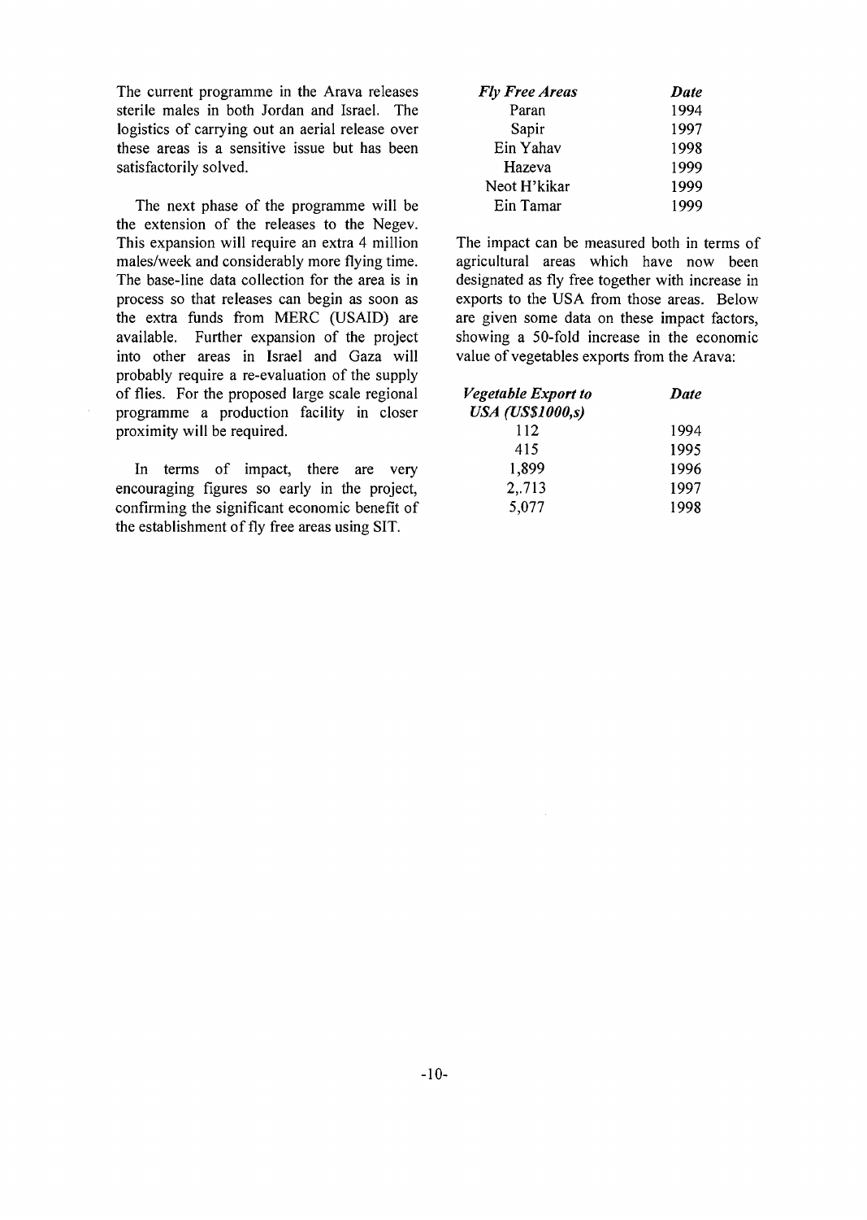The current programme in the Arava releases sterile males in both Jordan and Israel. The logistics of carrying out an aerial release over these areas is a sensitive issue but has been satisfactorily solved.

The next phase of the programme will be the extension of the releases to the Negev. This expansion will require an extra 4 million males/week and considerably more flying time. The base-line data collection for the area is in process so that releases can begin as soon as the extra funds from MERC (USAID) are available. Further expansion of the project into other areas in Israel and Gaza will probably require a re-evaluation of the supply of flies. For the proposed large scale regional programme a production facility in closer proximity will be required.

In terms of impact, there are very encouraging figures so early in the project, confirming the significant economic benefit of the establishment of fly free areas using SIT.

| *Fly Free Areas* | *Date* |
|---|---|
| Paran | 1994 |
| Sapir | 1997 |
| Ein Yahav | 1998 |
| Hazeva | 1999 |
| Neot H'kikar | 1999 |
| Ein Tamar | 1999 |

The impact can be measured both in terms of agricultural areas which have now been designated as fly free together with increase in exports to the USA from those areas. Below are given some data on these impact factors, showing a 50-fold increase in the economic value of vegetables exports from the Arava:

| *Vegetable Export to USA (US$1000,s)* | *Date* |
|---|---|
| 112 | 1994 |
| 415 | 1995 |
| 1,899 | 1996 |
| 2,.713 | 1997 |
| 5,077 | 1998 |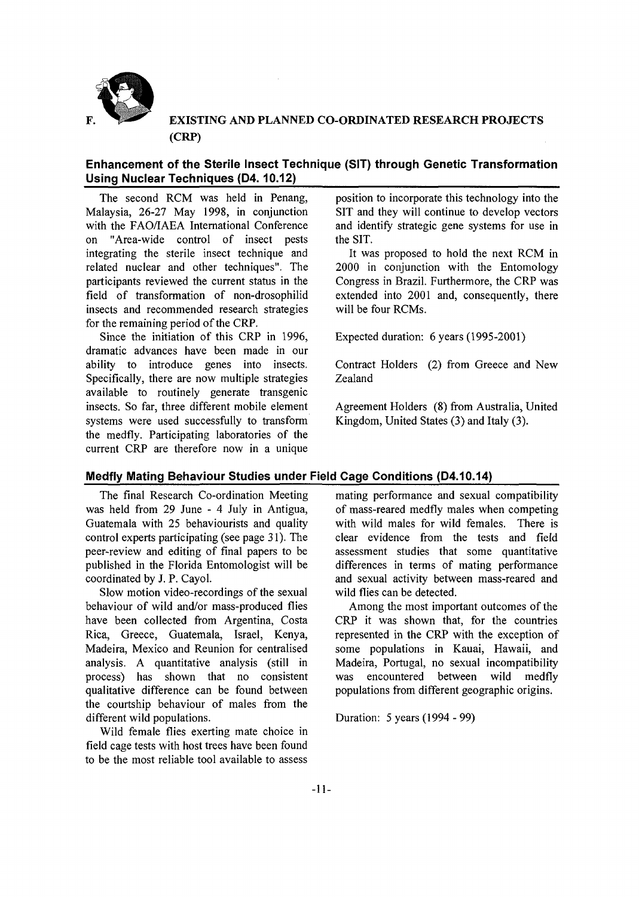# F. EXISTING AND PLANNED CO-ORDINATED RESEARCH PROJECTS (CRP)

## Enhancement of the Sterile Insect Technique (SIT) through Genetic Transformation Using Nuclear Techniques (D4. 10.12)

The second RCM was held in Penang, Malaysia, 26-27 May 1998, in conjunction with the FAO/IAEA International Conference on "Area-wide control of insect pests integrating the sterile insect technique and related nuclear and other techniques". The participants reviewed the current status in the field of transformation of non-drosophilid insects and recommended research strategies for the remaining period of the CRP.

Since the initiation of this CRP in 1996, dramatic advances have been made in our ability to introduce genes into insects. Specifically, there are now multiple strategies available to routinely generate transgenic insects. So far, three different mobile element systems were used successfully to transform the medfly. Participating laboratories of the current CRP are therefore now in a unique position to incorporate this technology into the SIT and they will continue to develop vectors and identify strategic gene systems for use in the SIT.

It was proposed to hold the next RCM in 2000 in conjunction with the Entomology Congress in Brazil. Furthermore, the CRP was extended into 2001 and, consequently, there will be four RCMs.

Expected duration: 6 years (1995-2001)

Contract Holders (2) from Greece and New Zealand

Agreement Holders (8) from Australia, United Kingdom, United States (3) and Italy (3).

## Medfly Mating Behaviour Studies under Field Cage Conditions (D4.10.14)

The final Research Co-ordination Meeting was held from 29 June - 4 July in Antigua, Guatemala with 25 behaviourists and quality control experts participating (see page 31). The peer-review and editing of final papers to be published in the Florida Entomologist will be coordinated by J. P. Cayol.

Slow motion video-recordings of the sexual behaviour of wild and/or mass-produced flies have been collected from Argentina, Costa Rica, Greece, Guatemala, Israel, Kenya, Madeira, Mexico and Reunion for centralised analysis. A quantitative analysis (still in process) has shown that no consistent qualitative difference can be found between the courtship behaviour of males from the different wild populations.

Wild female flies exerting mate choice in field cage tests with host trees have been found to be the most reliable tool available to assess mating performance and sexual compatibility of mass-reared medfly males when competing with wild males for wild females. There is clear evidence from the tests and field assessment studies that some quantitative differences in terms of mating performance and sexual activity between mass-reared and wild flies can be detected.

Among the most important outcomes of the CRP it was shown that, for the countries represented in the CRP with the exception of some populations in Kauai, Hawaii, and Madeira, Portugal, no sexual incompatibility was encountered between wild medfly populations from different geographic origins.

Duration: 5 years (1994 - 99)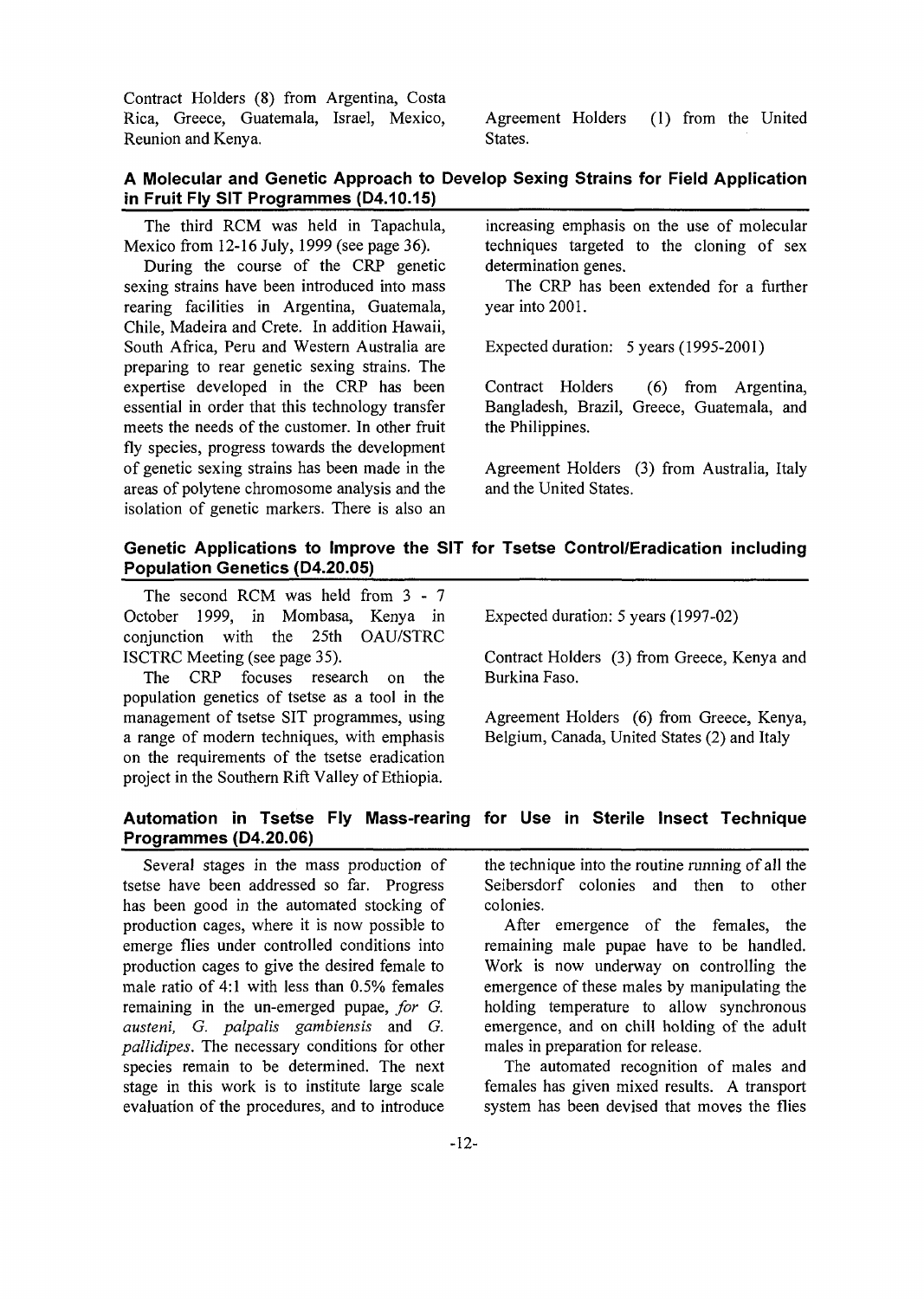Contract Holders (8) from Argentina, Costa Rica, Greece, Guatemala, Israel, Mexico, Reunion and Kenya.

Agreement Holders (1) from the United States.

## A Molecular and Genetic Approach to Develop Sexing Strains for Field Application in Fruit Fly SIT Programmes (D4.10.15)

The third RCM was held in Tapachula, Mexico from 12-16 July, 1999 (see page 36).

During the course of the CRP genetic sexing strains have been introduced into mass rearing facilities in Argentina, Guatemala, Chile, Madeira and Crete. In addition Hawaii, South Africa, Peru and Western Australia are preparing to rear genetic sexing strains. The expertise developed in the CRP has been essential in order that this technology transfer meets the needs of the customer. In other fruit fly species, progress towards the development of genetic sexing strains has been made in the areas of polytene chromosome analysis and the isolation of genetic markers. There is also an increasing emphasis on the use of molecular techniques targeted to the cloning of sex determination genes.

The CRP has been extended for a further year into 2001.

Expected duration: 5 years (1995-2001)

Contract Holders (6) from Argentina, Bangladesh, Brazil, Greece, Guatemala, and the Philippines.

Agreement Holders (3) from Australia, Italy and the United States.

## Genetic Applications to Improve the SIT for Tsetse Control/Eradication including Population Genetics (D4.20.05)

The second RCM was held from 3 - 7 October 1999, in Mombasa, Kenya in conjunction with the 25th OAU/STRC ISCTRC Meeting (see page 35).

The CRP focuses research on the population genetics of tsetse as a tool in the management of tsetse SIT programmes, using a range of modern techniques, with emphasis on the requirements of the tsetse eradication project in the Southern Rift Valley of Ethiopia.

Expected duration: 5 years (1997-02)

Contract Holders (3) from Greece, Kenya and Burkina Faso.

Agreement Holders (6) from Greece, Kenya, Belgium, Canada, United States (2) and Italy

## Automation in Tsetse Fly Mass-rearing for Use in Sterile Insect Technique Programmes (D4.20.06)

Several stages in the mass production of tsetse have been addressed so far. Progress has been good in the automated stocking of production cages, where it is now possible to emerge flies under controlled conditions into production cages to give the desired female to male ratio of 4:1 with less than 0.5% females remaining in the un-emerged pupae, *for G. austeni, G. palpalis gambiensis* and *G. pallidipes*. The necessary conditions for other species remain to be determined. The next stage in this work is to institute large scale evaluation of the procedures, and to introduce the technique into the routine running of all the Seibersdorf colonies and then to other colonies.

After emergence of the females, the remaining male pupae have to be handled. Work is now underway on controlling the emergence of these males by manipulating the holding temperature to allow synchronous emergence, and on chill holding of the adult males in preparation for release.

The automated recognition of males and females has given mixed results. A transport system has been devised that moves the flies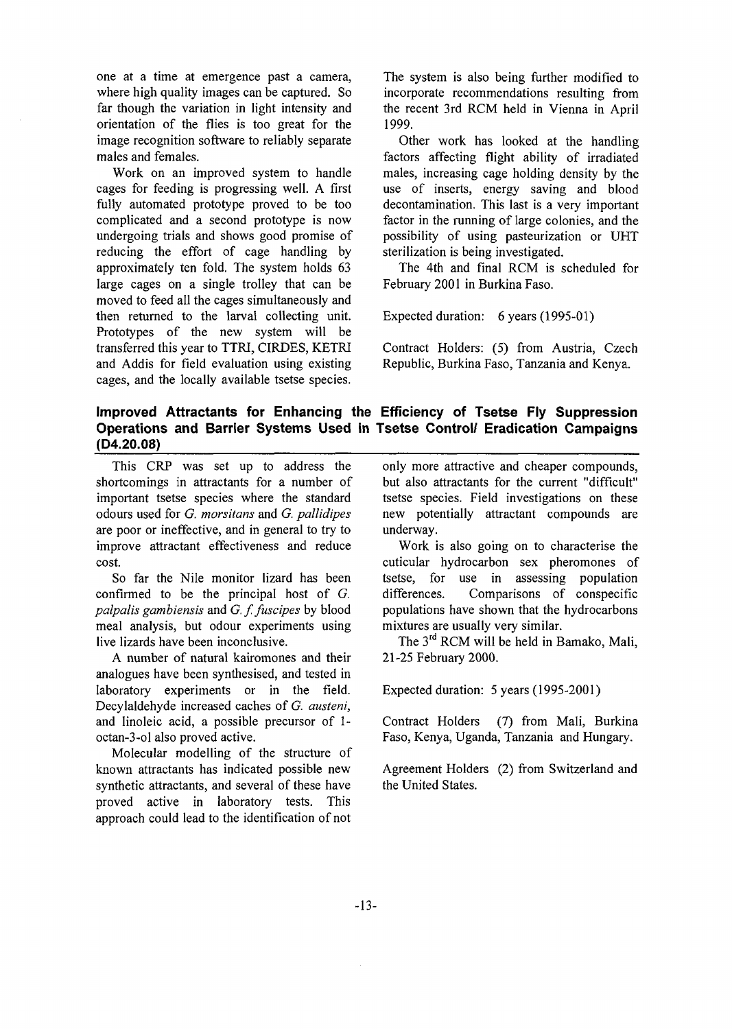one at a time at emergence past a camera, where high quality images can be captured. So far though the variation in light intensity and orientation of the flies is too great for the image recognition software to reliably separate males and females.

Work on an improved system to handle cages for feeding is progressing well. A first fully automated prototype proved to be too complicated and a second prototype is now undergoing trials and shows good promise of reducing the effort of cage handling by approximately ten fold. The system holds 63 large cages on a single trolley that can be moved to feed all the cages simultaneously and then returned to the larval collecting unit. Prototypes of the new system will be transferred this year to TTRI, CIRDES, KETRI and Addis for field evaluation using existing cages, and the locally available tsetse species.

The system is also being further modified to incorporate recommendations resulting from the recent 3rd RCM held in Vienna in April 1999.

Other work has looked at the handling factors affecting flight ability of irradiated males, increasing cage holding density by the use of inserts, energy saving and blood decontamination. This last is a very important factor in the running of large colonies, and the possibility of using pasteurization or UHT sterilization is being investigated.

The 4th and final RCM is scheduled for February 2001 in Burkina Faso.

Expected duration: 6 years (1995-01)

Contract Holders: (5) from Austria, Czech Republic, Burkina Faso, Tanzania and Kenya.

## Improved Attractants for Enhancing the Efficiency of Tsetse Fly Suppression Operations and Barrier Systems Used in Tsetse Control/ Eradication Campaigns (D4.20.08)

This CRP was set up to address the shortcomings in attractants for a number of important tsetse species where the standard odours used for *G. morsitans* and *G. pallidipes* are poor or ineffective, and in general to try to improve attractant effectiveness and reduce cost.

So far the Nile monitor lizard has been confirmed to be the principal host of *G. palpalis gambiensis* and *G. f. fuscipes* by blood meal analysis, but odour experiments using live lizards have been inconclusive.

A number of natural kairomones and their analogues have been synthesised, and tested in laboratory experiments or in the field. Decylaldehyde increased caches of *G. austeni*, and linoleic acid, a possible precursor of 1-octan-3-ol also proved active.

Molecular modelling of the structure of known attractants has indicated possible new synthetic attractants, and several of these have proved active in laboratory tests. This approach could lead to the identification of not only more attractive and cheaper compounds, but also attractants for the current "difficult" tsetse species. Field investigations on these new potentially attractant compounds are underway.

Work is also going on to characterise the cuticular hydrocarbon sex pheromones of tsetse, for use in assessing population differences. Comparisons of conspecific populations have shown that the hydrocarbons mixtures are usually very similar.

The 3rd RCM will be held in Bamako, Mali, 21-25 February 2000.

Expected duration: 5 years (1995-2001)

Contract Holders (7) from Mali, Burkina Faso, Kenya, Uganda, Tanzania and Hungary.

Agreement Holders (2) from Switzerland and the United States.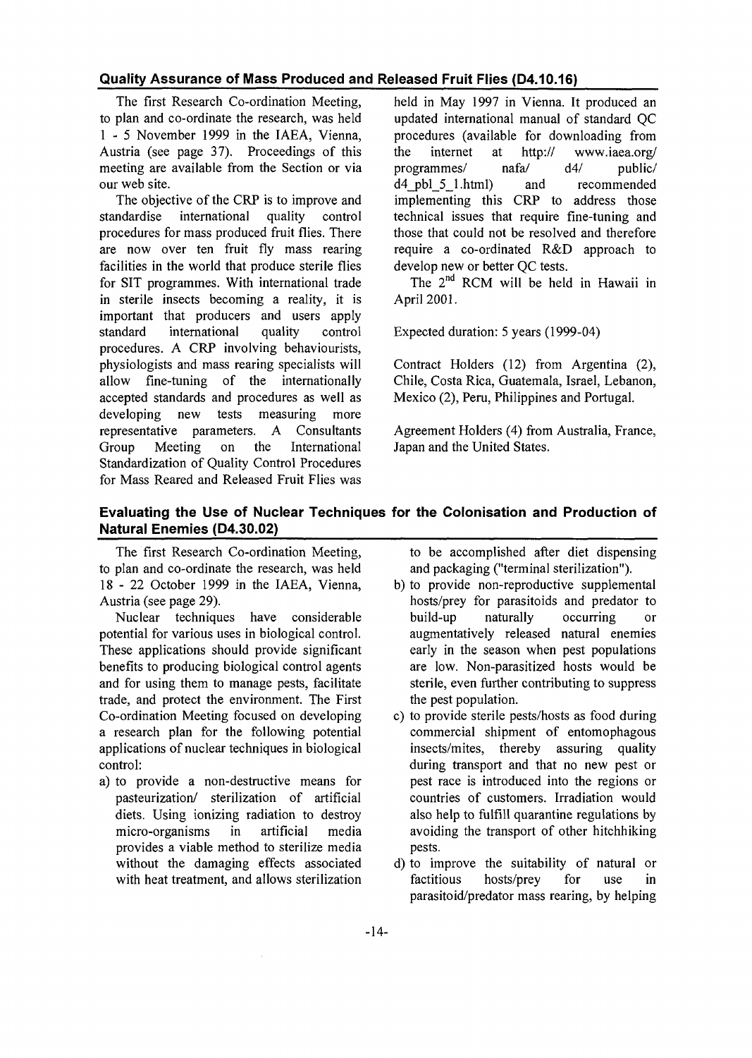## Quality Assurance of Mass Produced and Released Fruit Flies (D4.10.16)

The first Research Co-ordination Meeting, to plan and co-ordinate the research, was held 1 - 5 November 1999 in the IAEA, Vienna, Austria (see page 37). Proceedings of this meeting are available from the Section or via our web site.

The objective of the CRP is to improve and standardise international quality control procedures for mass produced fruit flies. There are now over ten fruit fly mass rearing facilities in the world that produce sterile flies for SIT programmes. With international trade in sterile insects becoming a reality, it is important that producers and users apply standard international quality control procedures. A CRP involving behaviourists, physiologists and mass rearing specialists will allow fine-tuning of the internationally accepted standards and procedures as well as developing new tests measuring more representative parameters. A Consultants Group Meeting on the International Standardization of Quality Control Procedures for Mass Reared and Released Fruit Flies was held in May 1997 in Vienna. It produced an updated international manual of standard QC procedures (available for downloading from the internet at http:// www.iaea.org/ programmes/ nafa/ d4/ public/ d4_pbl_5_1.html) and recommended implementing this CRP to address those technical issues that require fine-tuning and those that could not be resolved and therefore require a co-ordinated R&D approach to develop new or better QC tests.

The 2nd RCM will be held in Hawaii in April 2001.

Expected duration: 5 years (1999-04)

Contract Holders (12) from Argentina (2), Chile, Costa Rica, Guatemala, Israel, Lebanon, Mexico (2), Peru, Philippines and Portugal.

Agreement Holders (4) from Australia, France, Japan and the United States.

## Evaluating the Use of Nuclear Techniques for the Colonisation and Production of Natural Enemies (D4.30.02)

The first Research Co-ordination Meeting, to plan and co-ordinate the research, was held 18 - 22 October 1999 in the IAEA, Vienna, Austria (see page 29).

Nuclear techniques have considerable potential for various uses in biological control. These applications should provide significant benefits to producing biological control agents and for using them to manage pests, facilitate trade, and protect the environment. The First Co-ordination Meeting focused on developing a research plan for the following potential applications of nuclear techniques in biological control:

a) to provide a non-destructive means for pasteurization/ sterilization of artificial diets. Using ionizing radiation to destroy micro-organisms in artificial media provides a viable method to sterilize media without the damaging effects associated with heat treatment, and allows sterilization to be accomplished after diet dispensing and packaging ("terminal sterilization").
b) to provide non-reproductive supplemental hosts/prey for parasitoids and predator to build-up naturally occurring or augmentatively released natural enemies early in the season when pest populations are low. Non-parasitized hosts would be sterile, even further contributing to suppress the pest population.
c) to provide sterile pests/hosts as food during commercial shipment of entomophagous insects/mites, thereby assuring quality during transport and that no new pest or pest race is introduced into the regions or countries of customers. Irradiation would also help to fulfill quarantine regulations by avoiding the transport of other hitchhiking pests.
d) to improve the suitability of natural or factitious hosts/prey for use in parasitoid/predator mass rearing, by helping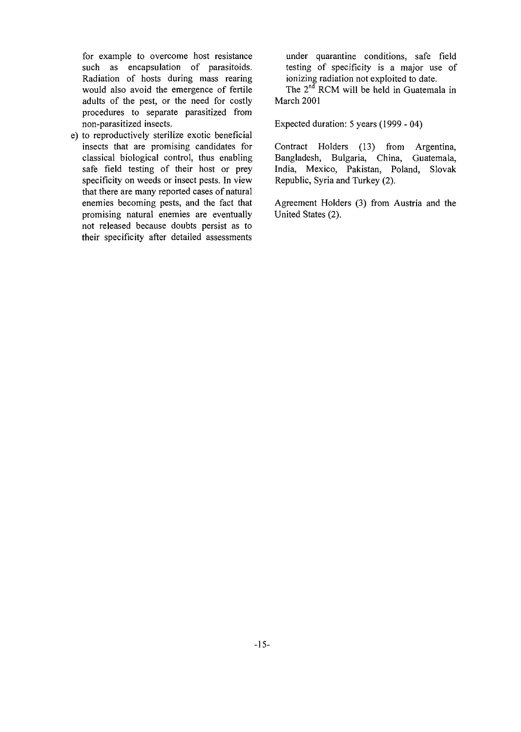for example to overcome host resistance such as encapsulation of parasitoids. Radiation of hosts during mass rearing would also avoid the emergence of fertile adults of the pest, or the need for costly procedures to separate parasitized from non-parasitized insects.

e) to reproductively sterilize exotic beneficial insects that are promising candidates for classical biological control, thus enabling safe field testing of their host or prey specificity on weeds or insect pests. In view that there are many reported cases of natural enemies becoming pests, and the fact that promising natural enemies are eventually not released because doubts persist as to their specificity after detailed assessments under quarantine conditions, safe field testing of specificity is a major use of ionizing radiation not exploited to date.

The 2nd RCM will be held in Guatemala in March 2001

Expected duration: 5 years (1999 - 04)

Contract Holders (13) from Argentina, Bangladesh, Bulgaria, China, Guatemala, India, Mexico, Pakistan, Poland, Slovak Republic, Syria and Turkey (2).

Agreement Holders (3) from Austria and the United States (2).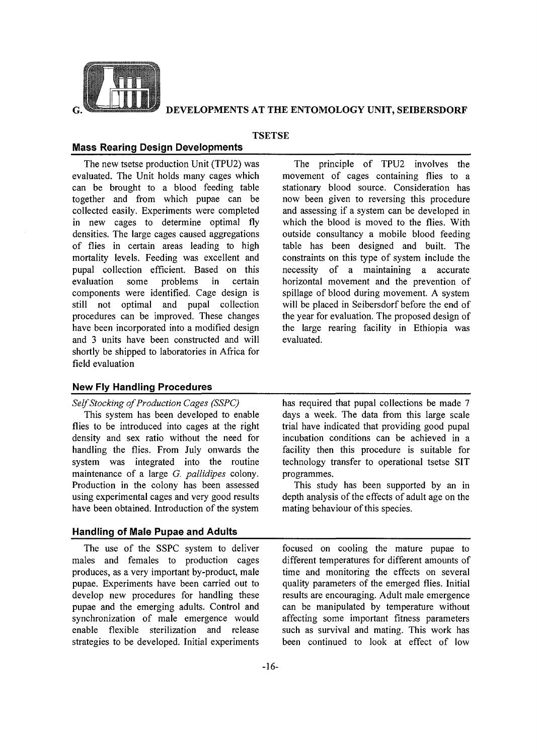# G. DEVELOPMENTS AT THE ENTOMOLOGY UNIT, SEIBERSDORF

## TSETSE

### Mass Rearing Design Developments

The new tsetse production Unit (TPU2) was evaluated. The Unit holds many cages which can be brought to a blood feeding table together and from which pupae can be collected easily. Experiments were completed in new cages to determine optimal fly densities. The large cages caused aggregations of flies in certain areas leading to high mortality levels. Feeding was excellent and pupal collection efficient. Based on this evaluation some problems in certain components were identified. Cage design is still not optimal and pupal collection procedures can be improved. These changes have been incorporated into a modified design and 3 units have been constructed and will shortly be shipped to laboratories in Africa for field evaluation

The principle of TPU2 involves the movement of cages containing flies to a stationary blood source. Consideration has now been given to reversing this procedure and assessing if a system can be developed in which the blood is moved to the flies. With outside consultancy a mobile blood feeding table has been designed and built. The constraints on this type of system include the necessity of a maintaining a accurate horizontal movement and the prevention of spillage of blood during movement. A system will be placed in Seibersdorf before the end of the year for evaluation. The proposed design of the large rearing facility in Ethiopia was evaluated.

### New Fly Handling Procedures

*Self Stocking of Production Cages (SSPC)*

This system has been developed to enable flies to be introduced into cages at the right density and sex ratio without the need for handling the flies. From July onwards the system was integrated into the routine maintenance of a large *G. pallidipes* colony. Production in the colony has been assessed using experimental cages and very good results have been obtained. Introduction of the system has required that pupal collections be made 7 days a week. The data from this large scale trial have indicated that providing good pupal incubation conditions can be achieved in a facility then this procedure is suitable for technology transfer to operational tsetse SIT programmes.

This study has been supported by an in depth analysis of the effects of adult age on the mating behaviour of this species.

### Handling of Male Pupae and Adults

The use of the SSPC system to deliver males and females to production cages produces, as a very important by-product, male pupae. Experiments have been carried out to develop new procedures for handling these pupae and the emerging adults. Control and synchronization of male emergence would enable flexible sterilization and release strategies to be developed. Initial experiments focused on cooling the mature pupae to different temperatures for different amounts of time and monitoring the effects on several quality parameters of the emerged flies. Initial results are encouraging. Adult male emergence can be manipulated by temperature without affecting some important fitness parameters such as survival and mating. This work has been continued to look at effect of low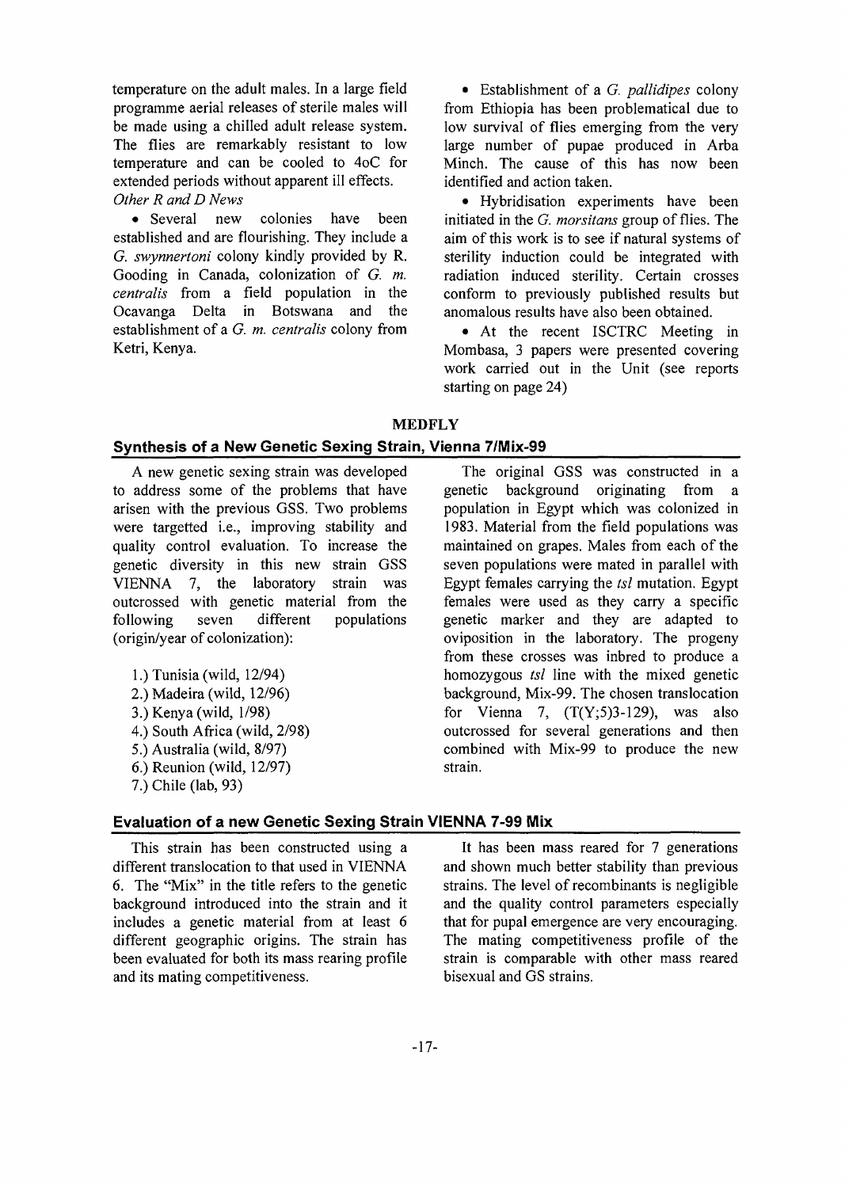temperature on the adult males. In a large field programme aerial releases of sterile males will be made using a chilled adult release system. The flies are remarkably resistant to low temperature and can be cooled to 4oC for extended periods without apparent ill effects.

*Other R and D News*

- Several new colonies have been established and are flourishing. They include a *G. swynnertoni* colony kindly provided by R. Gooding in Canada, colonization of *G. m. centralis* from a field population in the Ocavanga Delta in Botswana and the establishment of a *G. m. centralis* colony from Ketri, Kenya.
- Establishment of a *G. pallidipes* colony from Ethiopia has been problematical due to low survival of flies emerging from the very large number of pupae produced in Arba Minch. The cause of this has now been identified and action taken.
- Hybridisation experiments have been initiated in the *G. morsitans* group of flies. The aim of this work is to see if natural systems of sterility induction could be integrated with radiation induced sterility. Certain crosses conform to previously published results but anomalous results have also been obtained.
- At the recent ISCTRC Meeting in Mombasa, 3 papers were presented covering work carried out in the Unit (see reports starting on page 24)

## MEDFLY

### Synthesis of a New Genetic Sexing Strain, Vienna 7/Mix-99

A new genetic sexing strain was developed to address some of the problems that have arisen with the previous GSS. Two problems were targetted i.e., improving stability and quality control evaluation. To increase the genetic diversity in this new strain GSS VIENNA 7, the laboratory strain was outcrossed with genetic material from the following seven different populations (origin/year of colonization):

1.) Tunisia (wild, 12/94)
2.) Madeira (wild, 12/96)
3.) Kenya (wild, 1/98)
4.) South Africa (wild, 2/98)
5.) Australia (wild, 8/97)
6.) Reunion (wild, 12/97)
7.) Chile (lab, 93)

The original GSS was constructed in a genetic background originating from a population in Egypt which was colonized in 1983. Material from the field populations was maintained on grapes. Males from each of the seven populations were mated in parallel with Egypt females carrying the *tsl* mutation. Egypt females were used as they carry a specific genetic marker and they are adapted to oviposition in the laboratory. The progeny from these crosses was inbred to produce a homozygous *tsl* line with the mixed genetic background, Mix-99. The chosen translocation for Vienna 7, (T(Y;5)3-129), was also outcrossed for several generations and then combined with Mix-99 to produce the new strain.

### Evaluation of a new Genetic Sexing Strain VIENNA 7-99 Mix

This strain has been constructed using a different translocation to that used in VIENNA 6. The "Mix" in the title refers to the genetic background introduced into the strain and it includes a genetic material from at least 6 different geographic origins. The strain has been evaluated for both its mass rearing profile and its mating competitiveness.

It has been mass reared for 7 generations and shown much better stability than previous strains. The level of recombinants is negligible and the quality control parameters especially that for pupal emergence are very encouraging. The mating competitiveness profile of the strain is comparable with other mass reared bisexual and GS strains.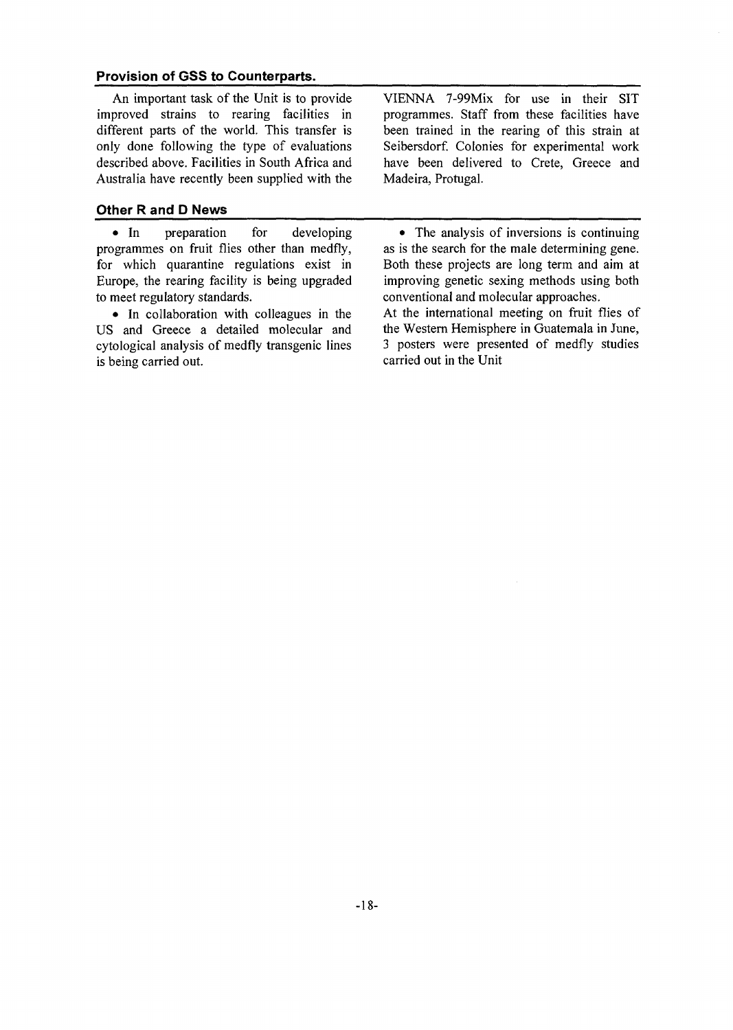### Provision of GSS to Counterparts.

An important task of the Unit is to provide improved strains to rearing facilities in different parts of the world. This transfer is only done following the type of evaluations described above. Facilities in South Africa and Australia have recently been supplied with the VIENNA 7-99Mix for use in their SIT programmes. Staff from these facilities have been trained in the rearing of this strain at Seibersdorf. Colonies for experimental work have been delivered to Crete, Greece and Madeira, Protugal.

### Other R and D News

- In preparation for developing programmes on fruit flies other than medfly, for which quarantine regulations exist in Europe, the rearing facility is being upgraded to meet regulatory standards.
- In collaboration with colleagues in the US and Greece a detailed molecular and cytological analysis of medfly transgenic lines is being carried out.
- The analysis of inversions is continuing as is the search for the male determining gene. Both these projects are long term and aim at improving genetic sexing methods using both conventional and molecular approaches.

At the international meeting on fruit flies of the Western Hemisphere in Guatemala in June, 3 posters were presented of medfly studies carried out in the Unit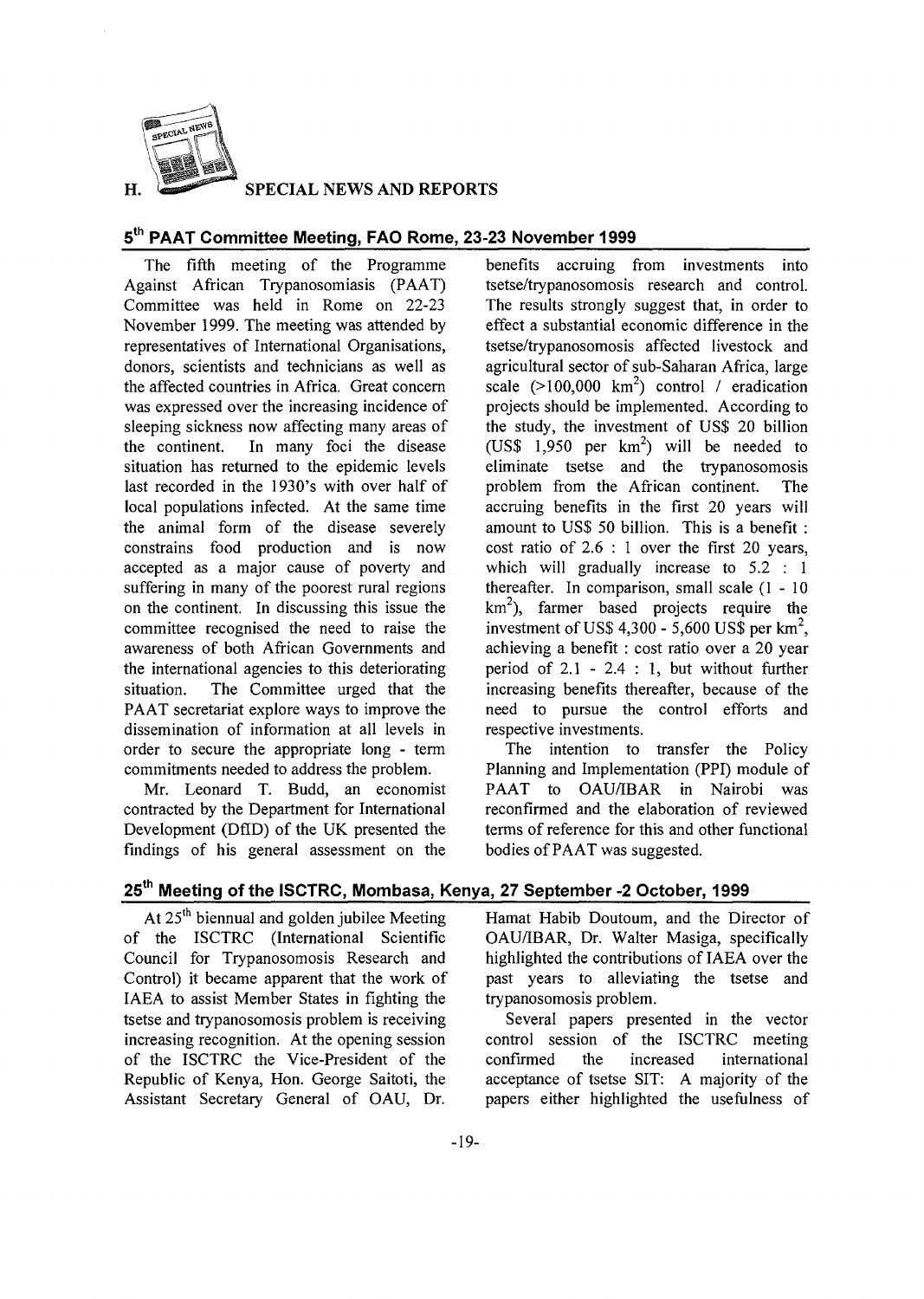## H. SPECIAL NEWS AND REPORTS

### 5th PAAT Committee Meeting, FAO Rome, 23-23 November 1999

The fifth meeting of the Programme Against African Trypanosomiasis (PAAT) Committee was held in Rome on 22-23 November 1999. The meeting was attended by representatives of International Organisations, donors, scientists and technicians as well as the affected countries in Africa. Great concern was expressed over the increasing incidence of sleeping sickness now affecting many areas of the continent. In many foci the disease situation has returned to the epidemic levels last recorded in the 1930's with over half of local populations infected. At the same time the animal form of the disease severely constrains food production and is now accepted as a major cause of poverty and suffering in many of the poorest rural regions on the continent. In discussing this issue the committee recognised the need to raise the awareness of both African Governments and the international agencies to this deteriorating situation. The Committee urged that the PAAT secretariat explore ways to improve the dissemination of information at all levels in order to secure the appropriate long - term commitments needed to address the problem.

Mr. Leonard T. Budd, an economist contracted by the Department for International Development (DfID) of the UK presented the findings of his general assessment on the benefits accruing from investments into tsetse/trypanosomosis research and control. The results strongly suggest that, in order to effect a substantial economic difference in the tsetse/trypanosomosis affected livestock and agricultural sector of sub-Saharan Africa, large scale (>100,000 km$^2$) control / eradication projects should be implemented. According to the study, the investment of US$ 20 billion (US$ 1,950 per km$^2$) will be needed to eliminate tsetse and the trypanosomosis problem from the African continent. The accruing benefits in the first 20 years will amount to US$ 50 billion. This is a benefit : cost ratio of 2.6 : 1 over the first 20 years, which will gradually increase to 5.2 : 1 thereafter. In comparison, small scale (1 - 10 km$^2$), farmer based projects require the investment of US$ 4,300 - 5,600 US$ per km$^2$, achieving a benefit : cost ratio over a 20 year period of 2.1 - 2.4 : 1, but without further increasing benefits thereafter, because of the need to pursue the control efforts and respective investments.

The intention to transfer the Policy Planning and Implementation (PPI) module of PAAT to OAU/IBAR in Nairobi was reconfirmed and the elaboration of reviewed terms of reference for this and other functional bodies of PAAT was suggested.

### 25th Meeting of the ISCTRC, Mombasa, Kenya, 27 September -2 October, 1999

At 25th biennual and golden jubilee Meeting of the ISCTRC (International Scientific Council for Trypanosomosis Research and Control) it became apparent that the work of IAEA to assist Member States in fighting the tsetse and trypanosomosis problem is receiving increasing recognition. At the opening session of the ISCTRC the Vice-President of the Republic of Kenya, Hon. George Saitoti, the Assistant Secretary General of OAU, Dr. Hamat Habib Doutoum, and the Director of OAU/IBAR, Dr. Walter Masiga, specifically highlighted the contributions of IAEA over the past years to alleviating the tsetse and trypanosomosis problem.

Several papers presented in the vector control session of the ISCTRC meeting confirmed the increased international acceptance of tsetse SIT: A majority of the papers either highlighted the usefulness of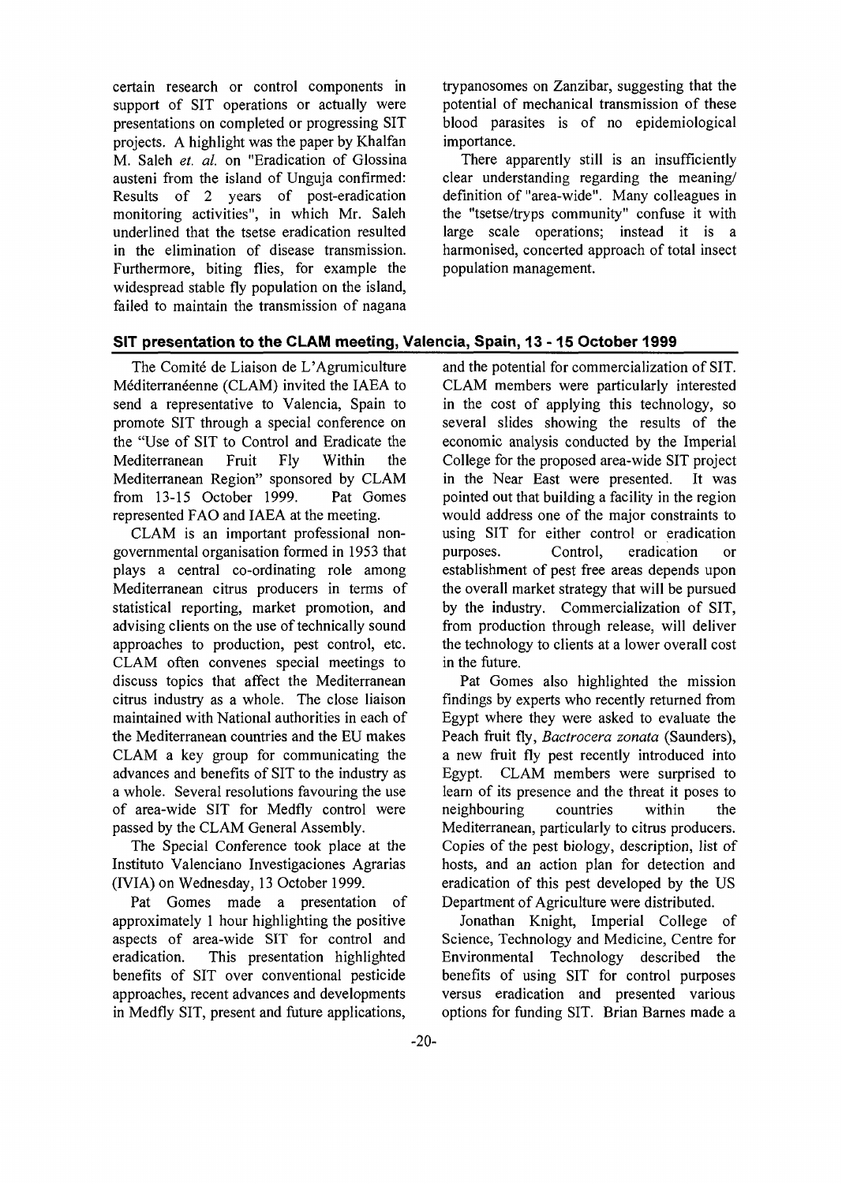certain research or control components in support of SIT operations or actually were presentations on completed or progressing SIT projects. A highlight was the paper by Khalfan M. Saleh *et. al.* on "Eradication of Glossina austeni from the island of Unguja confirmed: Results of 2 years of post-eradication monitoring activities", in which Mr. Saleh underlined that the tsetse eradication resulted in the elimination of disease transmission. Furthermore, biting flies, for example the widespread stable fly population on the island, failed to maintain the transmission of nagana trypanosomes on Zanzibar, suggesting that the potential of mechanical transmission of these blood parasites is of no epidemiological importance.

There apparently still is an insufficiently clear understanding regarding the meaning/ definition of "area-wide". Many colleagues in the "tsetse/tryps community" confuse it with large scale operations; instead it is a harmonised, concerted approach of total insect population management.

## SIT presentation to the CLAM meeting, Valencia, Spain, 13 - 15 October 1999

The Comité de Liaison de L'Agrumiculture Méditerranéenne (CLAM) invited the IAEA to send a representative to Valencia, Spain to promote SIT through a special conference on the "Use of SIT to Control and Eradicate the Mediterranean Fruit Fly Within the Mediterranean Region" sponsored by CLAM from 13-15 October 1999. Pat Gomes represented FAO and IAEA at the meeting.

CLAM is an important professional non-governmental organisation formed in 1953 that plays a central co-ordinating role among Mediterranean citrus producers in terms of statistical reporting, market promotion, and advising clients on the use of technically sound approaches to production, pest control, etc. CLAM often convenes special meetings to discuss topics that affect the Mediterranean citrus industry as a whole. The close liaison maintained with National authorities in each of the Mediterranean countries and the EU makes CLAM a key group for communicating the advances and benefits of SIT to the industry as a whole. Several resolutions favouring the use of area-wide SIT for Medfly control were passed by the CLAM General Assembly.

The Special Conference took place at the Instituto Valenciano Investigaciones Agrarias (IVIA) on Wednesday, 13 October 1999.

Pat Gomes made a presentation of approximately 1 hour highlighting the positive aspects of area-wide SIT for control and eradication. This presentation highlighted benefits of SIT over conventional pesticide approaches, recent advances and developments in Medfly SIT, present and future applications, and the potential for commercialization of SIT. CLAM members were particularly interested in the cost of applying this technology, so several slides showing the results of the economic analysis conducted by the Imperial College for the proposed area-wide SIT project in the Near East were presented. It was pointed out that building a facility in the region would address one of the major constraints to using SIT for either control or eradication purposes. Control, eradication or establishment of pest free areas depends upon the overall market strategy that will be pursued by the industry. Commercialization of SIT, from production through release, will deliver the technology to clients at a lower overall cost in the future.

Pat Gomes also highlighted the mission findings by experts who recently returned from Egypt where they were asked to evaluate the Peach fruit fly, *Bactrocera zonata* (Saunders), a new fruit fly pest recently introduced into Egypt. CLAM members were surprised to learn of its presence and the threat it poses to neighbouring countries within the Mediterranean, particularly to citrus producers. Copies of the pest biology, description, list of hosts, and an action plan for detection and eradication of this pest developed by the US Department of Agriculture were distributed.

Jonathan Knight, Imperial College of Science, Technology and Medicine, Centre for Environmental Technology described the benefits of using SIT for control purposes versus eradication and presented various options for funding SIT. Brian Barnes made a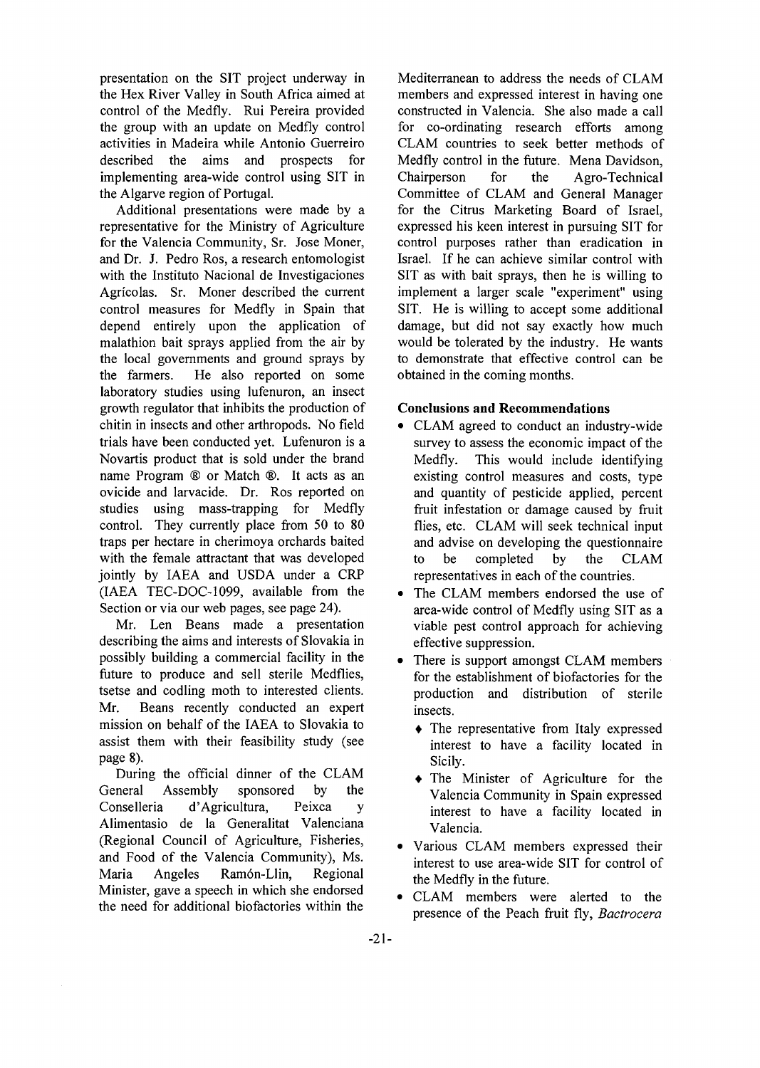presentation on the SIT project underway in the Hex River Valley in South Africa aimed at control of the Medfly. Rui Pereira provided the group with an update on Medfly control activities in Madeira while Antonio Guerreiro described the aims and prospects for implementing area-wide control using SIT in the Algarve region of Portugal.

Additional presentations were made by a representative for the Ministry of Agriculture for the Valencia Community, Sr. Jose Moner, and Dr. J. Pedro Ros, a research entomologist with the Instituto Nacional de Investigaciones Agrícolas. Sr. Moner described the current control measures for Medfly in Spain that depend entirely upon the application of malathion bait sprays applied from the air by the local governments and ground sprays by the farmers. He also reported on some laboratory studies using lufenuron, an insect growth regulator that inhibits the production of chitin in insects and other arthropods. No field trials have been conducted yet. Lufenuron is a Novartis product that is sold under the brand name Program ® or Match ®. It acts as an ovicide and larvacide. Dr. Ros reported on studies using mass-trapping for Medfly control. They currently place from 50 to 80 traps per hectare in cherimoya orchards baited with the female attractant that was developed jointly by IAEA and USDA under a CRP (IAEA TEC-DOC-1099, available from the Section or via our web pages, see page 24).

Mr. Len Beans made a presentation describing the aims and interests of Slovakia in possibly building a commercial facility in the future to produce and sell sterile Medflies, tsetse and codling moth to interested clients. Mr. Beans recently conducted an expert mission on behalf of the IAEA to Slovakia to assist them with their feasibility study (see page 8).

During the official dinner of the CLAM General Assembly sponsored by the Conselleria d'Agricultura, Peixca y Alimentasio de la Generalitat Valenciana (Regional Council of Agriculture, Fisheries, and Food of the Valencia Community), Ms. Maria Angeles Ramón-Llin, Regional Minister, gave a speech in which she endorsed the need for additional biofactories within the Mediterranean to address the needs of CLAM members and expressed interest in having one constructed in Valencia. She also made a call for co-ordinating research efforts among CLAM countries to seek better methods of Medfly control in the future. Mena Davidson, Chairperson for the Agro-Technical Committee of CLAM and General Manager for the Citrus Marketing Board of Israel, expressed his keen interest in pursuing SIT for control purposes rather than eradication in Israel. If he can achieve similar control with SIT as with bait sprays, then he is willing to implement a larger scale "experiment" using SIT. He is willing to accept some additional damage, but did not say exactly how much would be tolerated by the industry. He wants to demonstrate that effective control can be obtained in the coming months.

**Conclusions and Recommendations**

- CLAM agreed to conduct an industry-wide survey to assess the economic impact of the Medfly. This would include identifying existing control measures and costs, type and quantity of pesticide applied, percent fruit infestation or damage caused by fruit flies, etc. CLAM will seek technical input and advise on developing the questionnaire to be completed by the CLAM representatives in each of the countries.
- The CLAM members endorsed the use of area-wide control of Medfly using SIT as a viable pest control approach for achieving effective suppression.
- There is support amongst CLAM members for the establishment of biofactories for the production and distribution of sterile insects.
  - The representative from Italy expressed interest to have a facility located in Sicily.
  - The Minister of Agriculture for the Valencia Community in Spain expressed interest to have a facility located in Valencia.
- Various CLAM members expressed their interest to use area-wide SIT for control of the Medfly in the future.
- CLAM members were alerted to the presence of the Peach fruit fly, *Bactrocera*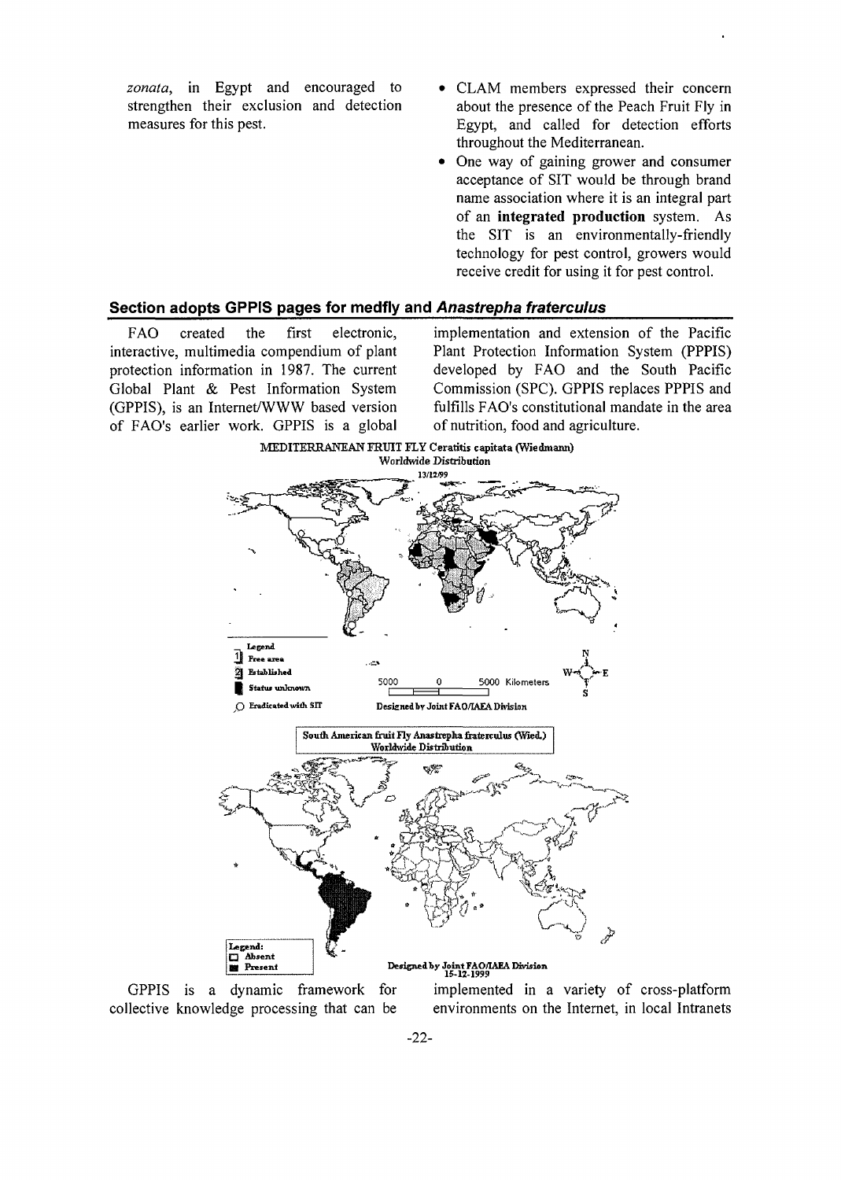*zonata*, in Egypt and encouraged to strengthen their exclusion and detection measures for this pest.

- CLAM members expressed their concern about the presence of the Peach Fruit Fly in Egypt, and called for detection efforts throughout the Mediterranean.
- One way of gaining grower and consumer acceptance of SIT would be through brand name association where it is an integral part of an **integrated production** system. As the SIT is an environmentally-friendly technology for pest control, growers would receive credit for using it for pest control.

## Section adopts GPPIS pages for medfly and *Anastrepha fraterculus*

FAO created the first electronic, interactive, multimedia compendium of plant protection information in 1987. The current Global Plant & Pest Information System (GPPIS), is an Internet/WWW based version of FAO's earlier work. GPPIS is a global implementation and extension of the Pacific Plant Protection Information System (PPPIS) developed by FAO and the South Pacific Commission (SPC). GPPIS replaces PPPIS and fulfills FAO's constitutional mandate in the area of nutrition, food and agriculture.

MEDITERRANEAN FRUIT FLY Ceratitis capitata (Wiedmann)
Worldwide Distribution
13/12/99

Legend: Free area; Established; Status unknown; Eradicated with SIT
5000 0 5000 Kilometers
Designed by Joint FAO/IAEA Division

South American fruit Fly Anastrepha fraterculus (Wied.)
Worldwide Distribution

Legend: Absent; Present
Designed by Joint FAO/IAEA Division 15-12-1999

GPPIS is a dynamic framework for collective knowledge processing that can be implemented in a variety of cross-platform environments on the Internet, in local Intranets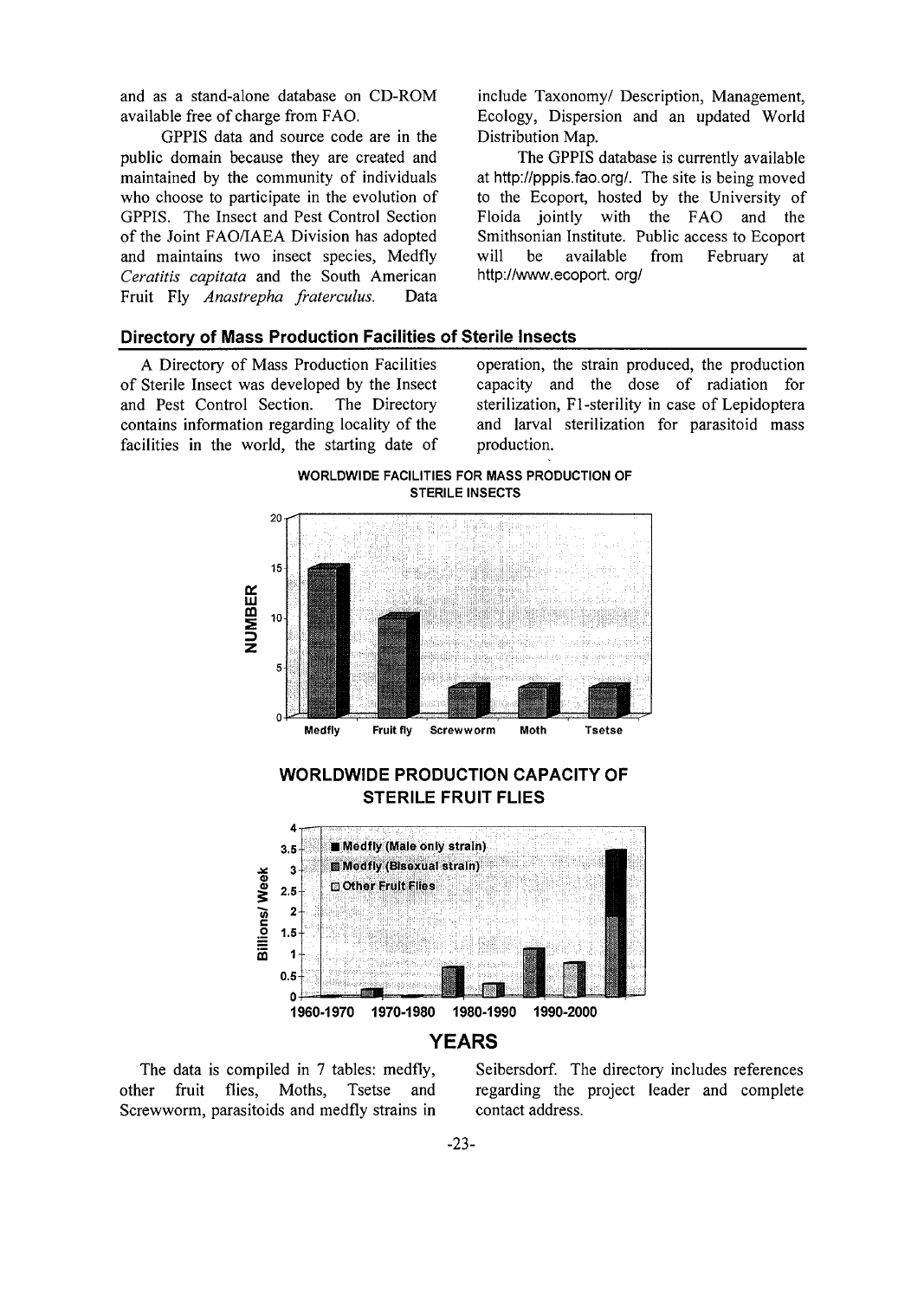and as a stand-alone database on CD-ROM available free of charge from FAO.

GPPIS data and source code are in the public domain because they are created and maintained by the community of individuals who choose to participate in the evolution of GPPIS. The Insect and Pest Control Section of the Joint FAO/IAEA Division has adopted and maintains two insect species, Medfly *Ceratitis capitata* and the South American Fruit Fly *Anastrepha fraterculus*. Data include Taxonomy/ Description, Management, Ecology, Dispersion and an updated World Distribution Map.

The GPPIS database is currently available at http://pppis.fao.org/. The site is being moved to the Ecoport, hosted by the University of Floida jointly with the FAO and the Smithsonian Institute. Public access to Ecoport will be available from February at http://www.ecoport. org/

## Directory of Mass Production Facilities of Sterile Insects

A Directory of Mass Production Facilities of Sterile Insect was developed by the Insect and Pest Control Section. The Directory contains information regarding locality of the facilities in the world, the starting date of operation, the strain produced, the production capacity and the dose of radiation for sterilization, F1-sterility in case of Lepidoptera and larval sterilization for parasitoid mass production.

WORLDWIDE FACILITIES FOR MASS PRODUCTION OF STERILE INSECTS

WORLDWIDE PRODUCTION CAPACITY OF STERILE FRUIT FLIES

The data is compiled in 7 tables: medfly, other fruit flies, Moths, Tsetse and Screwworm, parasitoids and medfly strains in Seibersdorf. The directory includes references regarding the project leader and complete contact address.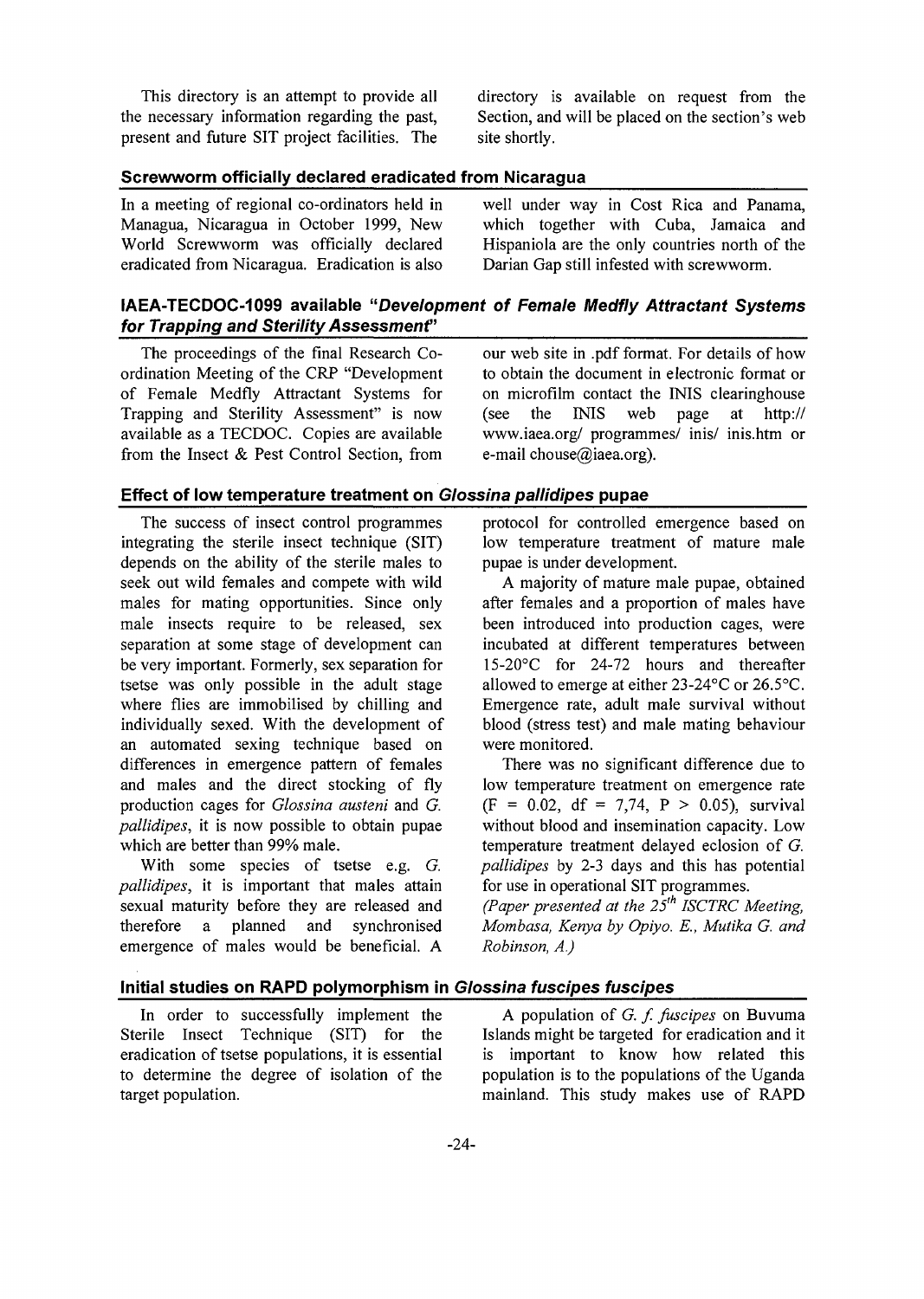This directory is an attempt to provide all the necessary information regarding the past, present and future SIT project facilities. The directory is available on request from the Section, and will be placed on the section's web site shortly.

## Screwworm officially declared eradicated from Nicaragua

In a meeting of regional co-ordinators held in Managua, Nicaragua in October 1999, New World Screwworm was officially declared eradicated from Nicaragua. Eradication is also well under way in Cost Rica and Panama, which together with Cuba, Jamaica and Hispaniola are the only countries north of the Darian Gap still infested with screwworm.

## IAEA-TECDOC-1099 available "*Development of Female Medfly Attractant Systems for Trapping and Sterility Assessment*"

The proceedings of the final Research Co-ordination Meeting of the CRP "Development of Female Medfly Attractant Systems for Trapping and Sterility Assessment" is now available as a TECDOC. Copies are available from the Insect & Pest Control Section, from our web site in .pdf format. For details of how to obtain the document in electronic format or on microfilm contact the INIS clearinghouse (see the INIS web page at http:// www.iaea.org/ programmes/ inis/ inis.htm or e-mail chouse@iaea.org).

## Effect of low temperature treatment on *Glossina pallidipes* pupae

The success of insect control programmes integrating the sterile insect technique (SIT) depends on the ability of the sterile males to seek out wild females and compete with wild males for mating opportunities. Since only male insects require to be released, sex separation at some stage of development can be very important. Formerly, sex separation for tsetse was only possible in the adult stage where flies are immobilised by chilling and individually sexed. With the development of an automated sexing technique based on differences in emergence pattern of females and males and the direct stocking of fly production cages for *Glossina austeni* and *G. pallidipes*, it is now possible to obtain pupae which are better than 99% male.

With some species of tsetse e.g. *G. pallidipes*, it is important that males attain sexual maturity before they are released and therefore a planned and synchronised emergence of males would be beneficial. A protocol for controlled emergence based on low temperature treatment of mature male pupae is under development.

A majority of mature male pupae, obtained after females and a proportion of males have been introduced into production cages, were incubated at different temperatures between 15-20°C for 24-72 hours and thereafter allowed to emerge at either 23-24°C or 26.5°C. Emergence rate, adult male survival without blood (stress test) and male mating behaviour were monitored.

There was no significant difference due to low temperature treatment on emergence rate ($F = 0.02$, $df = 7,74$, $P > 0.05$), survival without blood and insemination capacity. Low temperature treatment delayed eclosion of *G. pallidipes* by 2-3 days and this has potential for use in operational SIT programmes.

*(Paper presented at the 25th ISCTRC Meeting, Mombasa, Kenya by Opiyo. E., Mutika G. and Robinson, A.)*

## Initial studies on RAPD polymorphism in *Glossina fuscipes fuscipes*

In order to successfully implement the Sterile Insect Technique (SIT) for the eradication of tsetse populations, it is essential to determine the degree of isolation of the target population.

A population of *G. f. fuscipes* on Buvuma Islands might be targeted for eradication and it is important to know how related this population is to the populations of the Uganda mainland. This study makes use of RAPD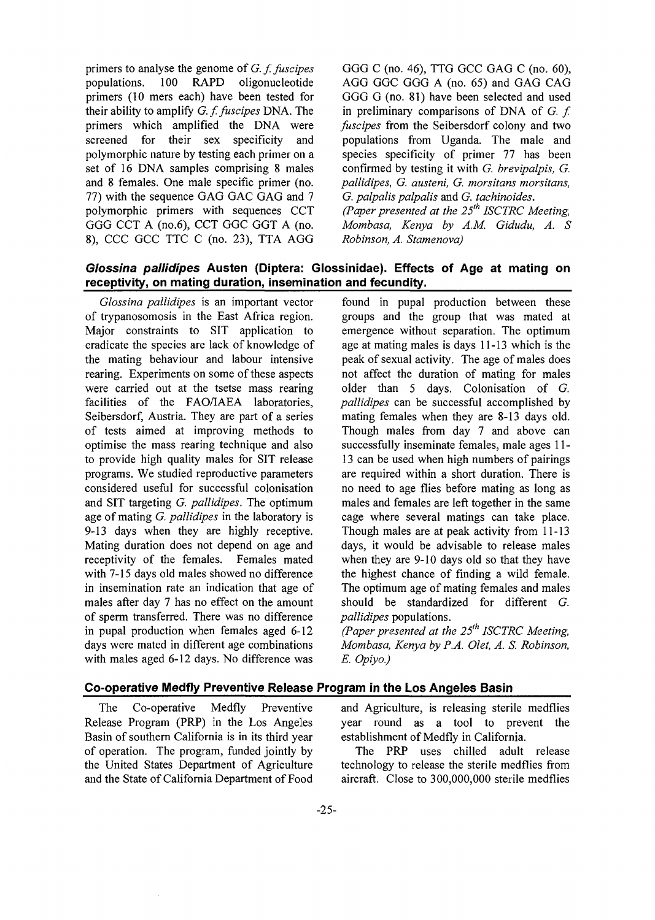primers to analyse the genome of *G. f. fuscipes* populations. 100 RAPD oligonucleotide primers (10 mers each) have been tested for their ability to amplify *G. f. fuscipes* DNA. The primers which amplified the DNA were screened for their sex specificity and polymorphic nature by testing each primer on a set of 16 DNA samples comprising 8 males and 8 females. One male specific primer (no. 77) with the sequence GAG GAC GAG and 7 polymorphic primers with sequences CCT GGG CCT A (no.6), CCT GGC GGT A (no. 8), CCC GCC TTC C (no. 23), TTA AGG GGG C (no. 46), TTG GCC GAG C (no. 60), AGG GGC GGG A (no. 65) and GAG CAG GGG G (no. 81) have been selected and used in preliminary comparisons of DNA of *G. f. fuscipes* from the Seibersdorf colony and two populations from Uganda. The male and species specificity of primer 77 has been confirmed by testing it with *G. brevipalpis, G. pallidipes, G. austeni, G. morsitans morsitans, G. palpalis palpalis* and *G. tachinoides*.

*(Paper presented at the 25th ISCTRC Meeting, Mombasa, Kenya by A.M. Gidudu, A. S Robinson, A. Stamenova)*

## *Glossina pallidipes* Austen (Diptera: Glossinidae). Effects of Age at mating on receptivity, on mating duration, insemination and fecundity.

*Glossina pallidipes* is an important vector of trypanosomosis in the East Africa region. Major constraints to SIT application to eradicate the species are lack of knowledge of the mating behaviour and labour intensive rearing. Experiments on some of these aspects were carried out at the tsetse mass rearing facilities of the FAO/IAEA laboratories, Seibersdorf, Austria. They are part of a series of tests aimed at improving methods to optimise the mass rearing technique and also to provide high quality males for SIT release programs. We studied reproductive parameters considered useful for successful colonisation and SIT targeting *G. pallidipes*. The optimum age of mating *G. pallidipes* in the laboratory is 9-13 days when they are highly receptive. Mating duration does not depend on age and receptivity of the females. Females mated with 7-15 days old males showed no difference in insemination rate an indication that age of males after day 7 has no effect on the amount of sperm transferred. There was no difference in pupal production when females aged 6-12 days were mated in different age combinations with males aged 6-12 days. No difference was found in pupal production between these groups and the group that was mated at emergence without separation. The optimum age at mating males is days 11-13 which is the peak of sexual activity. The age of males does not affect the duration of mating for males older than 5 days. Colonisation of *G. pallidipes* can be successful accomplished by mating females when they are 8-13 days old. Though males from day 7 and above can successfully inseminate females, male ages 11-13 can be used when high numbers of pairings are required within a short duration. There is no need to age flies before mating as long as males and females are left together in the same cage where several matings can take place. Though males are at peak activity from 11-13 days, it would be advisable to release males when they are 9-10 days old so that they have the highest chance of finding a wild female. The optimum age of mating females and males should be standardized for different *G. pallidipes* populations.

*(Paper presented at the 25th ISCTRC Meeting, Mombasa, Kenya by P.A. Olet, A. S. Robinson, E. Opiyo.)*

## Co-operative Medfly Preventive Release Program in the Los Angeles Basin

The Co-operative Medfly Preventive Release Program (PRP) in the Los Angeles Basin of southern California is in its third year of operation. The program, funded jointly by the United States Department of Agriculture and the State of California Department of Food and Agriculture, is releasing sterile medflies year round as a tool to prevent the establishment of Medfly in California.

The PRP uses chilled adult release technology to release the sterile medflies from aircraft. Close to 300,000,000 sterile medflies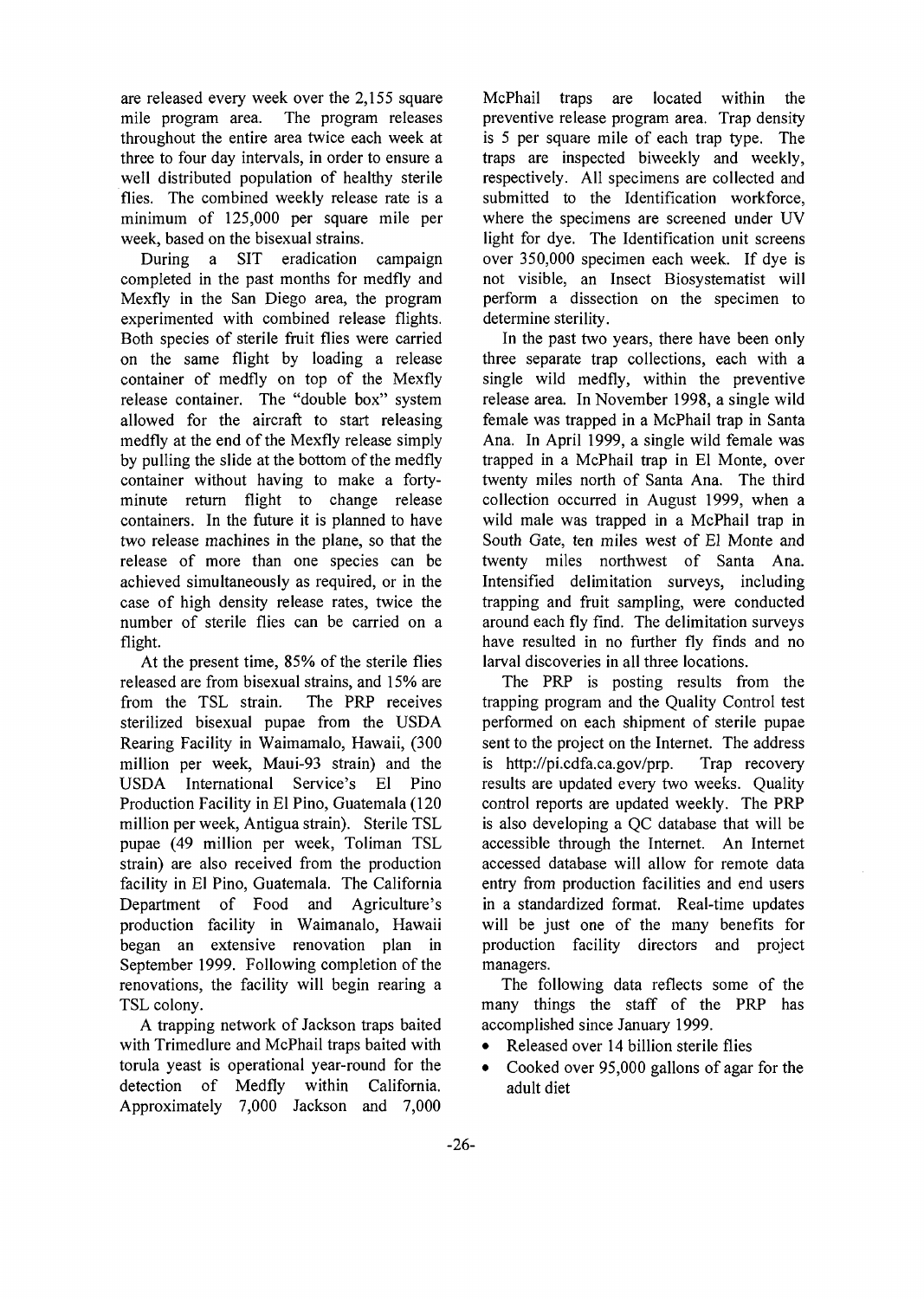are released every week over the 2,155 square mile program area. The program releases throughout the entire area twice each week at three to four day intervals, in order to ensure a well distributed population of healthy sterile flies. The combined weekly release rate is a minimum of 125,000 per square mile per week, based on the bisexual strains.

During a SIT eradication campaign completed in the past months for medfly and Mexfly in the San Diego area, the program experimented with combined release flights. Both species of sterile fruit flies were carried on the same flight by loading a release container of medfly on top of the Mexfly release container. The "double box" system allowed for the aircraft to start releasing medfly at the end of the Mexfly release simply by pulling the slide at the bottom of the medfly container without having to make a forty-minute return flight to change release containers. In the future it is planned to have two release machines in the plane, so that the release of more than one species can be achieved simultaneously as required, or in the case of high density release rates, twice the number of sterile flies can be carried on a flight.

At the present time, 85% of the sterile flies released are from bisexual strains, and 15% are from the TSL strain. The PRP receives sterilized bisexual pupae from the USDA Rearing Facility in Waimamalo, Hawaii, (300 million per week, Maui-93 strain) and the USDA International Service's El Pino Production Facility in El Pino, Guatemala (120 million per week, Antigua strain). Sterile TSL pupae (49 million per week, Toliman TSL strain) are also received from the production facility in El Pino, Guatemala. The California Department of Food and Agriculture's production facility in Waimanalo, Hawaii began an extensive renovation plan in September 1999. Following completion of the renovations, the facility will begin rearing a TSL colony.

A trapping network of Jackson traps baited with Trimedlure and McPhail traps baited with torula yeast is operational year-round for the detection of Medfly within California. Approximately 7,000 Jackson and 7,000 McPhail traps are located within the preventive release program area. Trap density is 5 per square mile of each trap type. The traps are inspected biweekly and weekly, respectively. All specimens are collected and submitted to the Identification workforce, where the specimens are screened under UV light for dye. The Identification unit screens over 350,000 specimen each week. If dye is not visible, an Insect Biosystematist will perform a dissection on the specimen to determine sterility.

In the past two years, there have been only three separate trap collections, each with a single wild medfly, within the preventive release area. In November 1998, a single wild female was trapped in a McPhail trap in Santa Ana. In April 1999, a single wild female was trapped in a McPhail trap in El Monte, over twenty miles north of Santa Ana. The third collection occurred in August 1999, when a wild male was trapped in a McPhail trap in South Gate, ten miles west of El Monte and twenty miles northwest of Santa Ana. Intensified delimitation surveys, including trapping and fruit sampling, were conducted around each fly find. The delimitation surveys have resulted in no further fly finds and no larval discoveries in all three locations.

The PRP is posting results from the trapping program and the Quality Control test performed on each shipment of sterile pupae sent to the project on the Internet. The address is http://pi.cdfa.ca.gov/prp. Trap recovery results are updated every two weeks. Quality control reports are updated weekly. The PRP is also developing a QC database that will be accessible through the Internet. An Internet accessed database will allow for remote data entry from production facilities and end users in a standardized format. Real-time updates will be just one of the many benefits for production facility directors and project managers.

The following data reflects some of the many things the staff of the PRP has accomplished since January 1999.

- Released over 14 billion sterile flies
- Cooked over 95,000 gallons of agar for the adult diet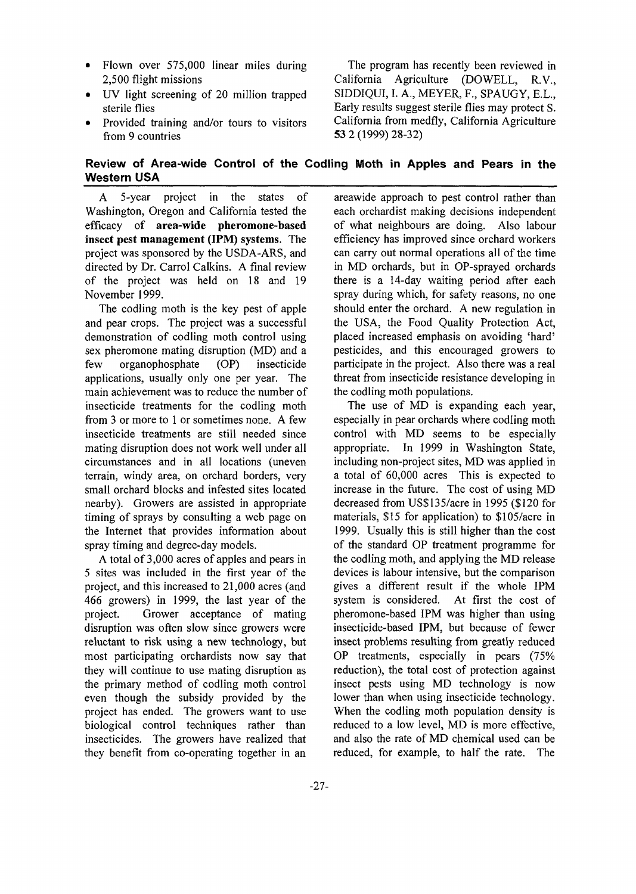- Flown over 575,000 linear miles during 2,500 flight missions
- UV light screening of 20 million trapped sterile flies
- Provided training and/or tours to visitors from 9 countries

The program has recently been reviewed in California Agriculture (DOWELL, R.V., SIDDIQUI, I. A., MEYER, F., SPAUGY, E.L., Early results suggest sterile flies may protect S. California from medfly, California Agriculture **53** 2 (1999) 28-32)

## Review of Area-wide Control of the Codling Moth in Apples and Pears in the Western USA

A 5-year project in the states of Washington, Oregon and California tested the efficacy of **area-wide pheromone-based insect pest management (IPM) systems**. The project was sponsored by the USDA-ARS, and directed by Dr. Carrol Calkins. A final review of the project was held on 18 and 19 November 1999.

The codling moth is the key pest of apple and pear crops. The project was a successful demonstration of codling moth control using sex pheromone mating disruption (MD) and a few organophosphate (OP) insecticide applications, usually only one per year. The main achievement was to reduce the number of insecticide treatments for the codling moth from 3 or more to 1 or sometimes none. A few insecticide treatments are still needed since mating disruption does not work well under all circumstances and in all locations (uneven terrain, windy area, on orchard borders, very small orchard blocks and infested sites located nearby). Growers are assisted in appropriate timing of sprays by consulting a web page on the Internet that provides information about spray timing and degree-day models.

A total of 3,000 acres of apples and pears in 5 sites was included in the first year of the project, and this increased to 21,000 acres (and 466 growers) in 1999, the last year of the project. Grower acceptance of mating disruption was often slow since growers were reluctant to risk using a new technology, but most participating orchardists now say that they will continue to use mating disruption as the primary method of codling moth control even though the subsidy provided by the project has ended. The growers want to use biological control techniques rather than insecticides. The growers have realized that they benefit from co-operating together in an areawide approach to pest control rather than each orchardist making decisions independent of what neighbours are doing. Also labour efficiency has improved since orchard workers can carry out normal operations all of the time in MD orchards, but in OP-sprayed orchards there is a 14-day waiting period after each spray during which, for safety reasons, no one should enter the orchard. A new regulation in the USA, the Food Quality Protection Act, placed increased emphasis on avoiding 'hard' pesticides, and this encouraged growers to participate in the project. Also there was a real threat from insecticide resistance developing in the codling moth populations.

The use of MD is expanding each year, especially in pear orchards where codling moth control with MD seems to be especially appropriate. In 1999 in Washington State, including non-project sites, MD was applied in a total of 60,000 acres This is expected to increase in the future. The cost of using MD decreased from US$135/acre in 1995 ($120 for materials, $15 for application) to $105/acre in 1999. Usually this is still higher than the cost of the standard OP treatment programme for the codling moth, and applying the MD release devices is labour intensive, but the comparison gives a different result if the whole IPM system is considered. At first the cost of pheromone-based IPM was higher than using insecticide-based IPM, but because of fewer insect problems resulting from greatly reduced OP treatments, especially in pears (75% reduction), the total cost of protection against insect pests using MD technology is now lower than when using insecticide technology. When the codling moth population density is reduced to a low level, MD is more effective, and also the rate of MD chemical used can be reduced, for example, to half the rate. The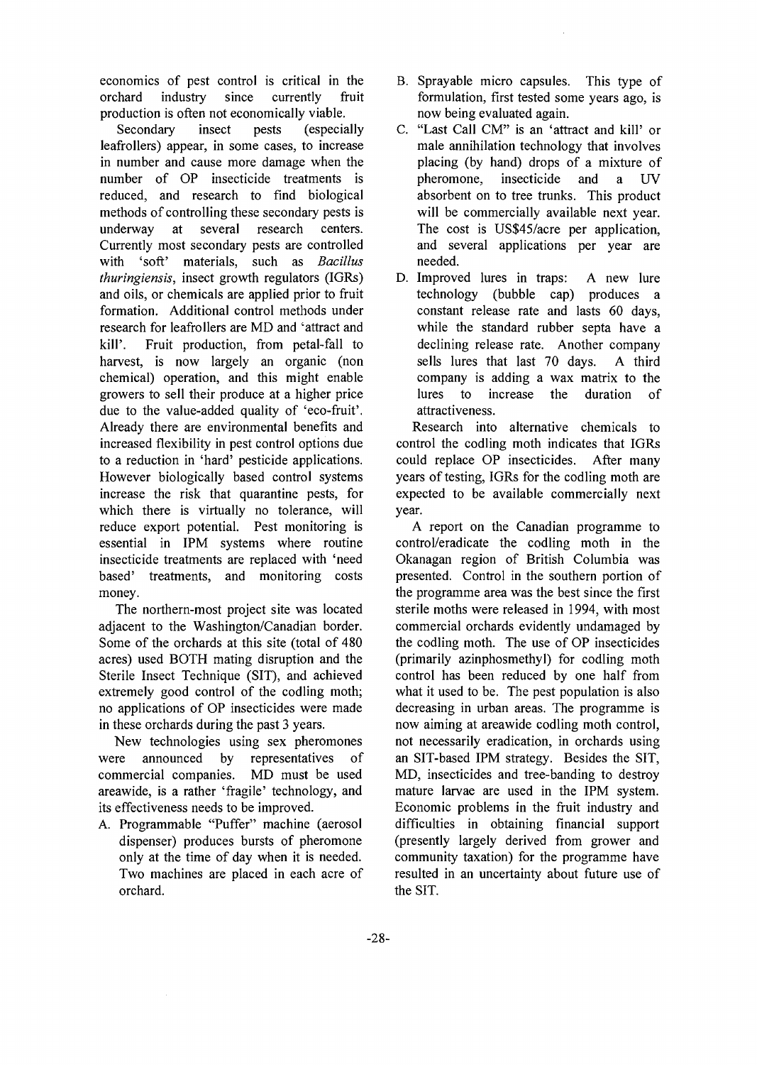economics of pest control is critical in the orchard industry since currently fruit production is often not economically viable.

Secondary insect pests (especially leafrollers) appear, in some cases, to increase in number and cause more damage when the number of OP insecticide treatments is reduced, and research to find biological methods of controlling these secondary pests is underway at several research centers. Currently most secondary pests are controlled with 'soft' materials, such as *Bacillus thuringiensis*, insect growth regulators (IGRs) and oils, or chemicals are applied prior to fruit formation. Additional control methods under research for leafrollers are MD and 'attract and kill'. Fruit production, from petal-fall to harvest, is now largely an organic (non chemical) operation, and this might enable growers to sell their produce at a higher price due to the value-added quality of 'eco-fruit'. Already there are environmental benefits and increased flexibility in pest control options due to a reduction in 'hard' pesticide applications. However biologically based control systems increase the risk that quarantine pests, for which there is virtually no tolerance, will reduce export potential. Pest monitoring is essential in IPM systems where routine insecticide treatments are replaced with 'need based' treatments, and monitoring costs money.

The northern-most project site was located adjacent to the Washington/Canadian border. Some of the orchards at this site (total of 480 acres) used BOTH mating disruption and the Sterile Insect Technique (SIT), and achieved extremely good control of the codling moth; no applications of OP insecticides were made in these orchards during the past 3 years.

New technologies using sex pheromones were announced by representatives of commercial companies. MD must be used areawide, is a rather 'fragile' technology, and its effectiveness needs to be improved.

A. Programmable "Puffer" machine (aerosol dispenser) produces bursts of pheromone only at the time of day when it is needed. Two machines are placed in each acre of orchard.
B. Sprayable micro capsules. This type of formulation, first tested some years ago, is now being evaluated again.
C. "Last Call CM" is an 'attract and kill' or male annihilation technology that involves placing (by hand) drops of a mixture of pheromone, insecticide and a UV absorbent on to tree trunks. This product will be commercially available next year. The cost is US$45/acre per application, and several applications per year are needed.
D. Improved lures in traps: A new lure technology (bubble cap) produces a constant release rate and lasts 60 days, while the standard rubber septa have a declining release rate. Another company sells lures that last 70 days. A third company is adding a wax matrix to the lures to increase the duration of attractiveness.

Research into alternative chemicals to control the codling moth indicates that IGRs could replace OP insecticides. After many years of testing, IGRs for the codling moth are expected to be available commercially next year.

A report on the Canadian programme to control/eradicate the codling moth in the Okanagan region of British Columbia was presented. Control in the southern portion of the programme area was the best since the first sterile moths were released in 1994, with most commercial orchards evidently undamaged by the codling moth. The use of OP insecticides (primarily azinphosmethyl) for codling moth control has been reduced by one half from what it used to be. The pest population is also decreasing in urban areas. The programme is now aiming at areawide codling moth control, not necessarily eradication, in orchards using an SIT-based IPM strategy. Besides the SIT, MD, insecticides and tree-banding to destroy mature larvae are used in the IPM system. Economic problems in the fruit industry and difficulties in obtaining financial support (presently largely derived from grower and community taxation) for the programme have resulted in an uncertainty about future use of the SIT.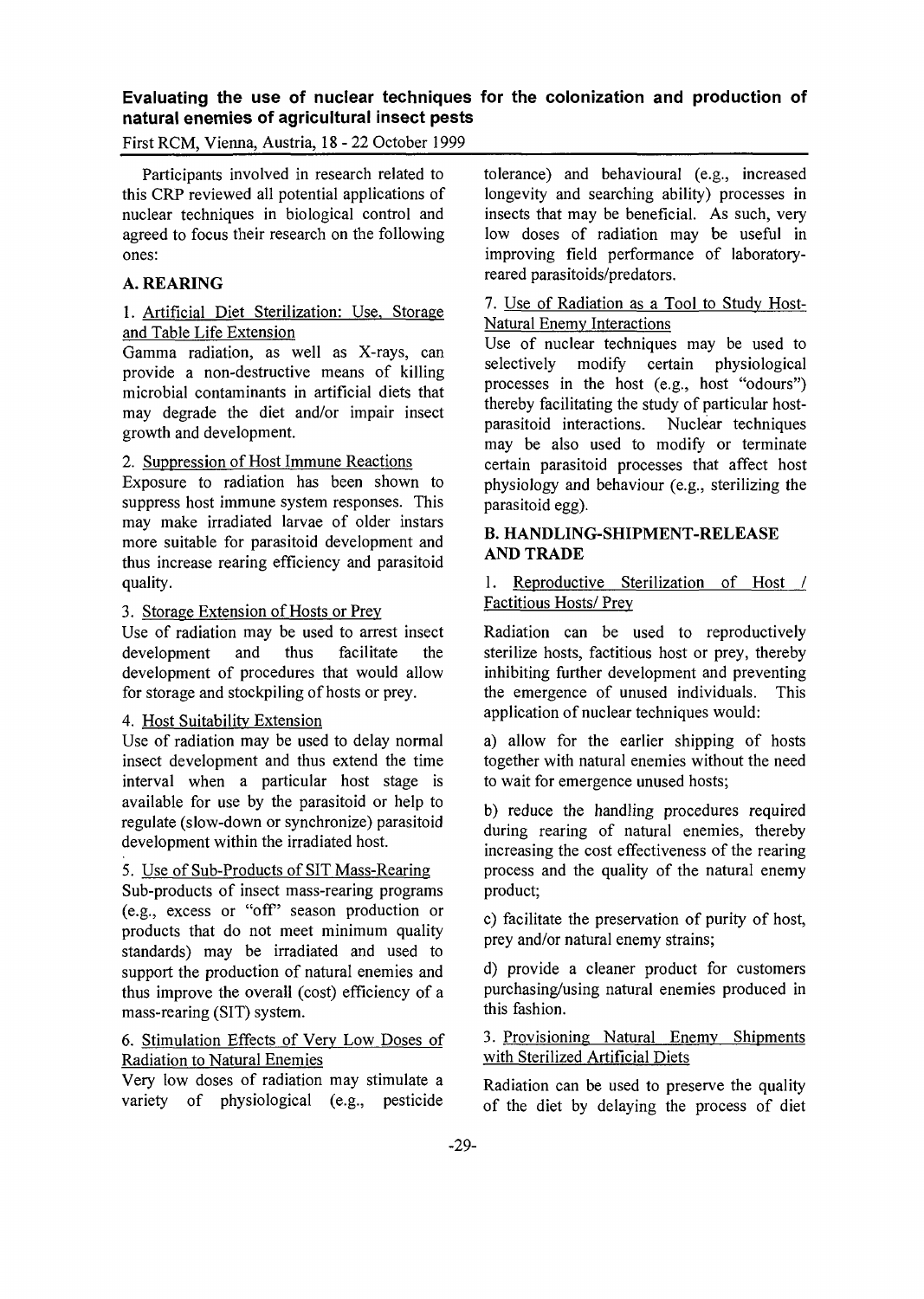## Evaluating the use of nuclear techniques for the colonization and production of natural enemies of agricultural insect pests

First RCM, Vienna, Austria, 18 - 22 October 1999

Participants involved in research related to this CRP reviewed all potential applications of nuclear techniques in biological control and agreed to focus their research on the following ones:

### A. REARING

1. Artificial Diet Sterilization: Use, Storage and Table Life Extension

Gamma radiation, as well as X-rays, can provide a non-destructive means of killing microbial contaminants in artificial diets that may degrade the diet and/or impair insect growth and development.

2. Suppression of Host Immune Reactions

Exposure to radiation has been shown to suppress host immune system responses. This may make irradiated larvae of older instars more suitable for parasitoid development and thus increase rearing efficiency and parasitoid quality.

3. Storage Extension of Hosts or Prey

Use of radiation may be used to arrest insect development and thus facilitate the development of procedures that would allow for storage and stockpiling of hosts or prey.

4. Host Suitability Extension

Use of radiation may be used to delay normal insect development and thus extend the time interval when a particular host stage is available for use by the parasitoid or help to regulate (slow-down or synchronize) parasitoid development within the irradiated host.

5. Use of Sub-Products of SIT Mass-Rearing

Sub-products of insect mass-rearing programs (e.g., excess or "off" season production or products that do not meet minimum quality standards) may be irradiated and used to support the production of natural enemies and thus improve the overall (cost) efficiency of a mass-rearing (SIT) system.

6. Stimulation Effects of Very Low Doses of Radiation to Natural Enemies

Very low doses of radiation may stimulate a variety of physiological (e.g., pesticide tolerance) and behavioural (e.g., increased longevity and searching ability) processes in insects that may be beneficial. As such, very low doses of radiation may be useful in improving field performance of laboratory-reared parasitoids/predators.

7. Use of Radiation as a Tool to Study Host-Natural Enemy Interactions

Use of nuclear techniques may be used to selectively modify certain physiological processes in the host (e.g., host "odours") thereby facilitating the study of particular host-parasitoid interactions. Nuclear techniques may be also used to modify or terminate certain parasitoid processes that affect host physiology and behaviour (e.g., sterilizing the parasitoid egg).

### B. HANDLING-SHIPMENT-RELEASE AND TRADE

1. Reproductive Sterilization of Host / Factitious Hosts/ Prey

Radiation can be used to reproductively sterilize hosts, factitious host or prey, thereby inhibiting further development and preventing the emergence of unused individuals. This application of nuclear techniques would:

a) allow for the earlier shipping of hosts together with natural enemies without the need to wait for emergence unused hosts;

b) reduce the handling procedures required during rearing of natural enemies, thereby increasing the cost effectiveness of the rearing process and the quality of the natural enemy product;

c) facilitate the preservation of purity of host, prey and/or natural enemy strains;

d) provide a cleaner product for customers purchasing/using natural enemies produced in this fashion.

3. Provisioning Natural Enemy Shipments with Sterilized Artificial Diets

Radiation can be used to preserve the quality of the diet by delaying the process of diet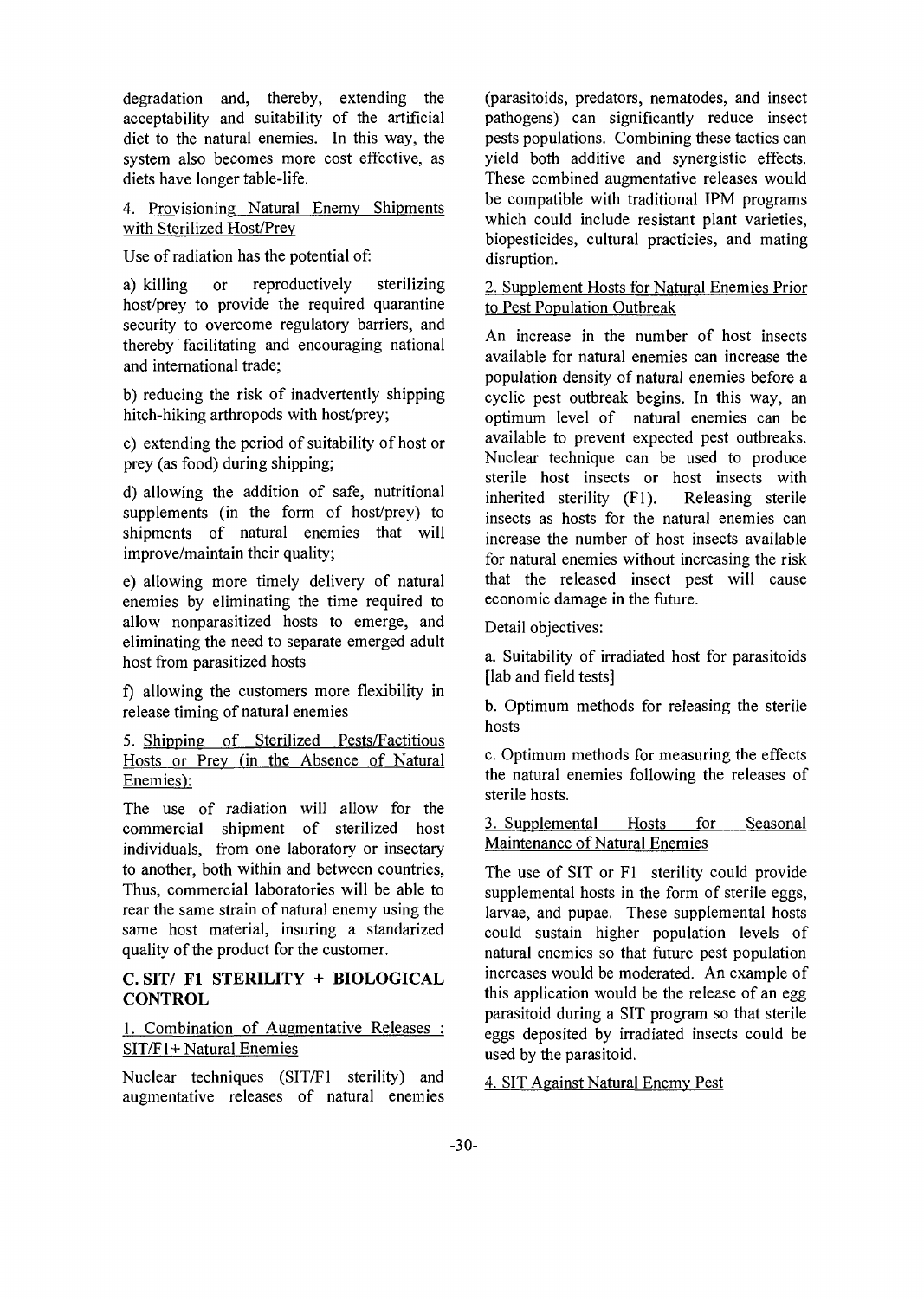degradation and, thereby, extending the acceptability and suitability of the artificial diet to the natural enemies. In this way, the system also becomes more cost effective, as diets have longer table-life.

4. Provisioning Natural Enemy Shipments with Sterilized Host/Prey

Use of radiation has the potential of:

a) killing or reproductively sterilizing host/prey to provide the required quarantine security to overcome regulatory barriers, and thereby facilitating and encouraging national and international trade;

b) reducing the risk of inadvertently shipping hitch-hiking arthropods with host/prey;

c) extending the period of suitability of host or prey (as food) during shipping;

d) allowing the addition of safe, nutritional supplements (in the form of host/prey) to shipments of natural enemies that will improve/maintain their quality;

e) allowing more timely delivery of natural enemies by eliminating the time required to allow nonparasitized hosts to emerge, and eliminating the need to separate emerged adult host from parasitized hosts

f) allowing the customers more flexibility in release timing of natural enemies

5. Shipping of Sterilized Pests/Factitious Hosts or Prey (in the Absence of Natural Enemies):

The use of radiation will allow for the commercial shipment of sterilized host individuals, from one laboratory or insectary to another, both within and between countries, Thus, commercial laboratories will be able to rear the same strain of natural enemy using the same host material, insuring a standarized quality of the product for the customer.

### C. SIT/ F1 STERILITY + BIOLOGICAL CONTROL

1. Combination of Augmentative Releases : SIT/F1+ Natural Enemies

Nuclear techniques (SIT/F1 sterility) and augmentative releases of natural enemies (parasitoids, predators, nematodes, and insect pathogens) can significantly reduce insect pests populations. Combining these tactics can yield both additive and synergistic effects. These combined augmentative releases would be compatible with traditional IPM programs which could include resistant plant varieties, biopesticides, cultural practicies, and mating disruption.

2. Supplement Hosts for Natural Enemies Prior to Pest Population Outbreak

An increase in the number of host insects available for natural enemies can increase the population density of natural enemies before a cyclic pest outbreak begins. In this way, an optimum level of natural enemies can be available to prevent expected pest outbreaks. Nuclear technique can be used to produce sterile host insects or host insects with inherited sterility (F1). Releasing sterile insects as hosts for the natural enemies can increase the number of host insects available for natural enemies without increasing the risk that the released insect pest will cause economic damage in the future.

Detail objectives:

a. Suitability of irradiated host for parasitoids [lab and field tests]

b. Optimum methods for releasing the sterile hosts

c. Optimum methods for measuring the effects the natural enemies following the releases of sterile hosts.

3. Supplemental Hosts for Seasonal Maintenance of Natural Enemies

The use of SIT or F1 sterility could provide supplemental hosts in the form of sterile eggs, larvae, and pupae. These supplemental hosts could sustain higher population levels of natural enemies so that future pest population increases would be moderated. An example of this application would be the release of an egg parasitoid during a SIT program so that sterile eggs deposited by irradiated insects could be used by the parasitoid.

4. SIT Against Natural Enemy Pest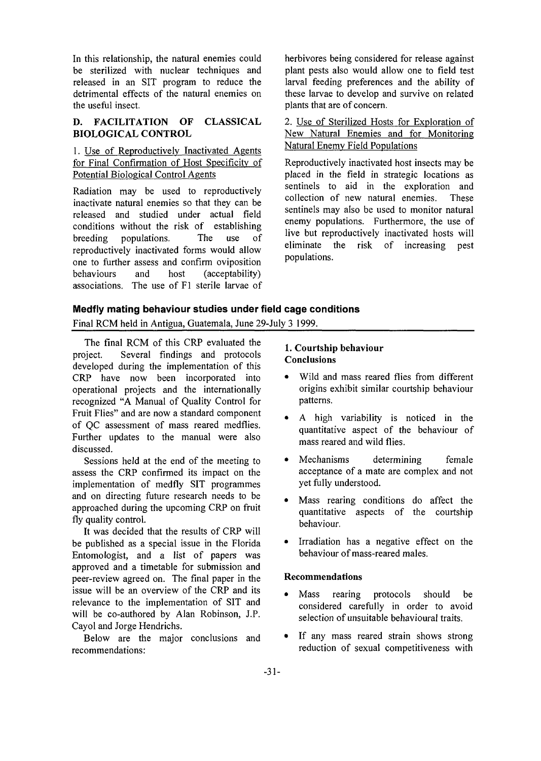In this relationship, the natural enemies could be sterilized with nuclear techniques and released in an SIT program to reduce the detrimental effects of the natural enemies on the useful insect.

### D. FACILITATION OF CLASSICAL BIOLOGICAL CONTROL

1. Use of Reproductively Inactivated Agents for Final Confirmation of Host Specificity of Potential Biological Control Agents

Radiation may be used to reproductively inactivate natural enemies so that they can be released and studied under actual field conditions without the risk of establishing breeding populations. The use of reproductively inactivated forms would allow one to further assess and confirm oviposition behaviours and host (acceptability) associations. The use of F1 sterile larvae of herbivores being considered for release against plant pests also would allow one to field test larval feeding preferences and the ability of these larvae to develop and survive on related plants that are of concern.

2. Use of Sterilized Hosts for Exploration of New Natural Enemies and for Monitoring Natural Enemy Field Populations

Reproductively inactivated host insects may be placed in the field in strategic locations as sentinels to aid in the exploration and collection of new natural enemies. These sentinels may also be used to monitor natural enemy populations. Furthermore, the use of live but reproductively inactivated hosts will eliminate the risk of increasing pest populations.

## Medfly mating behaviour studies under field cage conditions

Final RCM held in Antigua, Guatemala, June 29-July 3 1999.

The final RCM of this CRP evaluated the project. Several findings and protocols developed during the implementation of this CRP have now been incorporated into operational projects and the internationally recognized "A Manual of Quality Control for Fruit Flies" and are now a standard component of QC assessment of mass reared medflies. Further updates to the manual were also discussed.

Sessions held at the end of the meeting to assess the CRP confirmed its impact on the implementation of medfly SIT programmes and on directing future research needs to be approached during the upcoming CRP on fruit fly quality control.

It was decided that the results of CRP will be published as a special issue in the Florida Entomologist, and a list of papers was approved and a timetable for submission and peer-review agreed on. The final paper in the issue will be an overview of the CRP and its relevance to the implementation of SIT and will be co-authored by Alan Robinson, J.P. Cayol and Jorge Hendrichs.

Below are the major conclusions and recommendations:

### 1. Courtship behaviour

**Conclusions**

- Wild and mass reared flies from different origins exhibit similar courtship behaviour patterns.
- A high variability is noticed in the quantitative aspect of the behaviour of mass reared and wild flies.
- Mechanisms determining female acceptance of a mate are complex and not yet fully understood.
- Mass rearing conditions do affect the quantitative aspects of the courtship behaviour.
- Irradiation has a negative effect on the behaviour of mass-reared males.

**Recommendations**

- Mass rearing protocols should be considered carefully in order to avoid selection of unsuitable behavioural traits.
- If any mass reared strain shows strong reduction of sexual competitiveness with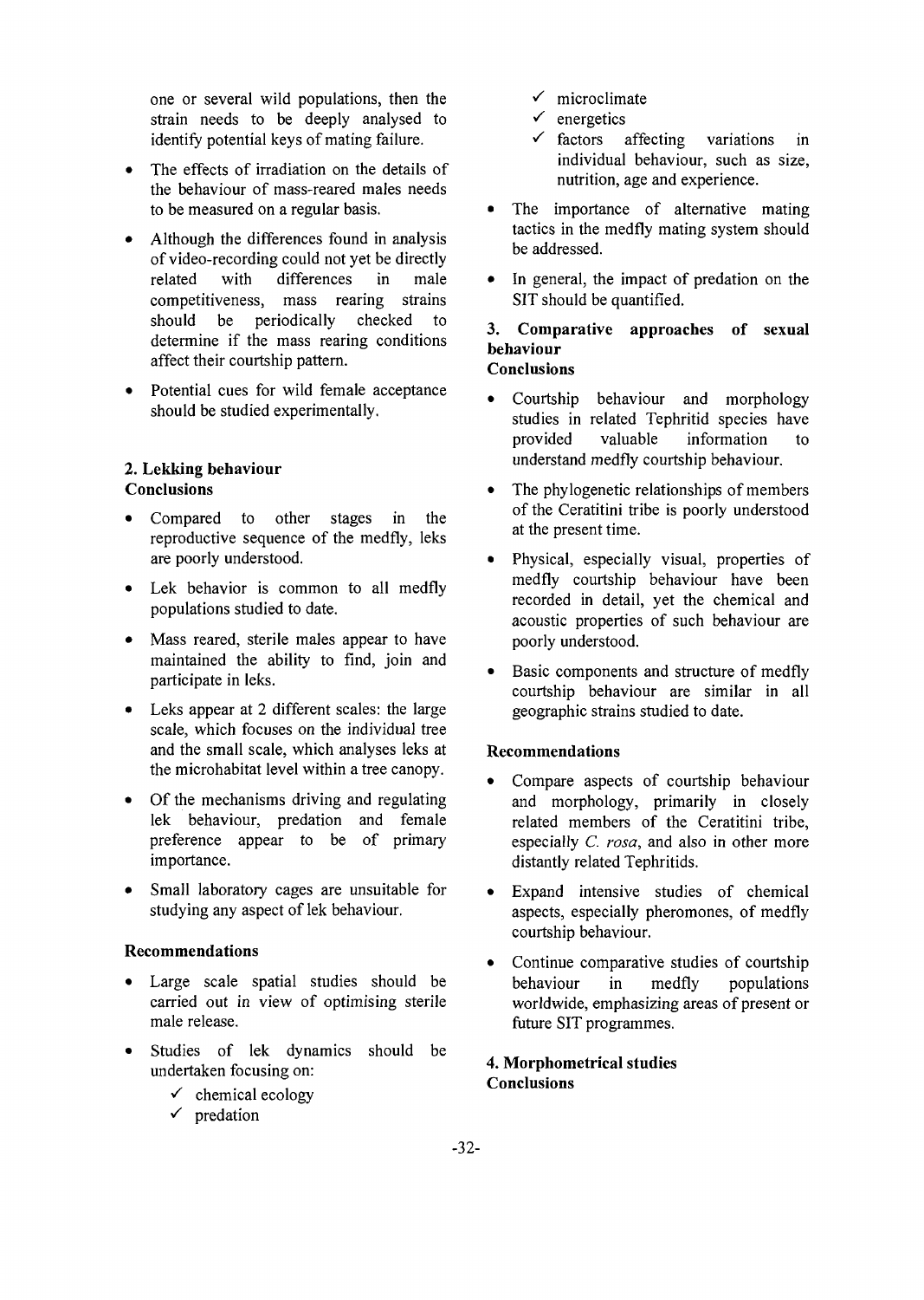one or several wild populations, then the strain needs to be deeply analysed to identify potential keys of mating failure.

- The effects of irradiation on the details of the behaviour of mass-reared males needs to be measured on a regular basis.
- Although the differences found in analysis of video-recording could not yet be directly related with differences in male competitiveness, mass rearing strains should be periodically checked to determine if the mass rearing conditions affect their courtship pattern.
- Potential cues for wild female acceptance should be studied experimentally.

## 2. Lekking behaviour

### Conclusions

- Compared to other stages in the reproductive sequence of the medfly, leks are poorly understood.
- Lek behavior is common to all medfly populations studied to date.
- Mass reared, sterile males appear to have maintained the ability to find, join and participate in leks.
- Leks appear at 2 different scales: the large scale, which focuses on the individual tree and the small scale, which analyses leks at the microhabitat level within a tree canopy.
- Of the mechanisms driving and regulating lek behaviour, predation and female preference appear to be of primary importance.
- Small laboratory cages are unsuitable for studying any aspect of lek behaviour.

### Recommendations

- Large scale spatial studies should be carried out in view of optimising sterile male release.
- Studies of lek dynamics should be undertaken focusing on:
  - ✓ chemical ecology
  - ✓ predation
  - ✓ microclimate
  - ✓ energetics
  - ✓ factors affecting variations in individual behaviour, such as size, nutrition, age and experience.
- The importance of alternative mating tactics in the medfly mating system should be addressed.
- In general, the impact of predation on the SIT should be quantified.

## 3. Comparative approaches of sexual behaviour

### Conclusions

- Courtship behaviour and morphology studies in related Tephritid species have provided valuable information to understand medfly courtship behaviour.
- The phylogenetic relationships of members of the Ceratitini tribe is poorly understood at the present time.
- Physical, especially visual, properties of medfly courtship behaviour have been recorded in detail, yet the chemical and acoustic properties of such behaviour are poorly understood.
- Basic components and structure of medfly courtship behaviour are similar in all geographic strains studied to date.

### Recommendations

- Compare aspects of courtship behaviour and morphology, primarily in closely related members of the Ceratitini tribe, especially *C. rosa*, and also in other more distantly related Tephritids.
- Expand intensive studies of chemical aspects, especially pheromones, of medfly courtship behaviour.
- Continue comparative studies of courtship behaviour in medfly populations worldwide, emphasizing areas of present or future SIT programmes.

## 4. Morphometrical studies

### Conclusions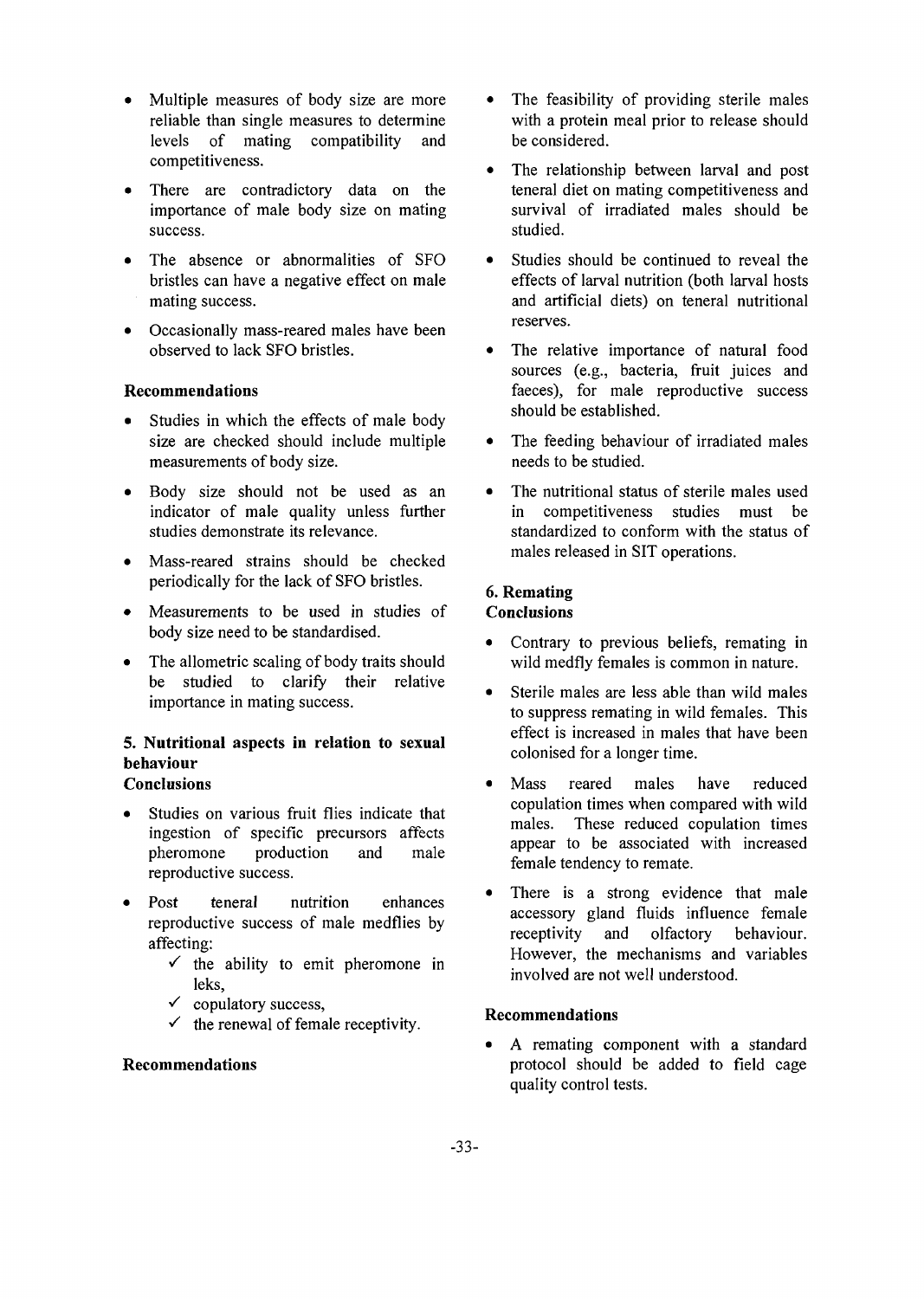- Multiple measures of body size are more reliable than single measures to determine levels of mating compatibility and competitiveness.
- There are contradictory data on the importance of male body size on mating success.
- The absence or abnormalities of SFO bristles can have a negative effect on male mating success.
- Occasionally mass-reared males have been observed to lack SFO bristles.

**Recommendations**

- Studies in which the effects of male body size are checked should include multiple measurements of body size.
- Body size should not be used as an indicator of male quality unless further studies demonstrate its relevance.
- Mass-reared strains should be checked periodically for the lack of SFO bristles.
- Measurements to be used in studies of body size need to be standardised.
- The allometric scaling of body traits should be studied to clarify their relative importance in mating success.

### 5. Nutritional aspects in relation to sexual behaviour

**Conclusions**

- Studies on various fruit flies indicate that ingestion of specific precursors affects pheromone production and male reproductive success.
- Post teneral nutrition enhances reproductive success of male medflies by affecting:
  - ✓ the ability to emit pheromone in leks,
  - ✓ copulatory success,
  - ✓ the renewal of female receptivity.

**Recommendations**

- The feasibility of providing sterile males with a protein meal prior to release should be considered.
- The relationship between larval and post teneral diet on mating competitiveness and survival of irradiated males should be studied.
- Studies should be continued to reveal the effects of larval nutrition (both larval hosts and artificial diets) on teneral nutritional reserves.
- The relative importance of natural food sources (e.g., bacteria, fruit juices and faeces), for male reproductive success should be established.
- The feeding behaviour of irradiated males needs to be studied.
- The nutritional status of sterile males used in competitiveness studies must be standardized to conform with the status of males released in SIT operations.

### 6. Remating

**Conclusions**

- Contrary to previous beliefs, remating in wild medfly females is common in nature.
- Sterile males are less able than wild males to suppress remating in wild females. This effect is increased in males that have been colonised for a longer time.
- Mass reared males have reduced copulation times when compared with wild males. These reduced copulation times appear to be associated with increased female tendency to remate.
- There is a strong evidence that male accessory gland fluids influence female receptivity and olfactory behaviour. However, the mechanisms and variables involved are not well understood.

**Recommendations**

- A remating component with a standard protocol should be added to field cage quality control tests.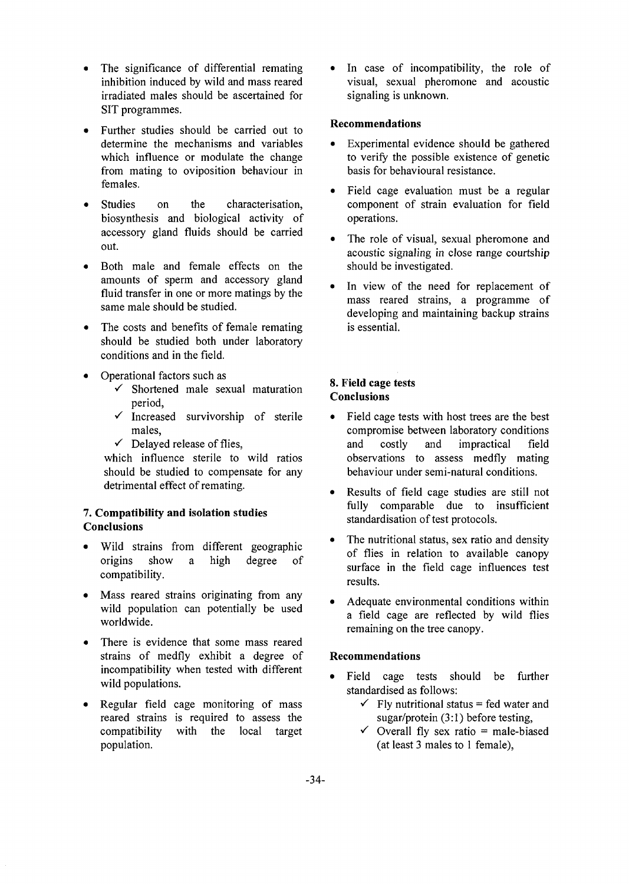- The significance of differential remating inhibition induced by wild and mass reared irradiated males should be ascertained for SIT programmes.
- Further studies should be carried out to determine the mechanisms and variables which influence or modulate the change from mating to oviposition behaviour in females.
- Studies on the characterisation, biosynthesis and biological activity of accessory gland fluids should be carried out.
- Both male and female effects on the amounts of sperm and accessory gland fluid transfer in one or more matings by the same male should be studied.
- The costs and benefits of female remating should be studied both under laboratory conditions and in the field.
- Operational factors such as
    - ✓ Shortened male sexual maturation period,
    - ✓ Increased survivorship of sterile males,
    - ✓ Delayed release of flies,

  which influence sterile to wild ratios should be studied to compensate for any detrimental effect of remating.

### 7. Compatibility and isolation studies

**Conclusions**

- Wild strains from different geographic origins show a high degree of compatibility.
- Mass reared strains originating from any wild population can potentially be used worldwide.
- There is evidence that some mass reared strains of medfly exhibit a degree of incompatibility when tested with different wild populations.
- Regular field cage monitoring of mass reared strains is required to assess the compatibility with the local target population.
- In case of incompatibility, the role of visual, sexual pheromone and acoustic signaling is unknown.

**Recommendations**

- Experimental evidence should be gathered to verify the possible existence of genetic basis for behavioural resistance.
- Field cage evaluation must be a regular component of strain evaluation for field operations.
- The role of visual, sexual pheromone and acoustic signaling in close range courtship should be investigated.
- In view of the need for replacement of mass reared strains, a programme of developing and maintaining backup strains is essential.

### 8. Field cage tests

**Conclusions**

- Field cage tests with host trees are the best compromise between laboratory conditions and costly and impractical field observations to assess medfly mating behaviour under semi-natural conditions.
- Results of field cage studies are still not fully comparable due to insufficient standardisation of test protocols.
- The nutritional status, sex ratio and density of flies in relation to available canopy surface in the field cage influences test results.
- Adequate environmental conditions within a field cage are reflected by wild flies remaining on the tree canopy.

**Recommendations**

- Field cage tests should be further standardised as follows:
    - ✓ Fly nutritional status = fed water and sugar/protein (3:1) before testing,
    - ✓ Overall fly sex ratio = male-biased (at least 3 males to 1 female),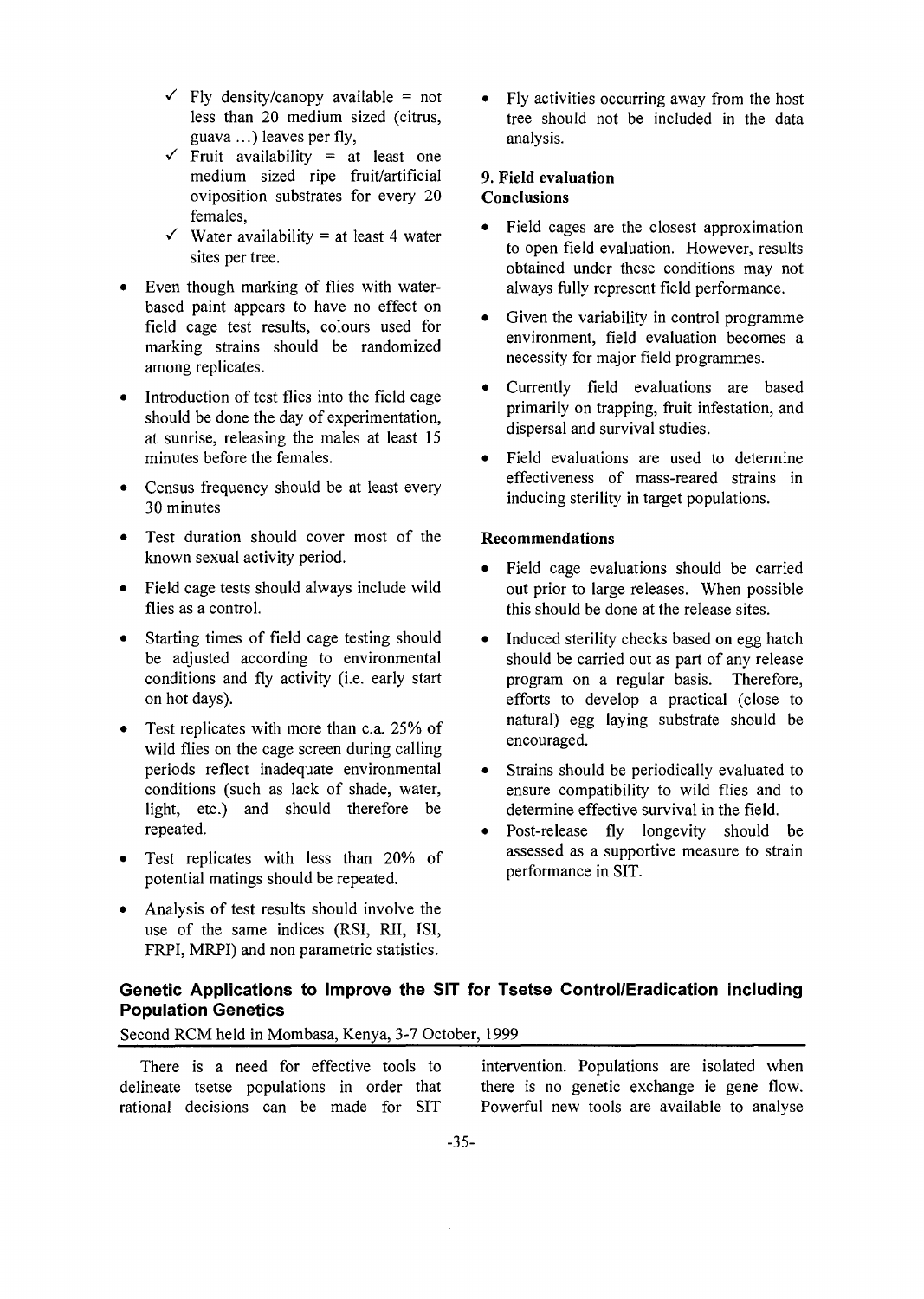- ✓ Fly density/canopy available = not less than 20 medium sized (citrus, guava ...) leaves per fly,
  - ✓ Fruit availability = at least one medium sized ripe fruit/artificial oviposition substrates for every 20 females,
  - ✓ Water availability = at least 4 water sites per tree.
- Even though marking of flies with water-based paint appears to have no effect on field cage test results, colours used for marking strains should be randomized among replicates.
- Introduction of test flies into the field cage should be done the day of experimentation, at sunrise, releasing the males at least 15 minutes before the females.
- Census frequency should be at least every 30 minutes
- Test duration should cover most of the known sexual activity period.
- Field cage tests should always include wild flies as a control.
- Starting times of field cage testing should be adjusted according to environmental conditions and fly activity (i.e. early start on hot days).
- Test replicates with more than c.a. 25% of wild flies on the cage screen during calling periods reflect inadequate environmental conditions (such as lack of shade, water, light, etc.) and should therefore be repeated.
- Test replicates with less than 20% of potential matings should be repeated.
- Analysis of test results should involve the use of the same indices (RSI, RII, ISI, FRPI, MRPI) and non parametric statistics.
- Fly activities occurring away from the host tree should not be included in the data analysis.

### 9. Field evaluation

**Conclusions**

- Field cages are the closest approximation to open field evaluation. However, results obtained under these conditions may not always fully represent field performance.
- Given the variability in control programme environment, field evaluation becomes a necessity for major field programmes.
- Currently field evaluations are based primarily on trapping, fruit infestation, and dispersal and survival studies.
- Field evaluations are used to determine effectiveness of mass-reared strains in inducing sterility in target populations.

**Recommendations**

- Field cage evaluations should be carried out prior to large releases. When possible this should be done at the release sites.
- Induced sterility checks based on egg hatch should be carried out as part of any release program on a regular basis. Therefore, efforts to develop a practical (close to natural) egg laying substrate should be encouraged.
- Strains should be periodically evaluated to ensure compatibility to wild flies and to determine effective survival in the field.
- Post-release fly longevity should be assessed as a supportive measure to strain performance in SIT.

## Genetic Applications to Improve the SIT for Tsetse Control/Eradication including Population Genetics

Second RCM held in Mombasa, Kenya, 3-7 October, 1999

There is a need for effective tools to delineate tsetse populations in order that rational decisions can be made for SIT intervention. Populations are isolated when there is no genetic exchange ie gene flow. Powerful new tools are available to analyse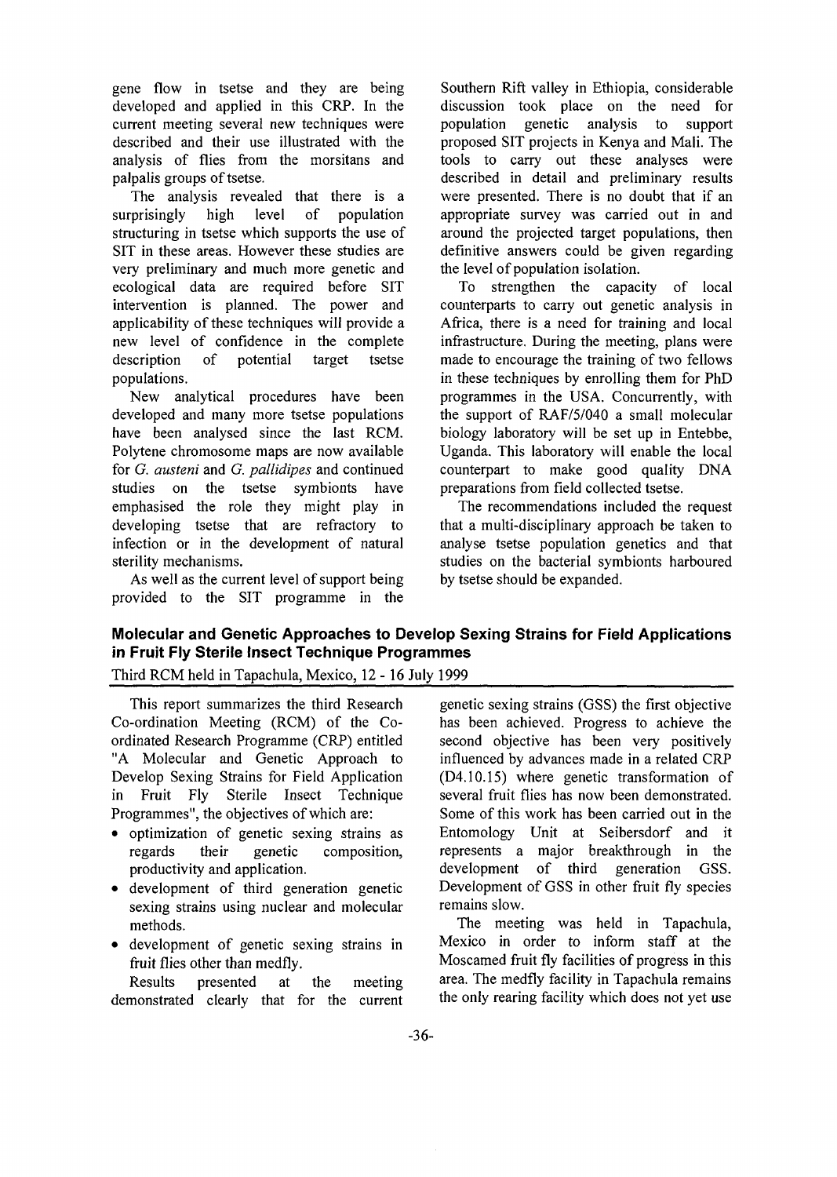gene flow in tsetse and they are being developed and applied in this CRP. In the current meeting several new techniques were described and their use illustrated with the analysis of flies from the morsitans and palpalis groups of tsetse.

The analysis revealed that there is a surprisingly high level of population structuring in tsetse which supports the use of SIT in these areas. However these studies are very preliminary and much more genetic and ecological data are required before SIT intervention is planned. The power and applicability of these techniques will provide a new level of confidence in the complete description of potential target tsetse populations.

New analytical procedures have been developed and many more tsetse populations have been analysed since the last RCM. Polytene chromosome maps are now available for *G. austeni* and *G. pallidipes* and continued studies on the tsetse symbionts have emphasised the role they might play in developing tsetse that are refractory to infection or in the development of natural sterility mechanisms.

As well as the current level of support being provided to the SIT programme in the Southern Rift valley in Ethiopia, considerable discussion took place on the need for population genetic analysis to support proposed SIT projects in Kenya and Mali. The tools to carry out these analyses were described in detail and preliminary results were presented. There is no doubt that if an appropriate survey was carried out in and around the projected target populations, then definitive answers could be given regarding the level of population isolation.

To strengthen the capacity of local counterparts to carry out genetic analysis in Africa, there is a need for training and local infrastructure. During the meeting, plans were made to encourage the training of two fellows in these techniques by enrolling them for PhD programmes in the USA. Concurrently, with the support of RAF/5/040 a small molecular biology laboratory will be set up in Entebbe, Uganda. This laboratory will enable the local counterpart to make good quality DNA preparations from field collected tsetse.

The recommendations included the request that a multi-disciplinary approach be taken to analyse tsetse population genetics and that studies on the bacterial symbionts harboured by tsetse should be expanded.

## Molecular and Genetic Approaches to Develop Sexing Strains for Field Applications in Fruit Fly Sterile Insect Technique Programmes

Third RCM held in Tapachula, Mexico, 12 - 16 July 1999

This report summarizes the third Research Co-ordination Meeting (RCM) of the Co-ordinated Research Programme (CRP) entitled "A Molecular and Genetic Approach to Develop Sexing Strains for Field Application in Fruit Fly Sterile Insect Technique Programmes", the objectives of which are:

- optimization of genetic sexing strains as regards their genetic composition, productivity and application.
- development of third generation genetic sexing strains using nuclear and molecular methods.
- development of genetic sexing strains in fruit flies other than medfly.

Results presented at the meeting demonstrated clearly that for the current genetic sexing strains (GSS) the first objective has been achieved. Progress to achieve the second objective has been very positively influenced by advances made in a related CRP (D4.10.15) where genetic transformation of several fruit flies has now been demonstrated. Some of this work has been carried out in the Entomology Unit at Seibersdorf and it represents a major breakthrough in the development of third generation GSS. Development of GSS in other fruit fly species remains slow.

The meeting was held in Tapachula, Mexico in order to inform staff at the Moscamed fruit fly facilities of progress in this area. The medfly facility in Tapachula remains the only rearing facility which does not yet use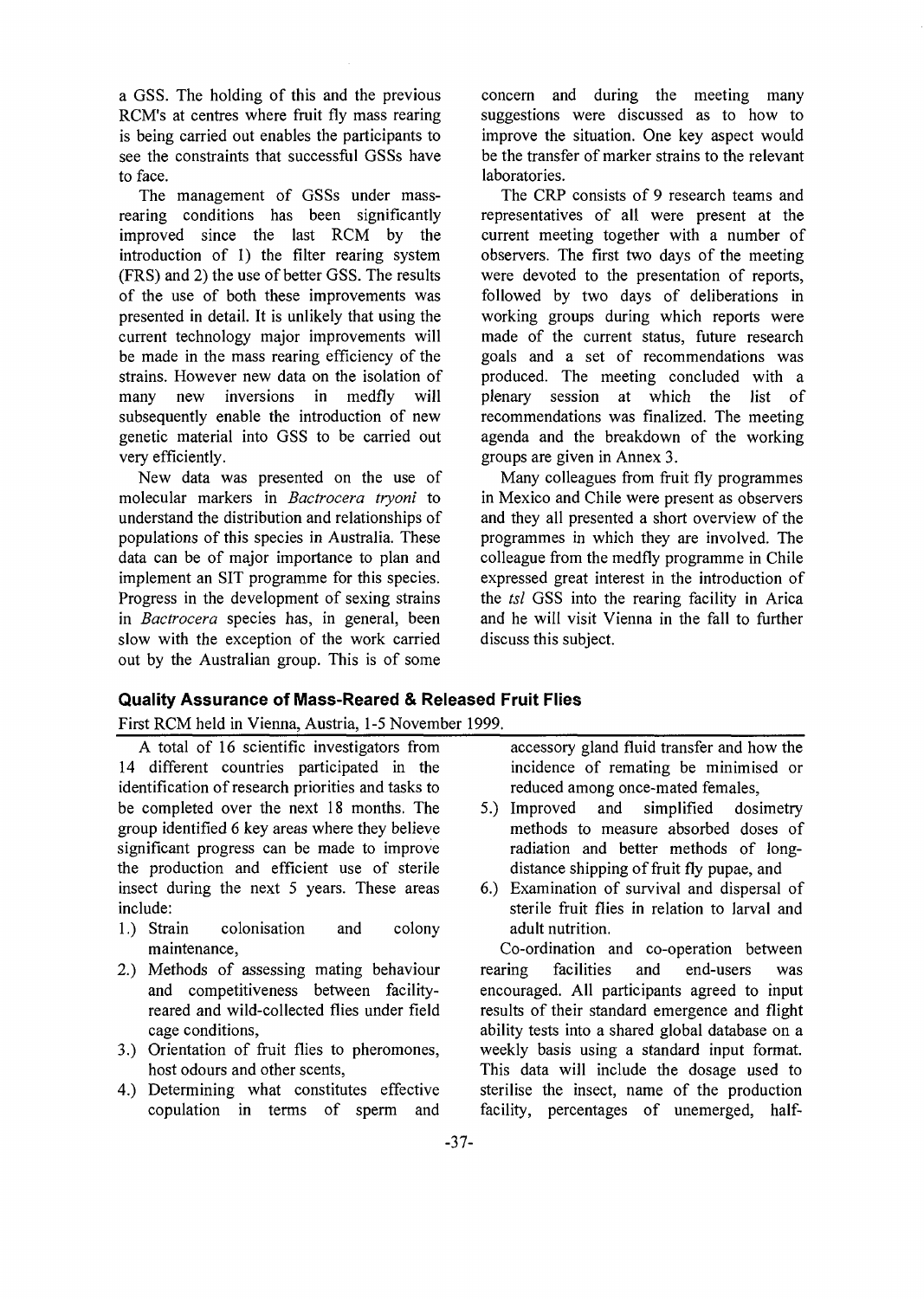a GSS. The holding of this and the previous RCM's at centres where fruit fly mass rearing is being carried out enables the participants to see the constraints that successful GSSs have to face.

The management of GSSs under mass-rearing conditions has been significantly improved since the last RCM by the introduction of 1) the filter rearing system (FRS) and 2) the use of better GSS. The results of the use of both these improvements was presented in detail. It is unlikely that using the current technology major improvements will be made in the mass rearing efficiency of the strains. However new data on the isolation of many new inversions in medfly will subsequently enable the introduction of new genetic material into GSS to be carried out very efficiently.

New data was presented on the use of molecular markers in *Bactrocera tryoni* to understand the distribution and relationships of populations of this species in Australia. These data can be of major importance to plan and implement an SIT programme for this species. Progress in the development of sexing strains in *Bactrocera* species has, in general, been slow with the exception of the work carried out by the Australian group. This is of some concern and during the meeting many suggestions were discussed as to how to improve the situation. One key aspect would be the transfer of marker strains to the relevant laboratories.

The CRP consists of 9 research teams and representatives of all were present at the current meeting together with a number of observers. The first two days of the meeting were devoted to the presentation of reports, followed by two days of deliberations in working groups during which reports were made of the current status, future research goals and a set of recommendations was produced. The meeting concluded with a plenary session at which the list of recommendations was finalized. The meeting agenda and the breakdown of the working groups are given in Annex 3.

Many colleagues from fruit fly programmes in Mexico and Chile were present as observers and they all presented a short overview of the programmes in which they are involved. The colleague from the medfly programme in Chile expressed great interest in the introduction of the *tsl* GSS into the rearing facility in Arica and he will visit Vienna in the fall to further discuss this subject.

### Quality Assurance of Mass-Reared & Released Fruit Flies

First RCM held in Vienna, Austria, 1-5 November 1999.

A total of 16 scientific investigators from 14 different countries participated in the identification of research priorities and tasks to be completed over the next 18 months. The group identified 6 key areas where they believe significant progress can be made to improve the production and efficient use of sterile insect during the next 5 years. These areas include:

1.) Strain colonisation and colony maintenance,
2.) Methods of assessing mating behaviour and competitiveness between facility-reared and wild-collected flies under field cage conditions,
3.) Orientation of fruit flies to pheromones, host odours and other scents,
4.) Determining what constitutes effective copulation in terms of sperm and accessory gland fluid transfer and how the incidence of remating be minimised or reduced among once-mated females,
5.) Improved and simplified dosimetry methods to measure absorbed doses of radiation and better methods of long-distance shipping of fruit fly pupae, and
6.) Examination of survival and dispersal of sterile fruit flies in relation to larval and adult nutrition.

Co-ordination and co-operation between rearing facilities and end-users was encouraged. All participants agreed to input results of their standard emergence and flight ability tests into a shared global database on a weekly basis using a standard input format. This data will include the dosage used to sterilise the insect, name of the production facility, percentages of unemerged, half-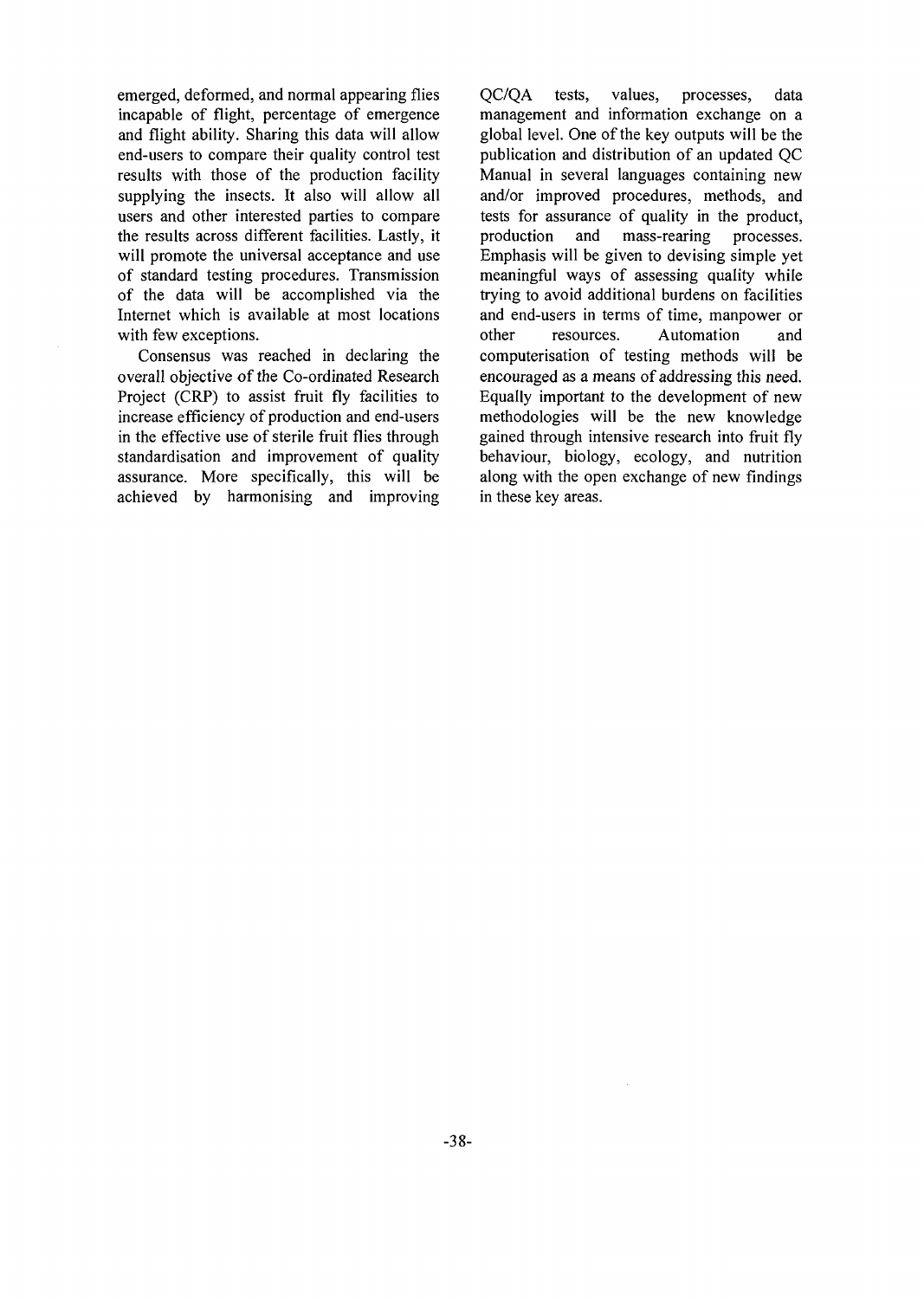emerged, deformed, and normal appearing flies incapable of flight, percentage of emergence and flight ability. Sharing this data will allow end-users to compare their quality control test results with those of the production facility supplying the insects. It also will allow all users and other interested parties to compare the results across different facilities. Lastly, it will promote the universal acceptance and use of standard testing procedures. Transmission of the data will be accomplished via the Internet which is available at most locations with few exceptions.

Consensus was reached in declaring the overall objective of the Co-ordinated Research Project (CRP) to assist fruit fly facilities to increase efficiency of production and end-users in the effective use of sterile fruit flies through standardisation and improvement of quality assurance. More specifically, this will be achieved by harmonising and improving QC/QA tests, values, processes, data management and information exchange on a global level. One of the key outputs will be the publication and distribution of an updated QC Manual in several languages containing new and/or improved procedures, methods, and tests for assurance of quality in the product, production and mass-rearing processes. Emphasis will be given to devising simple yet meaningful ways of assessing quality while trying to avoid additional burdens on facilities and end-users in terms of time, manpower or other resources. Automation and computerisation of testing methods will be encouraged as a means of addressing this need. Equally important to the development of new methodologies will be the new knowledge gained through intensive research into fruit fly behaviour, biology, ecology, and nutrition along with the open exchange of new findings in these key areas.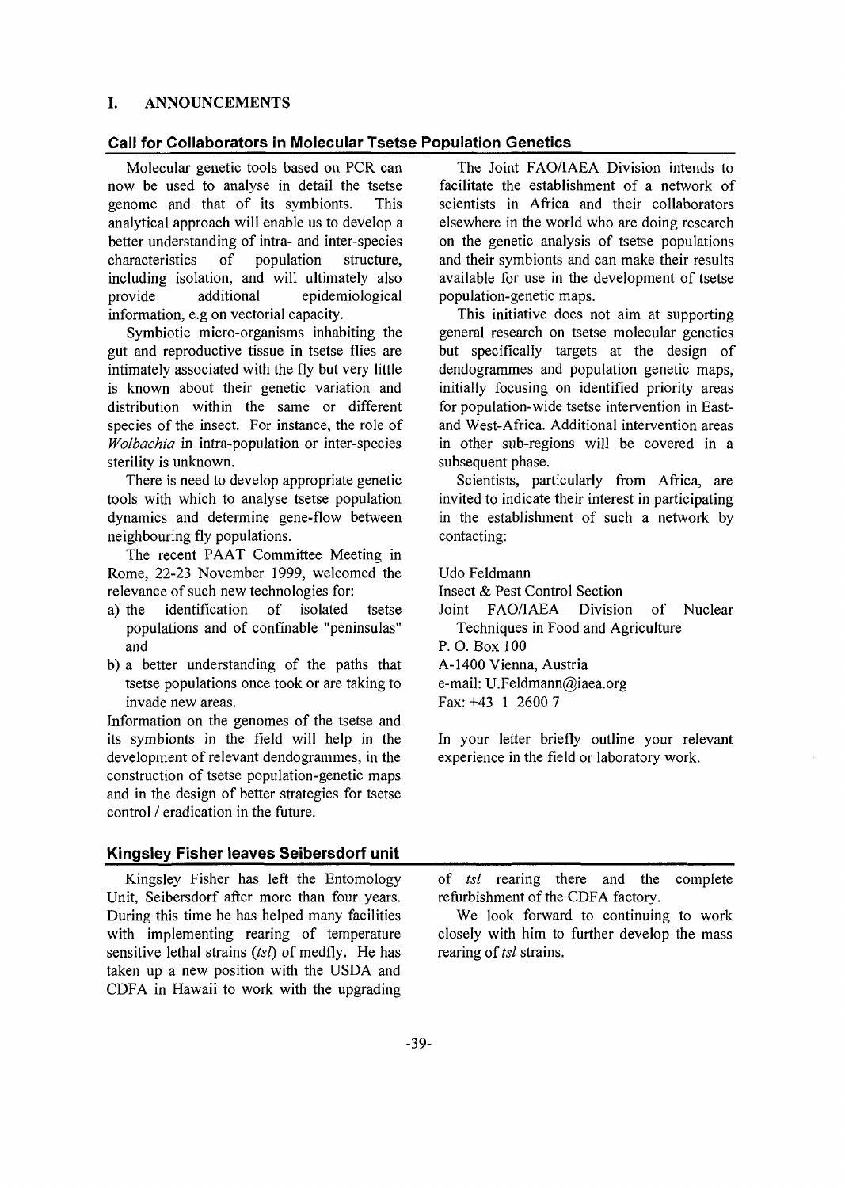# I. ANNOUNCEMENTS

## Call for Collaborators in Molecular Tsetse Population Genetics

Molecular genetic tools based on PCR can now be used to analyse in detail the tsetse genome and that of its symbionts. This analytical approach will enable us to develop a better understanding of intra- and inter-species characteristics of population structure, including isolation, and will ultimately also provide additional epidemiological information, e.g on vectorial capacity.

Symbiotic micro-organisms inhabiting the gut and reproductive tissue in tsetse flies are intimately associated with the fly but very little is known about their genetic variation and distribution within the same or different species of the insect. For instance, the role of *Wolbachia* in intra-population or inter-species sterility is unknown.

There is need to develop appropriate genetic tools with which to analyse tsetse population dynamics and determine gene-flow between neighbouring fly populations.

The recent PAAT Committee Meeting in Rome, 22-23 November 1999, welcomed the relevance of such new technologies for:

a) the identification of isolated tsetse populations and of confinable "peninsulas" and
b) a better understanding of the paths that tsetse populations once took or are taking to invade new areas.

Information on the genomes of the tsetse and its symbionts in the field will help in the development of relevant dendogrammes, in the construction of tsetse population-genetic maps and in the design of better strategies for tsetse control / eradication in the future.

The Joint FAO/IAEA Division intends to facilitate the establishment of a network of scientists in Africa and their collaborators elsewhere in the world who are doing research on the genetic analysis of tsetse populations and their symbionts and can make their results available for use in the development of tsetse population-genetic maps.

This initiative does not aim at supporting general research on tsetse molecular genetics but specifically targets at the design of dendogrammes and population genetic maps, initially focusing on identified priority areas for population-wide tsetse intervention in East- and West-Africa. Additional intervention areas in other sub-regions will be covered in a subsequent phase.

Scientists, particularly from Africa, are invited to indicate their interest in participating in the establishment of such a network by contacting:

Udo Feldmann
Insect & Pest Control Section
Joint FAO/IAEA Division of Nuclear Techniques in Food and Agriculture
P. O. Box 100
A-1400 Vienna, Austria
e-mail: U.Feldmann@iaea.org
Fax: +43 1 2600 7

In your letter briefly outline your relevant experience in the field or laboratory work.

## Kingsley Fisher leaves Seibersdorf unit

Kingsley Fisher has left the Entomology Unit, Seibersdorf after more than four years. During this time he has helped many facilities with implementing rearing of temperature sensitive lethal strains (*tsl*) of medfly. He has taken up a new position with the USDA and CDFA in Hawaii to work with the upgrading of *tsl* rearing there and the complete refurbishment of the CDFA factory.

We look forward to continuing to work closely with him to further develop the mass rearing of *tsl* strains.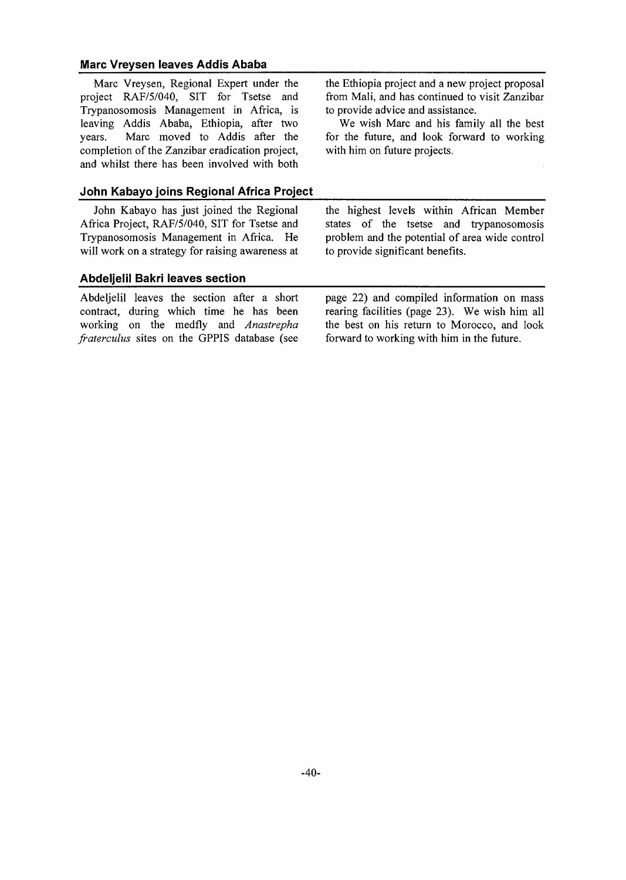## Marc Vreysen leaves Addis Ababa

Marc Vreysen, Regional Expert under the project RAF/5/040, SIT for Tsetse and Trypanosomosis Management in Africa, is leaving Addis Ababa, Ethiopia, after two years. Marc moved to Addis after the completion of the Zanzibar eradication project, and whilst there has been involved with both the Ethiopia project and a new project proposal from Mali, and has continued to visit Zanzibar to provide advice and assistance.

We wish Marc and his family all the best for the future, and look forward to working with him on future projects.

## John Kabayo joins Regional Africa Project

John Kabayo has just joined the Regional Africa Project, RAF/5/040, SIT for Tsetse and Trypanosomosis Management in Africa. He will work on a strategy for raising awareness at the highest levels within African Member states of the tsetse and trypanosomosis problem and the potential of area wide control to provide significant benefits.

## Abdeljelil Bakri leaves section

Abdeljelil leaves the section after a short contract, during which time he has been working on the medfly and *Anastrepha fraterculus* sites on the GPPIS database (see page 22) and compiled information on mass rearing facilities (page 23). We wish him all the best on his return to Morocco, and look forward to working with him in the future.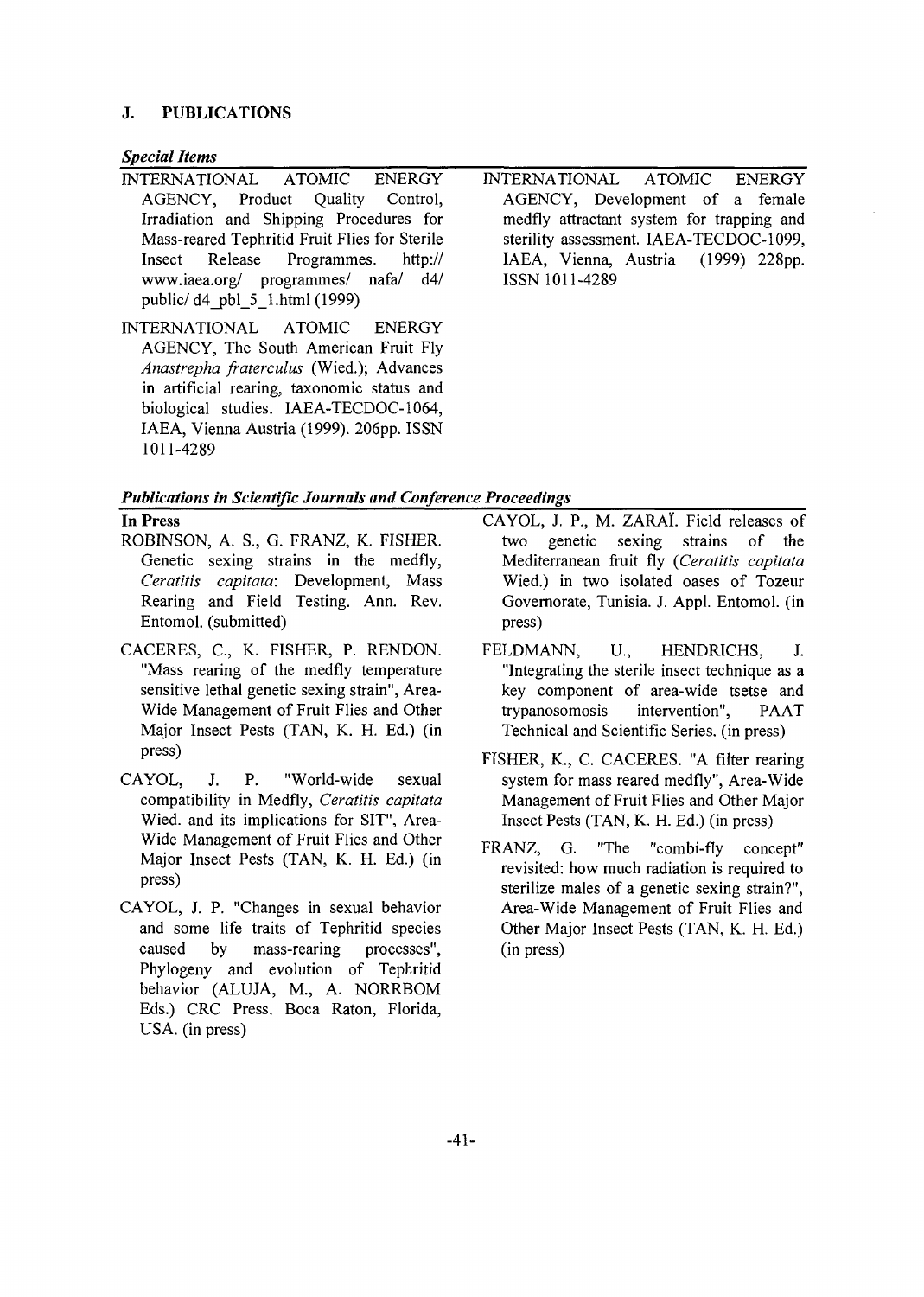## J. PUBLICATIONS

### *Special Items*

INTERNATIONAL ATOMIC ENERGY AGENCY, Product Quality Control, Irradiation and Shipping Procedures for Mass-reared Tephritid Fruit Flies for Sterile Insect Release Programmes. http:// www.iaea.org/ programmes/ nafa/ d4/ public/ d4_pbl_5_1.html (1999)

INTERNATIONAL ATOMIC ENERGY AGENCY, The South American Fruit Fly *Anastrepha fraterculus* (Wied.); Advances in artificial rearing, taxonomic status and biological studies. IAEA-TECDOC-1064, IAEA, Vienna Austria (1999). 206pp. ISSN 1011-4289

INTERNATIONAL ATOMIC ENERGY AGENCY, Development of a female medfly attractant system for trapping and sterility assessment. IAEA-TECDOC-1099, IAEA, Vienna, Austria (1999) 228pp. ISSN 1011-4289

### *Publications in Scientific Journals and Conference Proceedings*

**In Press**

ROBINSON, A. S., G. FRANZ, K. FISHER. Genetic sexing strains in the medfly, *Ceratitis capitata*: Development, Mass Rearing and Field Testing. Ann. Rev. Entomol. (submitted)

CACERES, C., K. FISHER, P. RENDON. "Mass rearing of the medfly temperature sensitive lethal genetic sexing strain", Area-Wide Management of Fruit Flies and Other Major Insect Pests (TAN, K. H. Ed.) (in press)

CAYOL, J. P. "World-wide sexual compatibility in Medfly, *Ceratitis capitata* Wied. and its implications for SIT", Area-Wide Management of Fruit Flies and Other Major Insect Pests (TAN, K. H. Ed.) (in press)

CAYOL, J. P. "Changes in sexual behavior and some life traits of Tephritid species caused by mass-rearing processes", Phylogeny and evolution of Tephritid behavior (ALUJA, M., A. NORRBOM Eds.) CRC Press. Boca Raton, Florida, USA. (in press)

CAYOL, J. P., M. ZARAÏ. Field releases of two genetic sexing strains of the Mediterranean fruit fly (*Ceratitis capitata* Wied.) in two isolated oases of Tozeur Governorate, Tunisia. J. Appl. Entomol. (in press)

FELDMANN, U., HENDRICHS, J. "Integrating the sterile insect technique as a key component of area-wide tsetse and trypanosomosis intervention", PAAT Technical and Scientific Series. (in press)

FISHER, K., C. CACERES. "A filter rearing system for mass reared medfly", Area-Wide Management of Fruit Flies and Other Major Insect Pests (TAN, K. H. Ed.) (in press)

FRANZ, G. "The "combi-fly concept" revisited: how much radiation is required to sterilize males of a genetic sexing strain?", Area-Wide Management of Fruit Flies and Other Major Insect Pests (TAN, K. H. Ed.) (in press)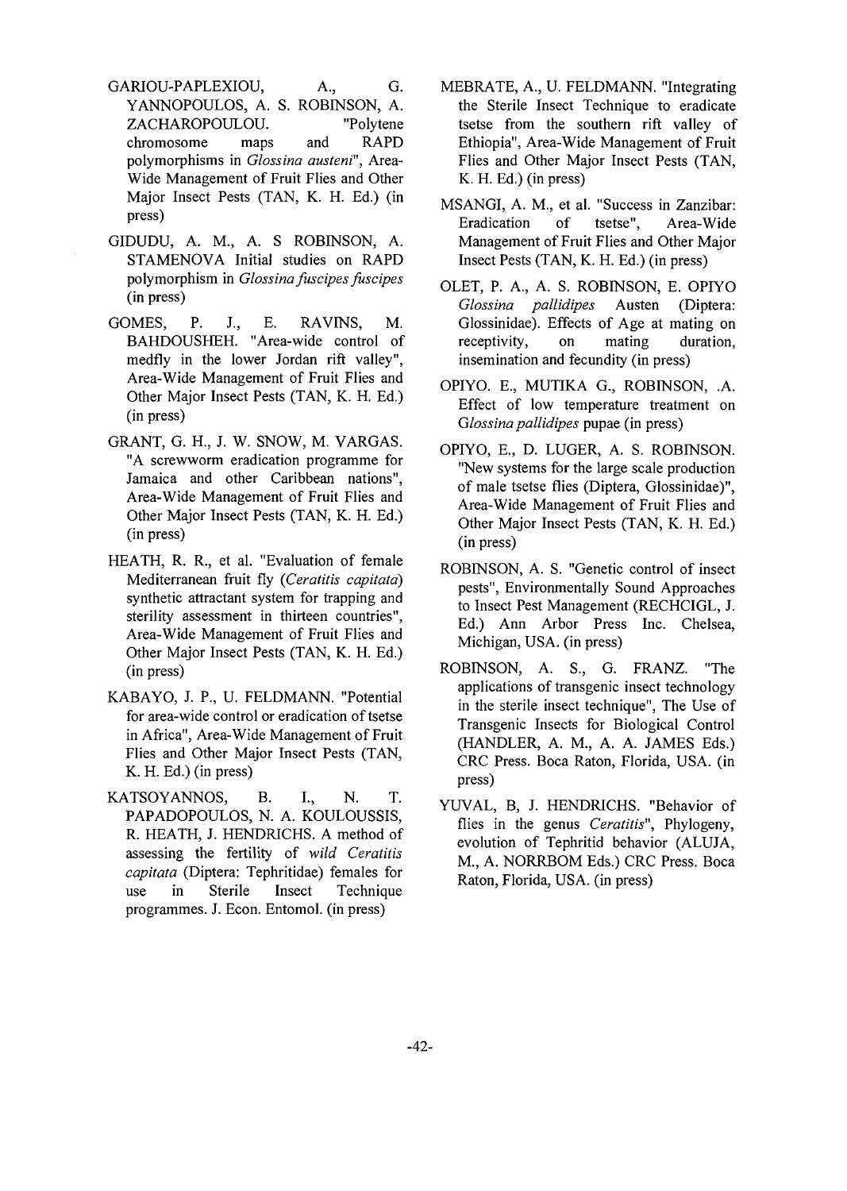GARIOU-PAPLEXIOU, A., G. YANNOPOULOS, A. S. ROBINSON, A. ZACHAROPOULOU. "Polytene chromosome maps and RAPD polymorphisms in *Glossina austeni*", Area-Wide Management of Fruit Flies and Other Major Insect Pests (TAN, K. H. Ed.) (in press)

GIDUDU, A. M., A. S ROBINSON, A. STAMENOVA Initial studies on RAPD polymorphism in *Glossina fuscipes fuscipes* (in press)

GOMES, P. J., E. RAVINS, M. BAHDOUSHEH. "Area-wide control of medfly in the lower Jordan rift valley", Area-Wide Management of Fruit Flies and Other Major Insect Pests (TAN, K. H. Ed.) (in press)

GRANT, G. H., J. W. SNOW, M. VARGAS. "A screwworm eradication programme for Jamaica and other Caribbean nations", Area-Wide Management of Fruit Flies and Other Major Insect Pests (TAN, K. H. Ed.) (in press)

HEATH, R. R., et al. "Evaluation of female Mediterranean fruit fly (*Ceratitis capitata*) synthetic attractant system for trapping and sterility assessment in thirteen countries", Area-Wide Management of Fruit Flies and Other Major Insect Pests (TAN, K. H. Ed.) (in press)

KABAYO, J. P., U. FELDMANN. "Potential for area-wide control or eradication of tsetse in Africa", Area-Wide Management of Fruit Flies and Other Major Insect Pests (TAN, K. H. Ed.) (in press)

KATSOYANNOS, B. I., N. T. PAPADOPOULOS, N. A. KOULOUSSIS, R. HEATH, J. HENDRICHS. A method of assessing the fertility of *wild Ceratitis capitata* (Diptera: Tephritidae) females for use in Sterile Insect Technique programmes. J. Econ. Entomol. (in press)

MEBRATE, A., U. FELDMANN. "Integrating the Sterile Insect Technique to eradicate tsetse from the southern rift valley of Ethiopia", Area-Wide Management of Fruit Flies and Other Major Insect Pests (TAN, K. H. Ed.) (in press)

MSANGI, A. M., et al. "Success in Zanzibar: Eradication of tsetse", Area-Wide Management of Fruit Flies and Other Major Insect Pests (TAN, K. H. Ed.) (in press)

OLET, P. A., A. S. ROBINSON, E. OPIYO *Glossina pallidipes* Austen (Diptera: Glossinidae). Effects of Age at mating on receptivity, on mating duration, insemination and fecundity (in press)

OPIYO. E., MUTIKA G., ROBINSON, .A. Effect of low temperature treatment on *Glossina pallidipes* pupae (in press)

OPIYO, E., D. LUGER, A. S. ROBINSON. "New systems for the large scale production of male tsetse flies (Diptera, Glossinidae)", Area-Wide Management of Fruit Flies and Other Major Insect Pests (TAN, K. H. Ed.) (in press)

ROBINSON, A. S. "Genetic control of insect pests", Environmentally Sound Approaches to Insect Pest Management (RECHCIGL, J. Ed.) Ann Arbor Press Inc. Chelsea, Michigan, USA. (in press)

ROBINSON, A. S., G. FRANZ. "The applications of transgenic insect technology in the sterile insect technique", The Use of Transgenic Insects for Biological Control (HANDLER, A. M., A. A. JAMES Eds.) CRC Press. Boca Raton, Florida, USA. (in press)

YUVAL, B, J. HENDRICHS. "Behavior of flies in the genus *Ceratitis*", Phylogeny, evolution of Tephritid behavior (ALUJA, M., A. NORRBOM Eds.) CRC Press. Boca Raton, Florida, USA. (in press)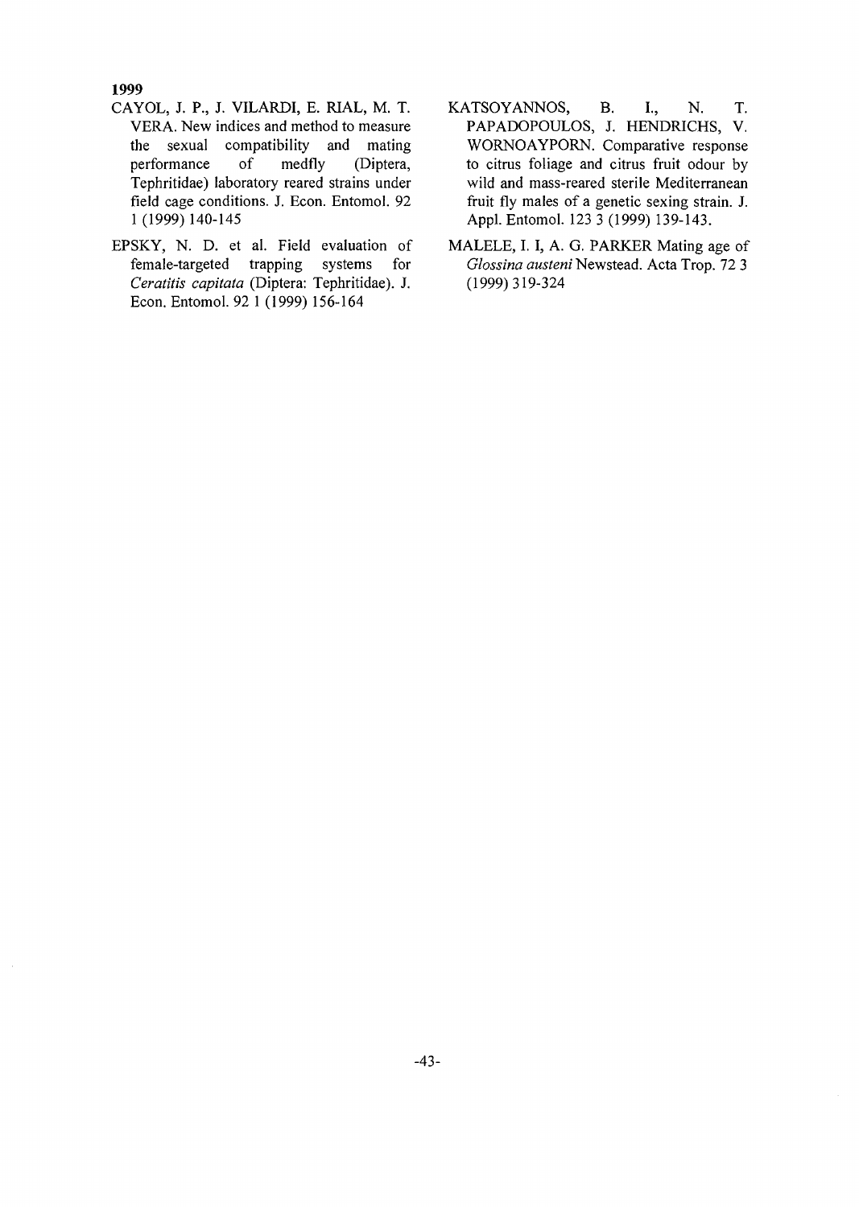**1999**

CAYOL, J. P., J. VILARDI, E. RIAL, M. T. VERA. New indices and method to measure the sexual compatibility and mating performance of medfly (Diptera, Tephritidae) laboratory reared strains under field cage conditions. J. Econ. Entomol. 92 1 (1999) 140-145

EPSKY, N. D. et al. Field evaluation of female-targeted trapping systems for *Ceratitis capitata* (Diptera: Tephritidae). J. Econ. Entomol. 92 1 (1999) 156-164

KATSOYANNOS, B. I., N. T. PAPADOPOULOS, J. HENDRICHS, V. WORNOAYPORN. Comparative response to citrus foliage and citrus fruit odour by wild and mass-reared sterile Mediterranean fruit fly males of a genetic sexing strain. J. Appl. Entomol. 123 3 (1999) 139-143.

MALELE, I. I, A. G. PARKER Mating age of *Glossina austeni* Newstead. Acta Trop. 72 3 (1999) 319-324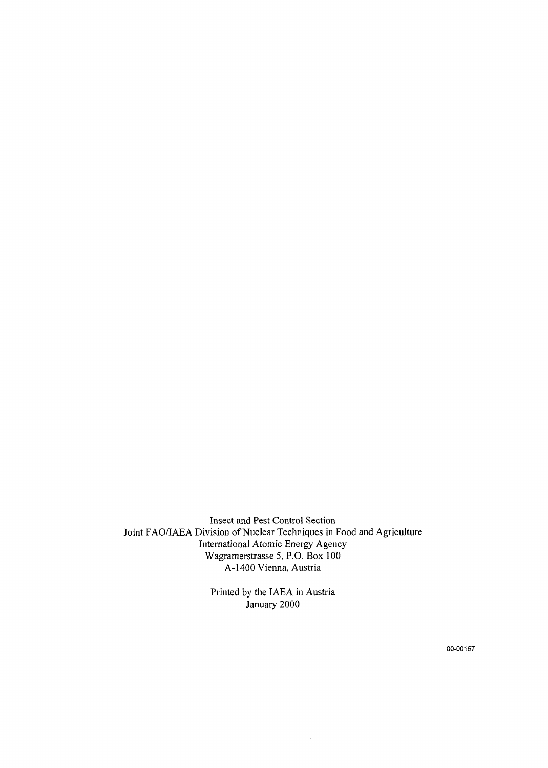Insect and Pest Control Section
Joint FAO/IAEA Division of Nuclear Techniques in Food and Agriculture
International Atomic Energy Agency
Wagramerstrasse 5, P.O. Box 100
A-1400 Vienna, Austria

Printed by the IAEA in Austria
January 2000

00-00167